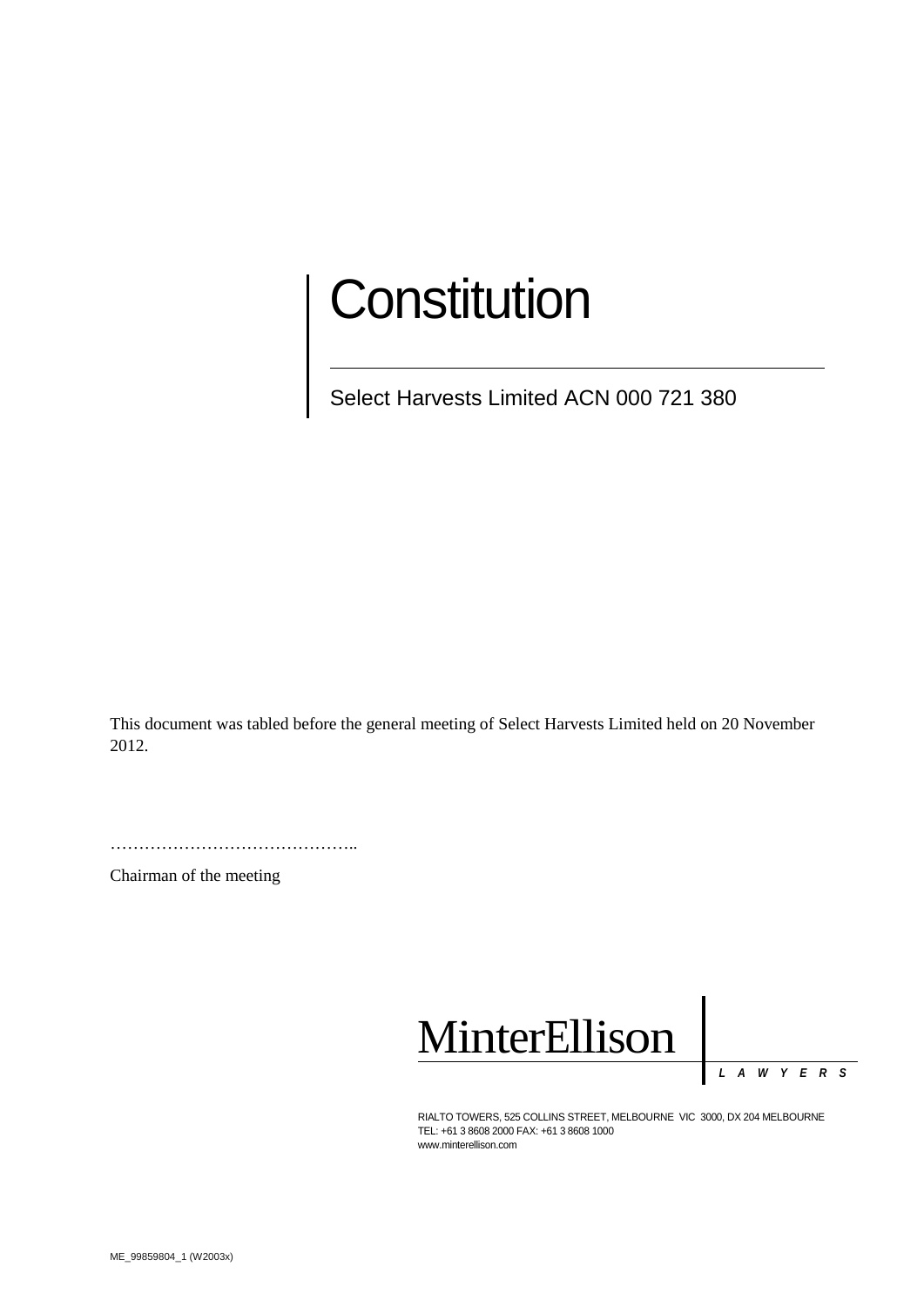# Constitution

Select Harvests Limited ACN 000 721 380

This document was tabled before the general meeting of Select Harvests Limited held on 20 November 2012.

……………………………………..

Chairman of the meeting

MinterEllison

LAWYERS

RIALTO TOWERS, 525 COLLINS STREET, MELBOURNE VIC 3000, DX 204 MELBOURNE
TEL: +61 3 8608 2000 FAX: +61 3 8608 1000
www.minterellison.com

ME_99859804_1 (W2003x)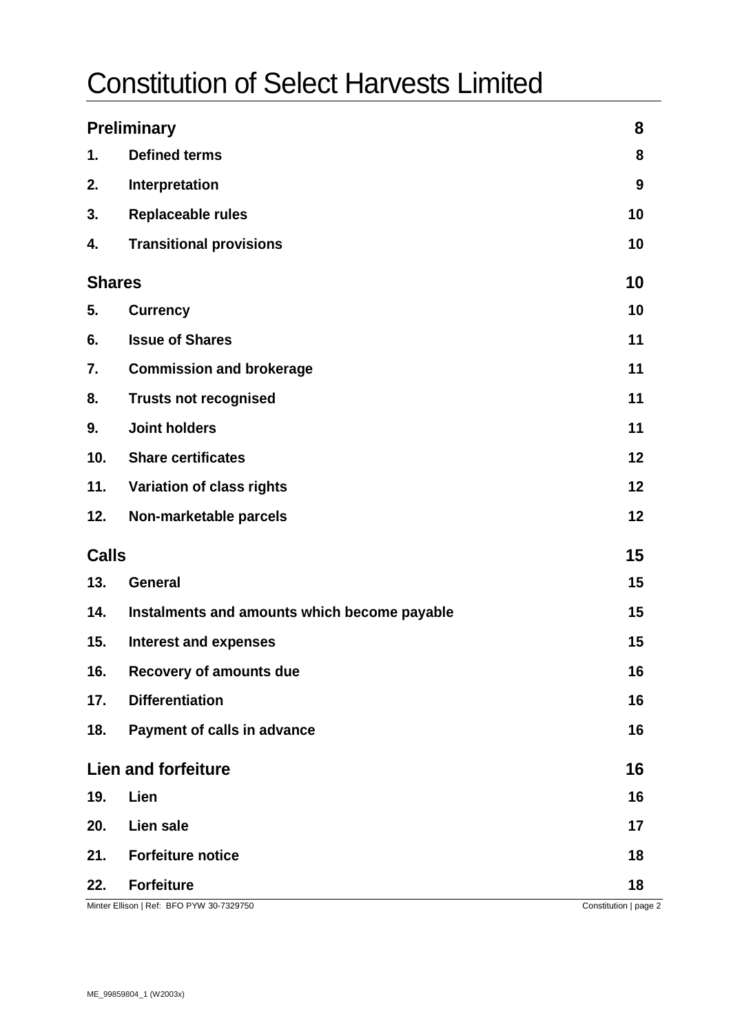# Constitution of Select Harvests Limited

| | | |
|---|---|---|
| **Preliminary** | | **8** |
| **1.** | **Defined terms** | **8** |
| **2.** | **Interpretation** | **9** |
| **3.** | **Replaceable rules** | **10** |
| **4.** | **Transitional provisions** | **10** |
| **Shares** | | **10** |
| **5.** | **Currency** | **10** |
| **6.** | **Issue of Shares** | **11** |
| **7.** | **Commission and brokerage** | **11** |
| **8.** | **Trusts not recognised** | **11** |
| **9.** | **Joint holders** | **11** |
| **10.** | **Share certificates** | **12** |
| **11.** | **Variation of class rights** | **12** |
| **12.** | **Non-marketable parcels** | **12** |
| **Calls** | | **15** |
| **13.** | **General** | **15** |
| **14.** | **Instalments and amounts which become payable** | **15** |
| **15.** | **Interest and expenses** | **15** |
| **16.** | **Recovery of amounts due** | **16** |
| **17.** | **Differentiation** | **16** |
| **18.** | **Payment of calls in advance** | **16** |
| **Lien and forfeiture** | | **16** |
| **19.** | **Lien** | **16** |
| **20.** | **Lien sale** | **17** |
| **21.** | **Forfeiture notice** | **18** |
| **22.** | **Forfeiture** | **18** |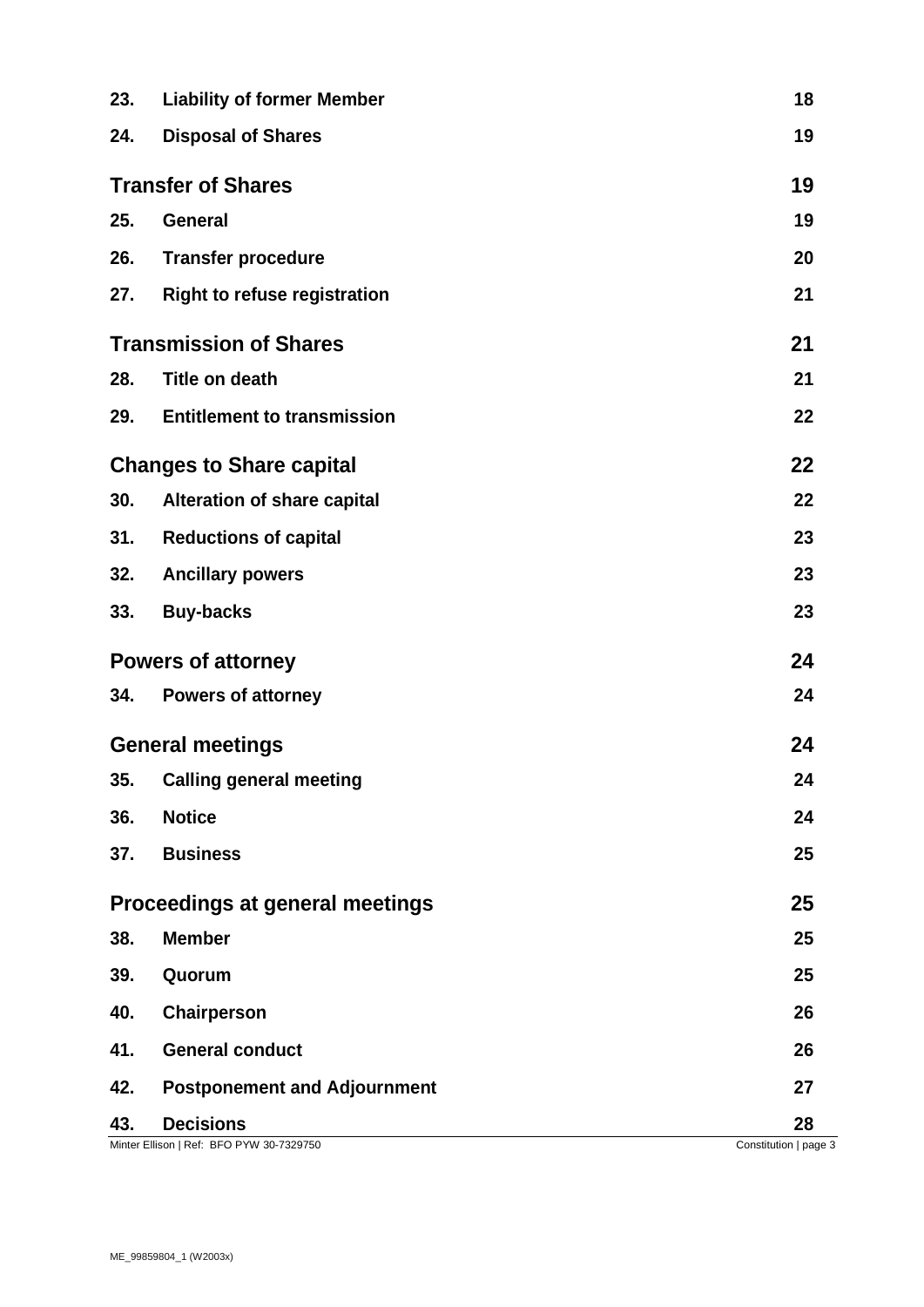| | | |
|---|---|---|
| **23.** | **Liability of former Member** | **18** |
| **24.** | **Disposal of Shares** | **19** |
| | **Transfer of Shares** | **19** |
| **25.** | **General** | **19** |
| **26.** | **Transfer procedure** | **20** |
| **27.** | **Right to refuse registration** | **21** |
| | **Transmission of Shares** | **21** |
| **28.** | **Title on death** | **21** |
| **29.** | **Entitlement to transmission** | **22** |
| | **Changes to Share capital** | **22** |
| **30.** | **Alteration of share capital** | **22** |
| **31.** | **Reductions of capital** | **23** |
| **32.** | **Ancillary powers** | **23** |
| **33.** | **Buy-backs** | **23** |
| | **Powers of attorney** | **24** |
| **34.** | **Powers of attorney** | **24** |
| | **General meetings** | **24** |
| **35.** | **Calling general meeting** | **24** |
| **36.** | **Notice** | **24** |
| **37.** | **Business** | **25** |
| | **Proceedings at general meetings** | **25** |
| **38.** | **Member** | **25** |
| **39.** | **Quorum** | **25** |
| **40.** | **Chairperson** | **26** |
| **41.** | **General conduct** | **26** |
| **42.** | **Postponement and Adjournment** | **27** |
| **43.** | **Decisions** | **28** |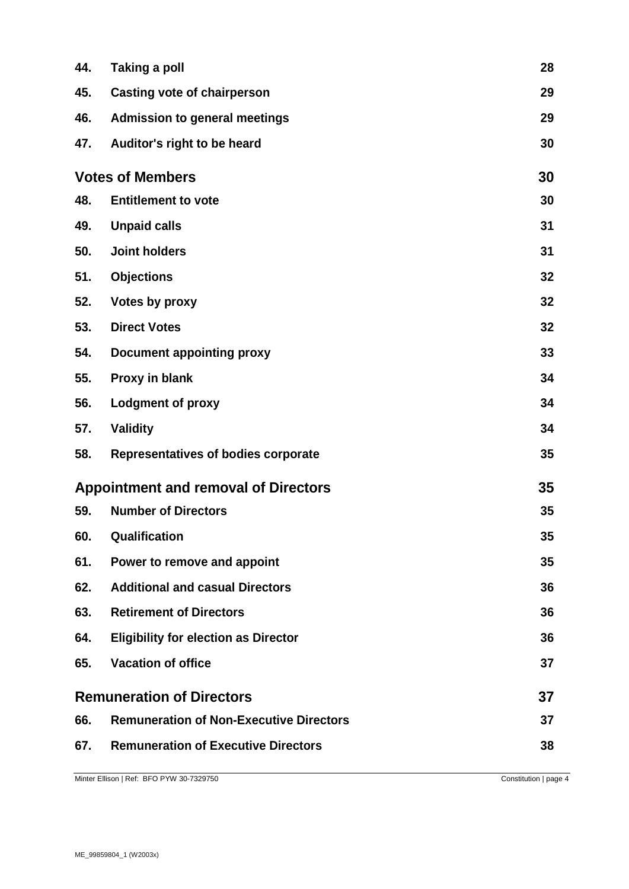| | | |
|---|---|---|
| 44. | **Taking a poll** | 28 |
| 45. | **Casting vote of chairperson** | 29 |
| 46. | **Admission to general meetings** | 29 |
| 47. | **Auditor's right to be heard** | 30 |
| | **Votes of Members** | **30** |
| 48. | **Entitlement to vote** | 30 |
| 49. | **Unpaid calls** | 31 |
| 50. | **Joint holders** | 31 |
| 51. | **Objections** | 32 |
| 52. | **Votes by proxy** | 32 |
| 53. | **Direct Votes** | 32 |
| 54. | **Document appointing proxy** | 33 |
| 55. | **Proxy in blank** | 34 |
| 56. | **Lodgment of proxy** | 34 |
| 57. | **Validity** | 34 |
| 58. | **Representatives of bodies corporate** | 35 |
| | **Appointment and removal of Directors** | **35** |
| 59. | **Number of Directors** | 35 |
| 60. | **Qualification** | 35 |
| 61. | **Power to remove and appoint** | 35 |
| 62. | **Additional and casual Directors** | 36 |
| 63. | **Retirement of Directors** | 36 |
| 64. | **Eligibility for election as Director** | 36 |
| 65. | **Vacation of office** | 37 |
| | **Remuneration of Directors** | **37** |
| 66. | **Remuneration of Non-Executive Directors** | 37 |
| 67. | **Remuneration of Executive Directors** | 38 |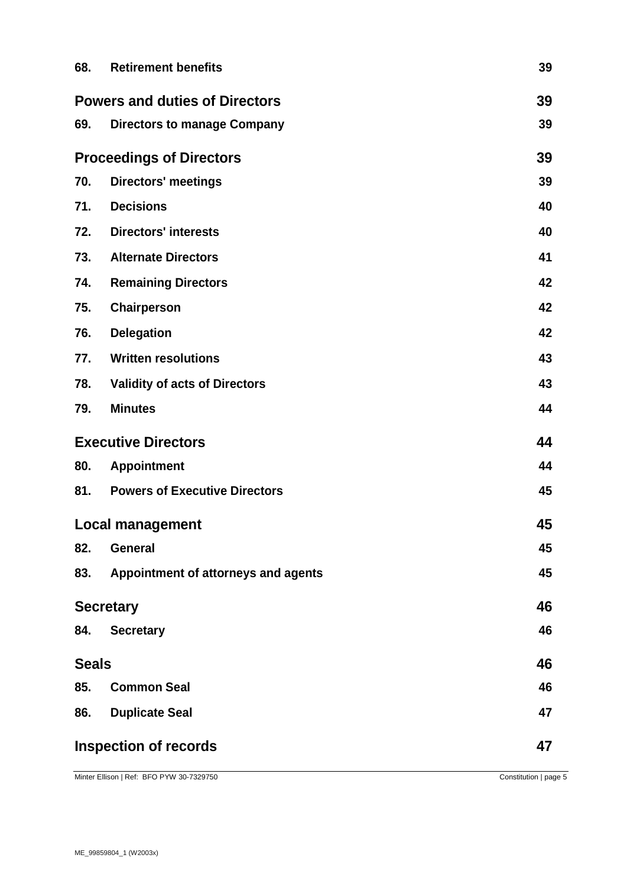| | | |
|---|---|---|
| 68. | **Retirement benefits** | 39 |
| **Powers and duties of Directors** | | **39** |
| 69. | **Directors to manage Company** | 39 |
| **Proceedings of Directors** | | **39** |
| 70. | **Directors' meetings** | 39 |
| 71. | **Decisions** | 40 |
| 72. | **Directors' interests** | 40 |
| 73. | **Alternate Directors** | 41 |
| 74. | **Remaining Directors** | 42 |
| 75. | **Chairperson** | 42 |
| 76. | **Delegation** | 42 |
| 77. | **Written resolutions** | 43 |
| 78. | **Validity of acts of Directors** | 43 |
| 79. | **Minutes** | 44 |
| **Executive Directors** | | **44** |
| 80. | **Appointment** | 44 |
| 81. | **Powers of Executive Directors** | 45 |
| **Local management** | | **45** |
| 82. | **General** | 45 |
| 83. | **Appointment of attorneys and agents** | 45 |
| **Secretary** | | **46** |
| 84. | **Secretary** | 46 |
| **Seals** | | **46** |
| 85. | **Common Seal** | 46 |
| 86. | **Duplicate Seal** | 47 |
| **Inspection of records** | | **47** |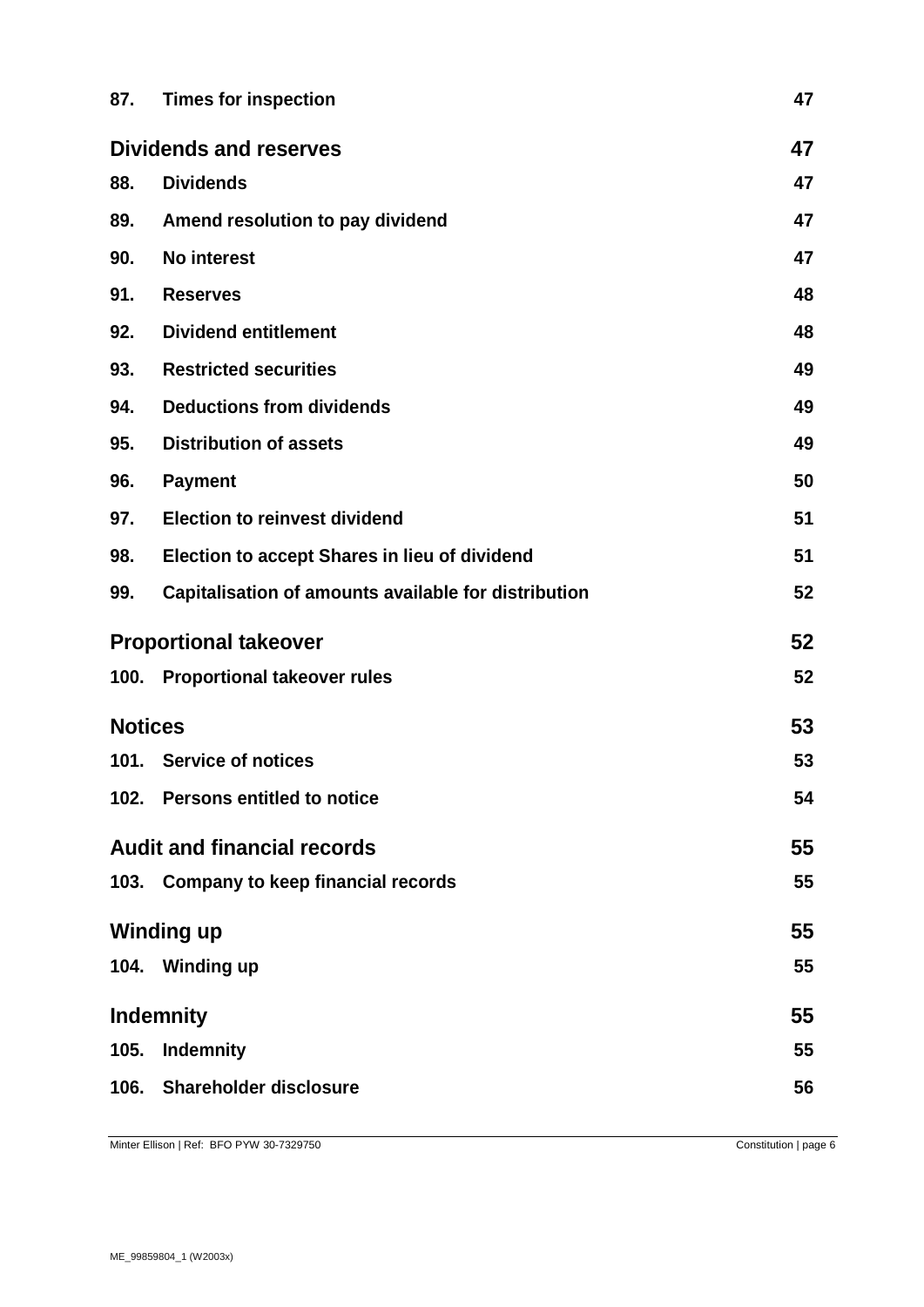| | | |
|---|---|---|
| **87.** | **Times for inspection** | **47** |
| **Dividends and reserves** | | **47** |
| **88.** | **Dividends** | **47** |
| **89.** | **Amend resolution to pay dividend** | **47** |
| **90.** | **No interest** | **47** |
| **91.** | **Reserves** | **48** |
| **92.** | **Dividend entitlement** | **48** |
| **93.** | **Restricted securities** | **49** |
| **94.** | **Deductions from dividends** | **49** |
| **95.** | **Distribution of assets** | **49** |
| **96.** | **Payment** | **50** |
| **97.** | **Election to reinvest dividend** | **51** |
| **98.** | **Election to accept Shares in lieu of dividend** | **51** |
| **99.** | **Capitalisation of amounts available for distribution** | **52** |
| **Proportional takeover** | | **52** |
| **100.** | **Proportional takeover rules** | **52** |
| **Notices** | | **53** |
| **101.** | **Service of notices** | **53** |
| **102.** | **Persons entitled to notice** | **54** |
| **Audit and financial records** | | **55** |
| **103.** | **Company to keep financial records** | **55** |
| **Winding up** | | **55** |
| **104.** | **Winding up** | **55** |
| **Indemnity** | | **55** |
| **105.** | **Indemnity** | **55** |
| **106.** | **Shareholder disclosure** | **56** |

Minter Ellison | Ref: BFO PYW 30-7329750

ME_99859804_1 (W2003x)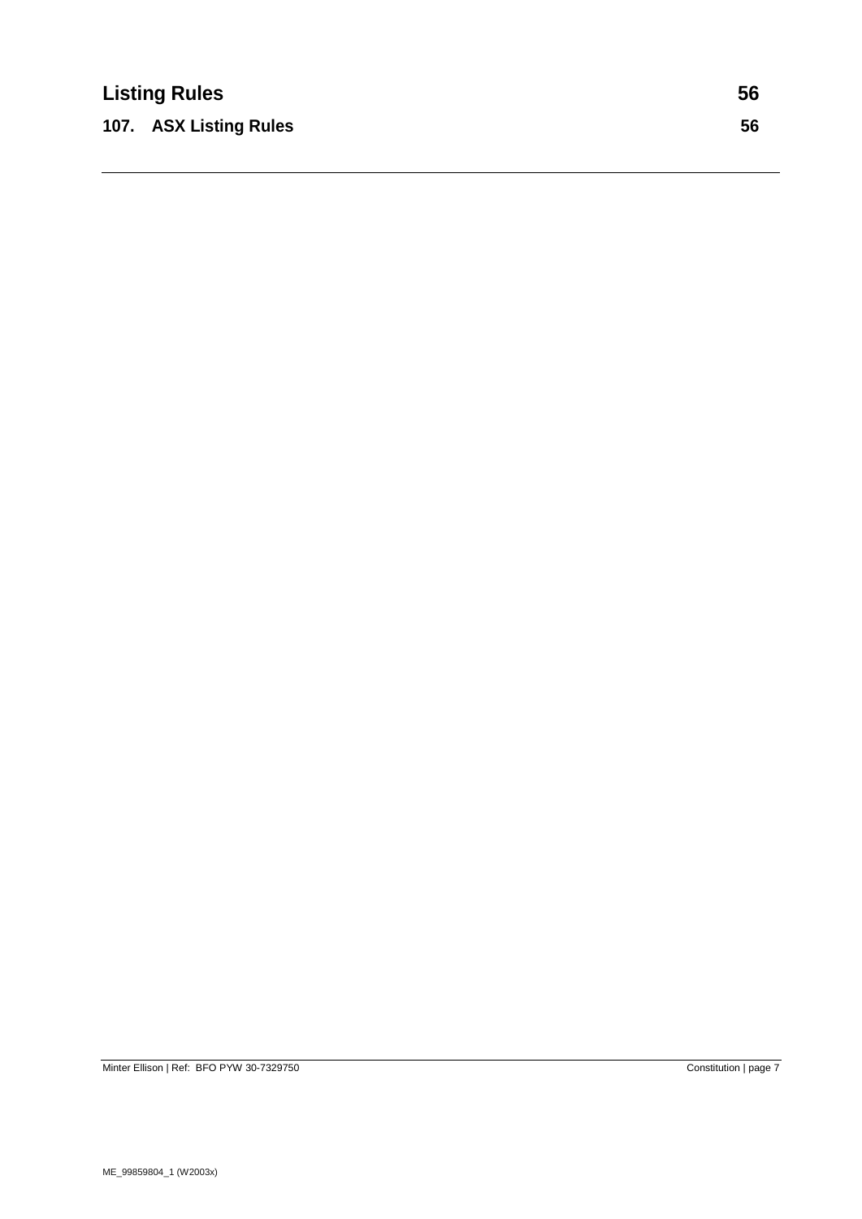**Listing Rules** 56

**107. ASX Listing Rules** 56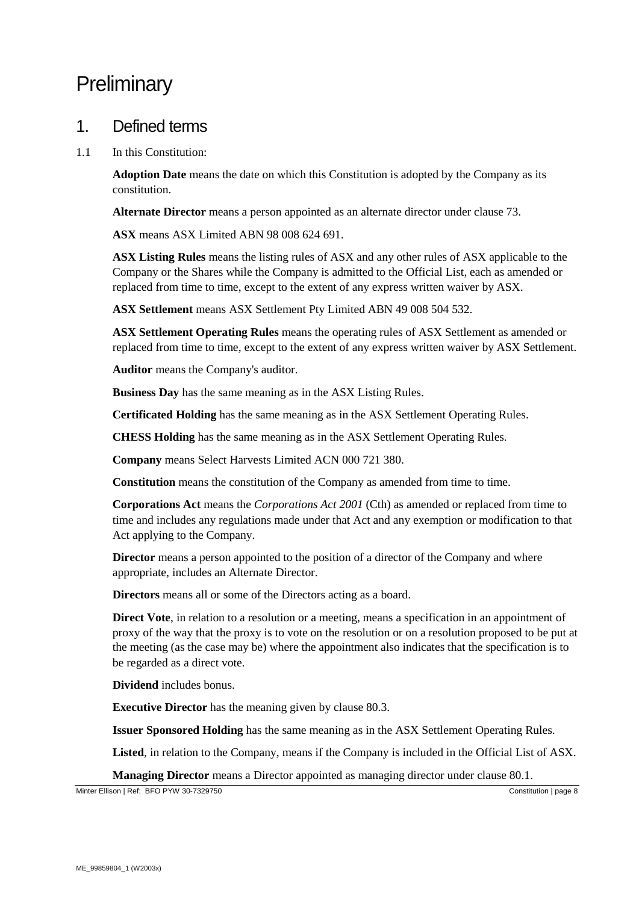# Preliminary

## 1. Defined terms

1.1 In this Constitution:

**Adoption Date** means the date on which this Constitution is adopted by the Company as its constitution.

**Alternate Director** means a person appointed as an alternate director under clause 73.

**ASX** means ASX Limited ABN 98 008 624 691.

**ASX Listing Rules** means the listing rules of ASX and any other rules of ASX applicable to the Company or the Shares while the Company is admitted to the Official List, each as amended or replaced from time to time, except to the extent of any express written waiver by ASX.

**ASX Settlement** means ASX Settlement Pty Limited ABN 49 008 504 532.

**ASX Settlement Operating Rules** means the operating rules of ASX Settlement as amended or replaced from time to time, except to the extent of any express written waiver by ASX Settlement.

**Auditor** means the Company's auditor.

**Business Day** has the same meaning as in the ASX Listing Rules.

**Certificated Holding** has the same meaning as in the ASX Settlement Operating Rules.

**CHESS Holding** has the same meaning as in the ASX Settlement Operating Rules.

**Company** means Select Harvests Limited ACN 000 721 380.

**Constitution** means the constitution of the Company as amended from time to time.

**Corporations Act** means the *Corporations Act 2001* (Cth) as amended or replaced from time to time and includes any regulations made under that Act and any exemption or modification to that Act applying to the Company.

**Director** means a person appointed to the position of a director of the Company and where appropriate, includes an Alternate Director.

**Directors** means all or some of the Directors acting as a board.

**Direct Vote**, in relation to a resolution or a meeting, means a specification in an appointment of proxy of the way that the proxy is to vote on the resolution or on a resolution proposed to be put at the meeting (as the case may be) where the appointment also indicates that the specification is to be regarded as a direct vote.

**Dividend** includes bonus.

**Executive Director** has the meaning given by clause 80.3.

**Issuer Sponsored Holding** has the same meaning as in the ASX Settlement Operating Rules.

**Listed**, in relation to the Company, means if the Company is included in the Official List of ASX.

**Managing Director** means a Director appointed as managing director under clause 80.1.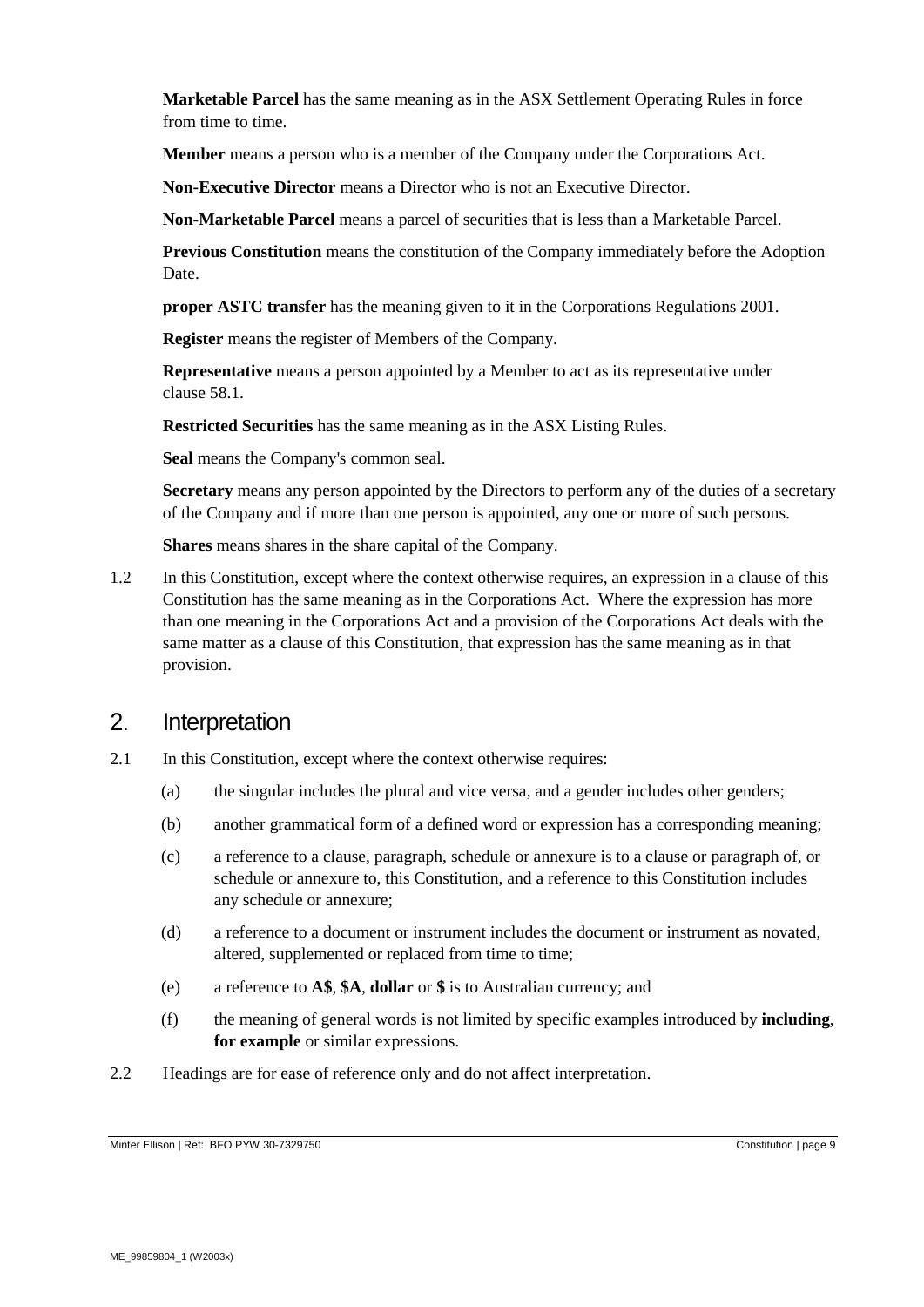**Marketable Parcel** has the same meaning as in the ASX Settlement Operating Rules in force from time to time.

**Member** means a person who is a member of the Company under the Corporations Act.

**Non-Executive Director** means a Director who is not an Executive Director.

**Non-Marketable Parcel** means a parcel of securities that is less than a Marketable Parcel.

**Previous Constitution** means the constitution of the Company immediately before the Adoption Date.

**proper ASTC transfer** has the meaning given to it in the Corporations Regulations 2001.

**Register** means the register of Members of the Company.

**Representative** means a person appointed by a Member to act as its representative under clause 58.1.

**Restricted Securities** has the same meaning as in the ASX Listing Rules.

**Seal** means the Company's common seal.

**Secretary** means any person appointed by the Directors to perform any of the duties of a secretary of the Company and if more than one person is appointed, any one or more of such persons.

**Shares** means shares in the share capital of the Company.

1.2 In this Constitution, except where the context otherwise requires, an expression in a clause of this Constitution has the same meaning as in the Corporations Act. Where the expression has more than one meaning in the Corporations Act and a provision of the Corporations Act deals with the same matter as a clause of this Constitution, that expression has the same meaning as in that provision.

## 2. Interpretation

2.1 In this Constitution, except where the context otherwise requires:

(a) the singular includes the plural and vice versa, and a gender includes other genders;

(b) another grammatical form of a defined word or expression has a corresponding meaning;

(c) a reference to a clause, paragraph, schedule or annexure is to a clause or paragraph of, or schedule or annexure to, this Constitution, and a reference to this Constitution includes any schedule or annexure;

(d) a reference to a document or instrument includes the document or instrument as novated, altered, supplemented or replaced from time to time;

(e) a reference to **A$**, **$A**, **dollar** or **$** is to Australian currency; and

(f) the meaning of general words is not limited by specific examples introduced by **including**, **for example** or similar expressions.

2.2 Headings are for ease of reference only and do not affect interpretation.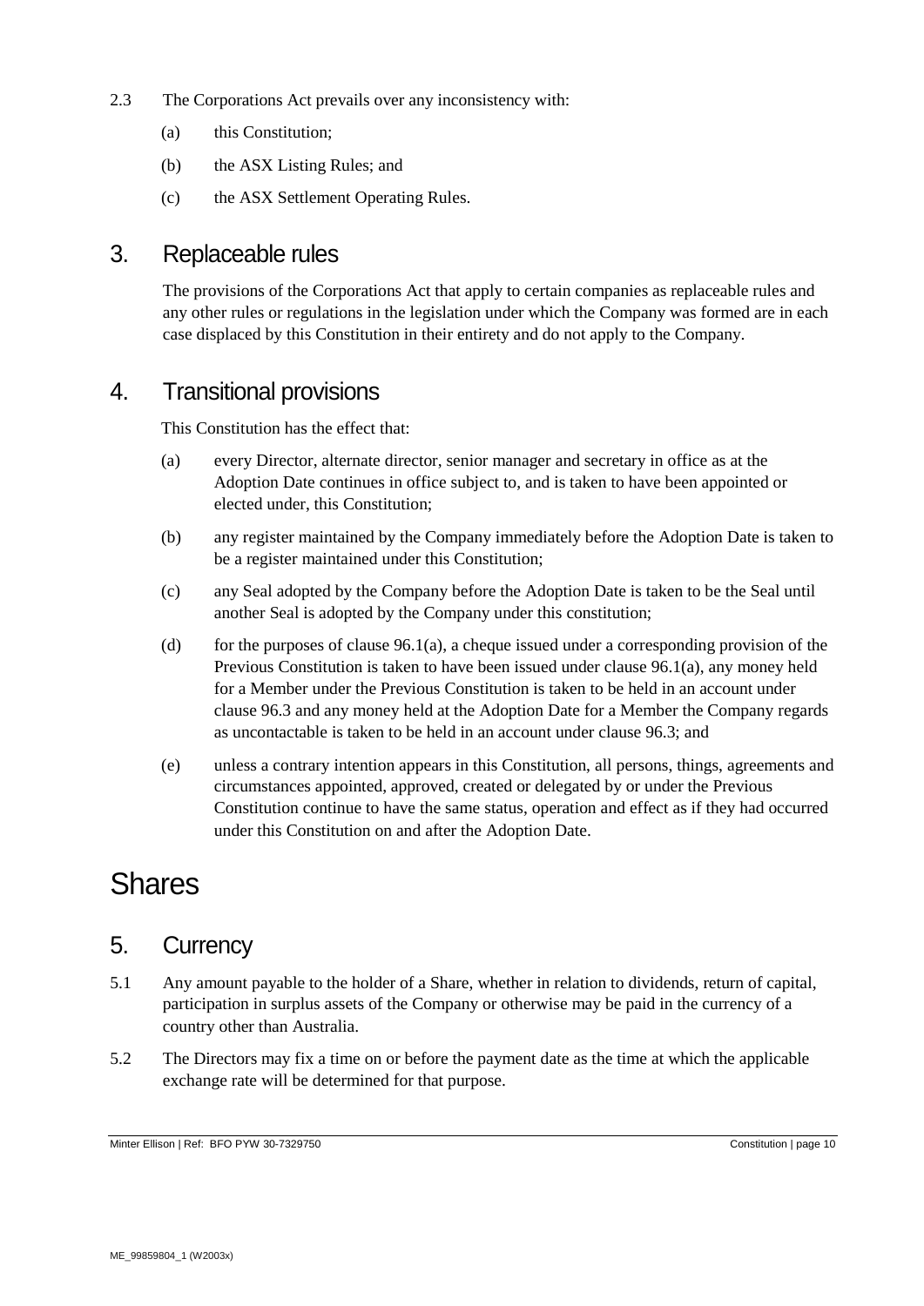2.3 The Corporations Act prevails over any inconsistency with:

(a) this Constitution;

(b) the ASX Listing Rules; and

(c) the ASX Settlement Operating Rules.

## 3. Replaceable rules

The provisions of the Corporations Act that apply to certain companies as replaceable rules and any other rules or regulations in the legislation under which the Company was formed are in each case displaced by this Constitution in their entirety and do not apply to the Company.

## 4. Transitional provisions

This Constitution has the effect that:

(a) every Director, alternate director, senior manager and secretary in office as at the Adoption Date continues in office subject to, and is taken to have been appointed or elected under, this Constitution;

(b) any register maintained by the Company immediately before the Adoption Date is taken to be a register maintained under this Constitution;

(c) any Seal adopted by the Company before the Adoption Date is taken to be the Seal until another Seal is adopted by the Company under this constitution;

(d) for the purposes of clause 96.1(a), a cheque issued under a corresponding provision of the Previous Constitution is taken to have been issued under clause 96.1(a), any money held for a Member under the Previous Constitution is taken to be held in an account under clause 96.3 and any money held at the Adoption Date for a Member the Company regards as uncontactable is taken to be held in an account under clause 96.3; and

(e) unless a contrary intention appears in this Constitution, all persons, things, agreements and circumstances appointed, approved, created or delegated by or under the Previous Constitution continue to have the same status, operation and effect as if they had occurred under this Constitution on and after the Adoption Date.

# Shares

## 5. Currency

5.1 Any amount payable to the holder of a Share, whether in relation to dividends, return of capital, participation in surplus assets of the Company or otherwise may be paid in the currency of a country other than Australia.

5.2 The Directors may fix a time on or before the payment date as the time at which the applicable exchange rate will be determined for that purpose.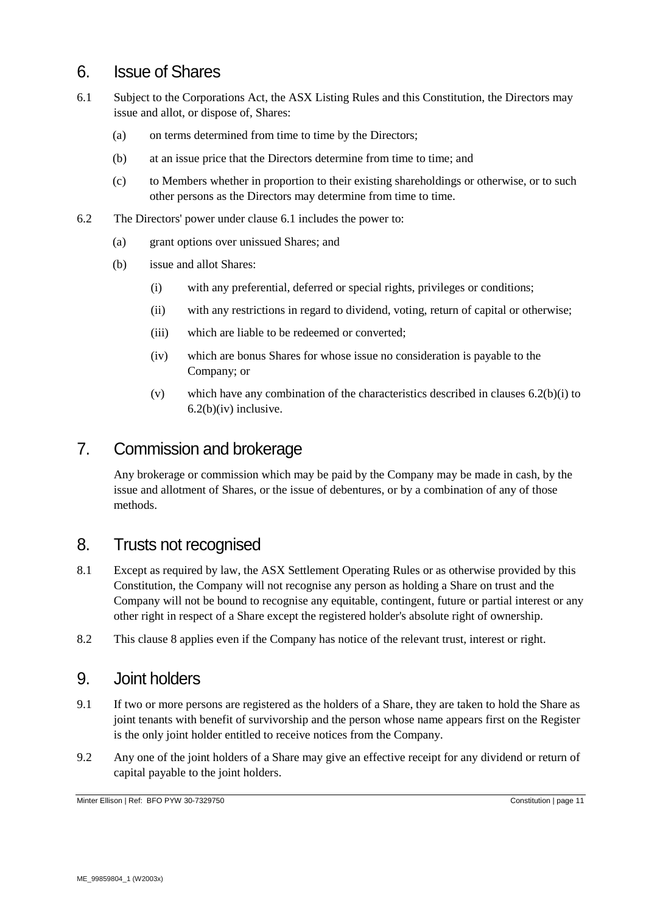## 6. Issue of Shares

6.1 Subject to the Corporations Act, the ASX Listing Rules and this Constitution, the Directors may issue and allot, or dispose of, Shares:

(a) on terms determined from time to time by the Directors;

(b) at an issue price that the Directors determine from time to time; and

(c) to Members whether in proportion to their existing shareholdings or otherwise, or to such other persons as the Directors may determine from time to time.

6.2 The Directors' power under clause 6.1 includes the power to:

(a) grant options over unissued Shares; and

(b) issue and allot Shares:

(i) with any preferential, deferred or special rights, privileges or conditions;

(ii) with any restrictions in regard to dividend, voting, return of capital or otherwise;

(iii) which are liable to be redeemed or converted;

(iv) which are bonus Shares for whose issue no consideration is payable to the Company; or

(v) which have any combination of the characteristics described in clauses 6.2(b)(i) to 6.2(b)(iv) inclusive.

## 7. Commission and brokerage

Any brokerage or commission which may be paid by the Company may be made in cash, by the issue and allotment of Shares, or the issue of debentures, or by a combination of any of those methods.

## 8. Trusts not recognised

8.1 Except as required by law, the ASX Settlement Operating Rules or as otherwise provided by this Constitution, the Company will not recognise any person as holding a Share on trust and the Company will not be bound to recognise any equitable, contingent, future or partial interest or any other right in respect of a Share except the registered holder's absolute right of ownership.

8.2 This clause 8 applies even if the Company has notice of the relevant trust, interest or right.

## 9. Joint holders

9.1 If two or more persons are registered as the holders of a Share, they are taken to hold the Share as joint tenants with benefit of survivorship and the person whose name appears first on the Register is the only joint holder entitled to receive notices from the Company.

9.2 Any one of the joint holders of a Share may give an effective receipt for any dividend or return of capital payable to the joint holders.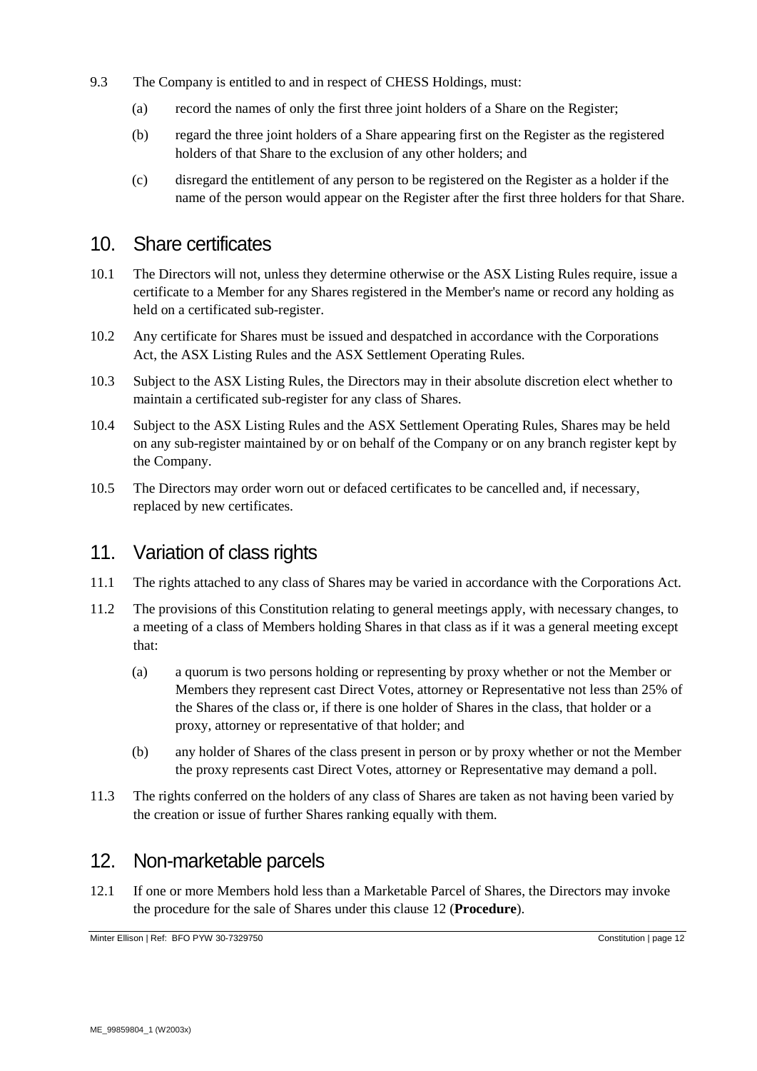9.3 The Company is entitled to and in respect of CHESS Holdings, must:

(a) record the names of only the first three joint holders of a Share on the Register;

(b) regard the three joint holders of a Share appearing first on the Register as the registered holders of that Share to the exclusion of any other holders; and

(c) disregard the entitlement of any person to be registered on the Register as a holder if the name of the person would appear on the Register after the first three holders for that Share.

## 10. Share certificates

10.1 The Directors will not, unless they determine otherwise or the ASX Listing Rules require, issue a certificate to a Member for any Shares registered in the Member's name or record any holding as held on a certificated sub-register.

10.2 Any certificate for Shares must be issued and despatched in accordance with the Corporations Act, the ASX Listing Rules and the ASX Settlement Operating Rules.

10.3 Subject to the ASX Listing Rules, the Directors may in their absolute discretion elect whether to maintain a certificated sub-register for any class of Shares.

10.4 Subject to the ASX Listing Rules and the ASX Settlement Operating Rules, Shares may be held on any sub-register maintained by or on behalf of the Company or on any branch register kept by the Company.

10.5 The Directors may order worn out or defaced certificates to be cancelled and, if necessary, replaced by new certificates.

## 11. Variation of class rights

11.1 The rights attached to any class of Shares may be varied in accordance with the Corporations Act.

11.2 The provisions of this Constitution relating to general meetings apply, with necessary changes, to a meeting of a class of Members holding Shares in that class as if it was a general meeting except that:

(a) a quorum is two persons holding or representing by proxy whether or not the Member or Members they represent cast Direct Votes, attorney or Representative not less than 25% of the Shares of the class or, if there is one holder of Shares in the class, that holder or a proxy, attorney or representative of that holder; and

(b) any holder of Shares of the class present in person or by proxy whether or not the Member the proxy represents cast Direct Votes, attorney or Representative may demand a poll.

11.3 The rights conferred on the holders of any class of Shares are taken as not having been varied by the creation or issue of further Shares ranking equally with them.

## 12. Non-marketable parcels

12.1 If one or more Members hold less than a Marketable Parcel of Shares, the Directors may invoke the procedure for the sale of Shares under this clause 12 (**Procedure**).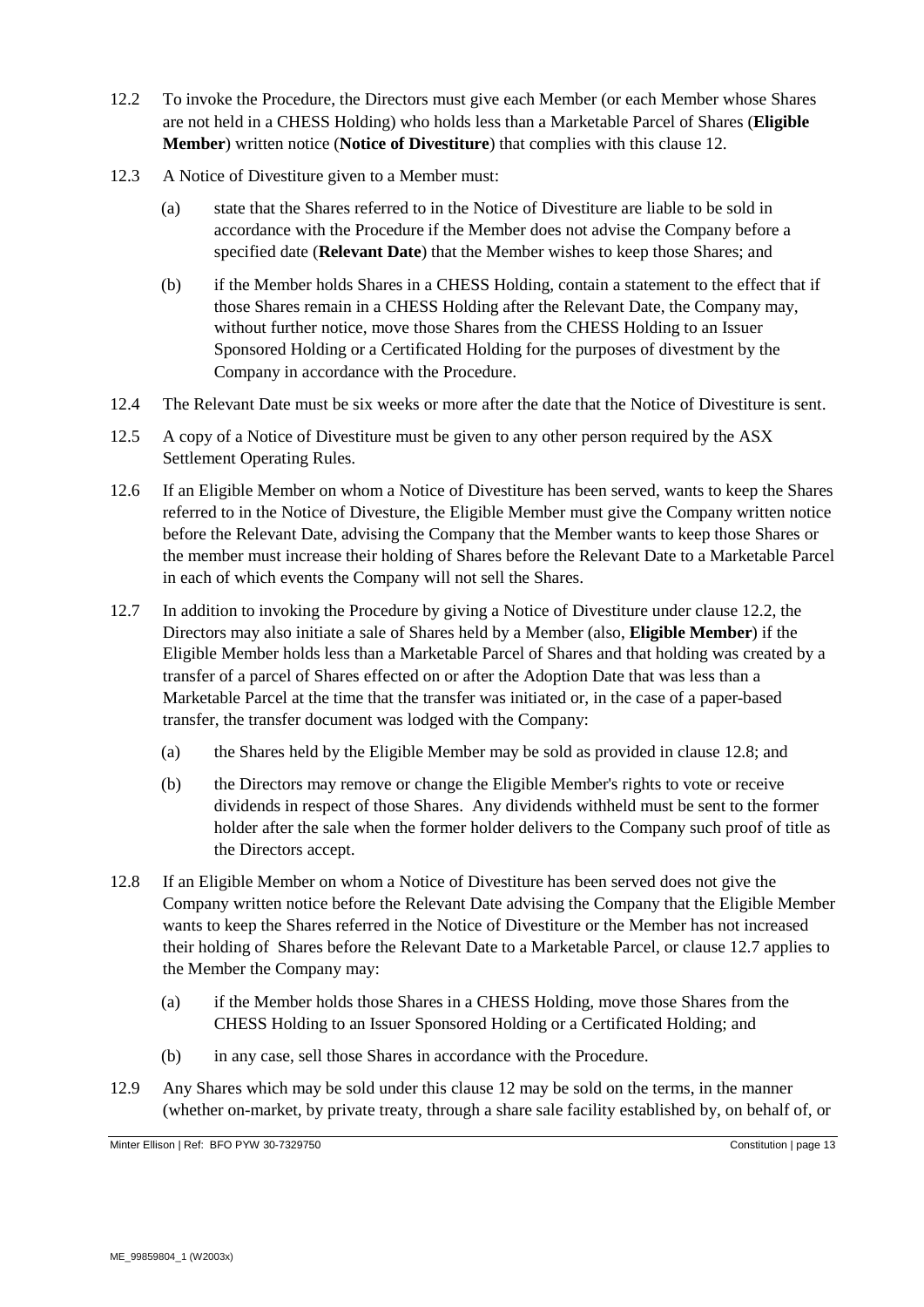12.2 To invoke the Procedure, the Directors must give each Member (or each Member whose Shares are not held in a CHESS Holding) who holds less than a Marketable Parcel of Shares (**Eligible Member**) written notice (**Notice of Divestiture**) that complies with this clause 12.

12.3 A Notice of Divestiture given to a Member must:

(a) state that the Shares referred to in the Notice of Divestiture are liable to be sold in accordance with the Procedure if the Member does not advise the Company before a specified date (**Relevant Date**) that the Member wishes to keep those Shares; and

(b) if the Member holds Shares in a CHESS Holding, contain a statement to the effect that if those Shares remain in a CHESS Holding after the Relevant Date, the Company may, without further notice, move those Shares from the CHESS Holding to an Issuer Sponsored Holding or a Certificated Holding for the purposes of divestment by the Company in accordance with the Procedure.

12.4 The Relevant Date must be six weeks or more after the date that the Notice of Divestiture is sent.

12.5 A copy of a Notice of Divestiture must be given to any other person required by the ASX Settlement Operating Rules.

12.6 If an Eligible Member on whom a Notice of Divestiture has been served, wants to keep the Shares referred to in the Notice of Divesture, the Eligible Member must give the Company written notice before the Relevant Date, advising the Company that the Member wants to keep those Shares or the member must increase their holding of Shares before the Relevant Date to a Marketable Parcel in each of which events the Company will not sell the Shares.

12.7 In addition to invoking the Procedure by giving a Notice of Divestiture under clause 12.2, the Directors may also initiate a sale of Shares held by a Member (also, **Eligible Member**) if the Eligible Member holds less than a Marketable Parcel of Shares and that holding was created by a transfer of a parcel of Shares effected on or after the Adoption Date that was less than a Marketable Parcel at the time that the transfer was initiated or, in the case of a paper-based transfer, the transfer document was lodged with the Company:

(a) the Shares held by the Eligible Member may be sold as provided in clause 12.8; and

(b) the Directors may remove or change the Eligible Member's rights to vote or receive dividends in respect of those Shares. Any dividends withheld must be sent to the former holder after the sale when the former holder delivers to the Company such proof of title as the Directors accept.

12.8 If an Eligible Member on whom a Notice of Divestiture has been served does not give the Company written notice before the Relevant Date advising the Company that the Eligible Member wants to keep the Shares referred in the Notice of Divestiture or the Member has not increased their holding of Shares before the Relevant Date to a Marketable Parcel, or clause 12.7 applies to the Member the Company may:

(a) if the Member holds those Shares in a CHESS Holding, move those Shares from the CHESS Holding to an Issuer Sponsored Holding or a Certificated Holding; and

(b) in any case, sell those Shares in accordance with the Procedure.

12.9 Any Shares which may be sold under this clause 12 may be sold on the terms, in the manner (whether on-market, by private treaty, through a share sale facility established by, on behalf of, or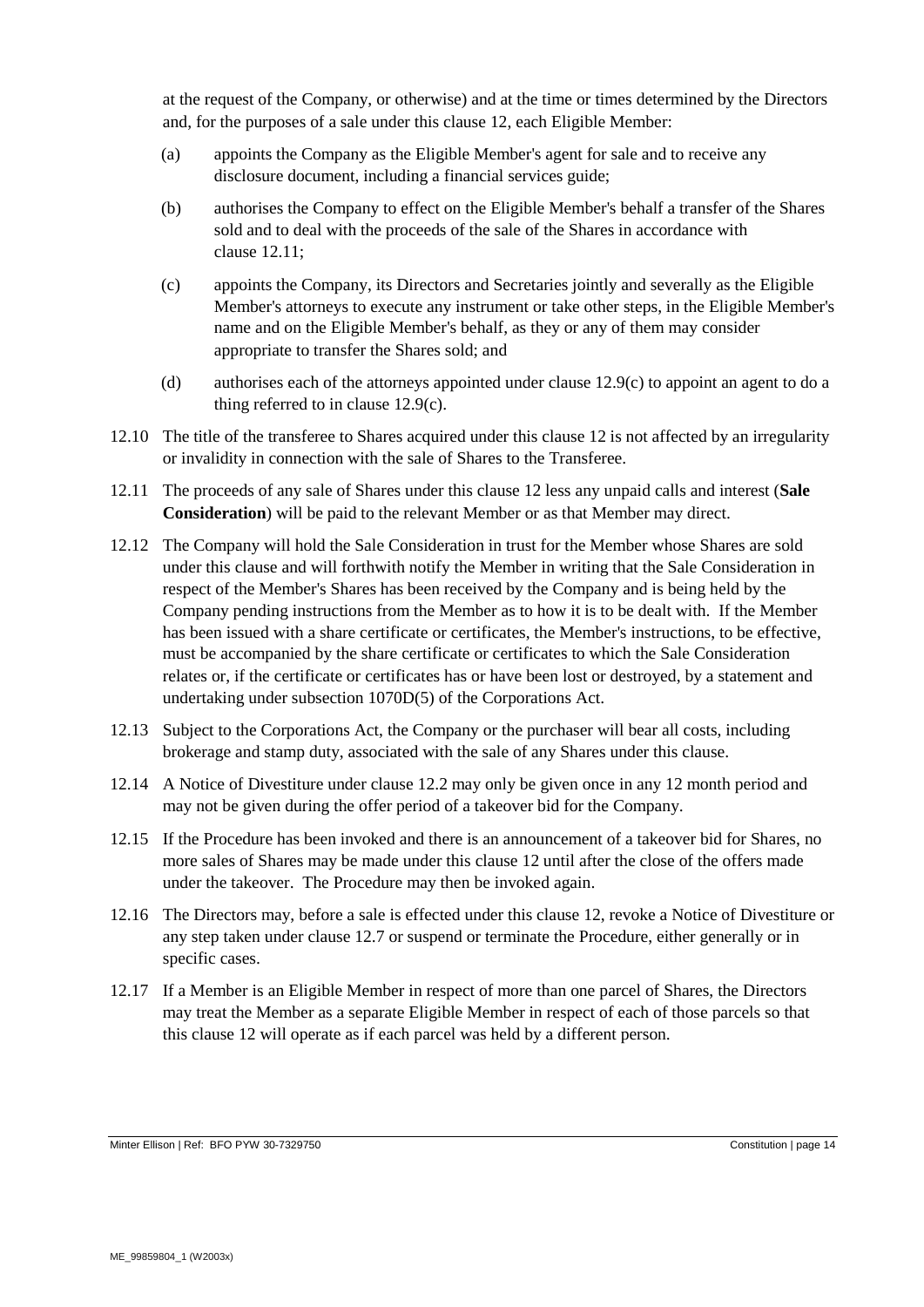at the request of the Company, or otherwise) and at the time or times determined by the Directors and, for the purposes of a sale under this clause 12, each Eligible Member:

(a) appoints the Company as the Eligible Member's agent for sale and to receive any disclosure document, including a financial services guide;

(b) authorises the Company to effect on the Eligible Member's behalf a transfer of the Shares sold and to deal with the proceeds of the sale of the Shares in accordance with clause 12.11;

(c) appoints the Company, its Directors and Secretaries jointly and severally as the Eligible Member's attorneys to execute any instrument or take other steps, in the Eligible Member's name and on the Eligible Member's behalf, as they or any of them may consider appropriate to transfer the Shares sold; and

(d) authorises each of the attorneys appointed under clause 12.9(c) to appoint an agent to do a thing referred to in clause 12.9(c).

12.10 The title of the transferee to Shares acquired under this clause 12 is not affected by an irregularity or invalidity in connection with the sale of Shares to the Transferee.

12.11 The proceeds of any sale of Shares under this clause 12 less any unpaid calls and interest (**Sale Consideration**) will be paid to the relevant Member or as that Member may direct.

12.12 The Company will hold the Sale Consideration in trust for the Member whose Shares are sold under this clause and will forthwith notify the Member in writing that the Sale Consideration in respect of the Member's Shares has been received by the Company and is being held by the Company pending instructions from the Member as to how it is to be dealt with. If the Member has been issued with a share certificate or certificates, the Member's instructions, to be effective, must be accompanied by the share certificate or certificates to which the Sale Consideration relates or, if the certificate or certificates has or have been lost or destroyed, by a statement and undertaking under subsection 1070D(5) of the Corporations Act.

12.13 Subject to the Corporations Act, the Company or the purchaser will bear all costs, including brokerage and stamp duty, associated with the sale of any Shares under this clause.

12.14 A Notice of Divestiture under clause 12.2 may only be given once in any 12 month period and may not be given during the offer period of a takeover bid for the Company.

12.15 If the Procedure has been invoked and there is an announcement of a takeover bid for Shares, no more sales of Shares may be made under this clause 12 until after the close of the offers made under the takeover. The Procedure may then be invoked again.

12.16 The Directors may, before a sale is effected under this clause 12, revoke a Notice of Divestiture or any step taken under clause 12.7 or suspend or terminate the Procedure, either generally or in specific cases.

12.17 If a Member is an Eligible Member in respect of more than one parcel of Shares, the Directors may treat the Member as a separate Eligible Member in respect of each of those parcels so that this clause 12 will operate as if each parcel was held by a different person.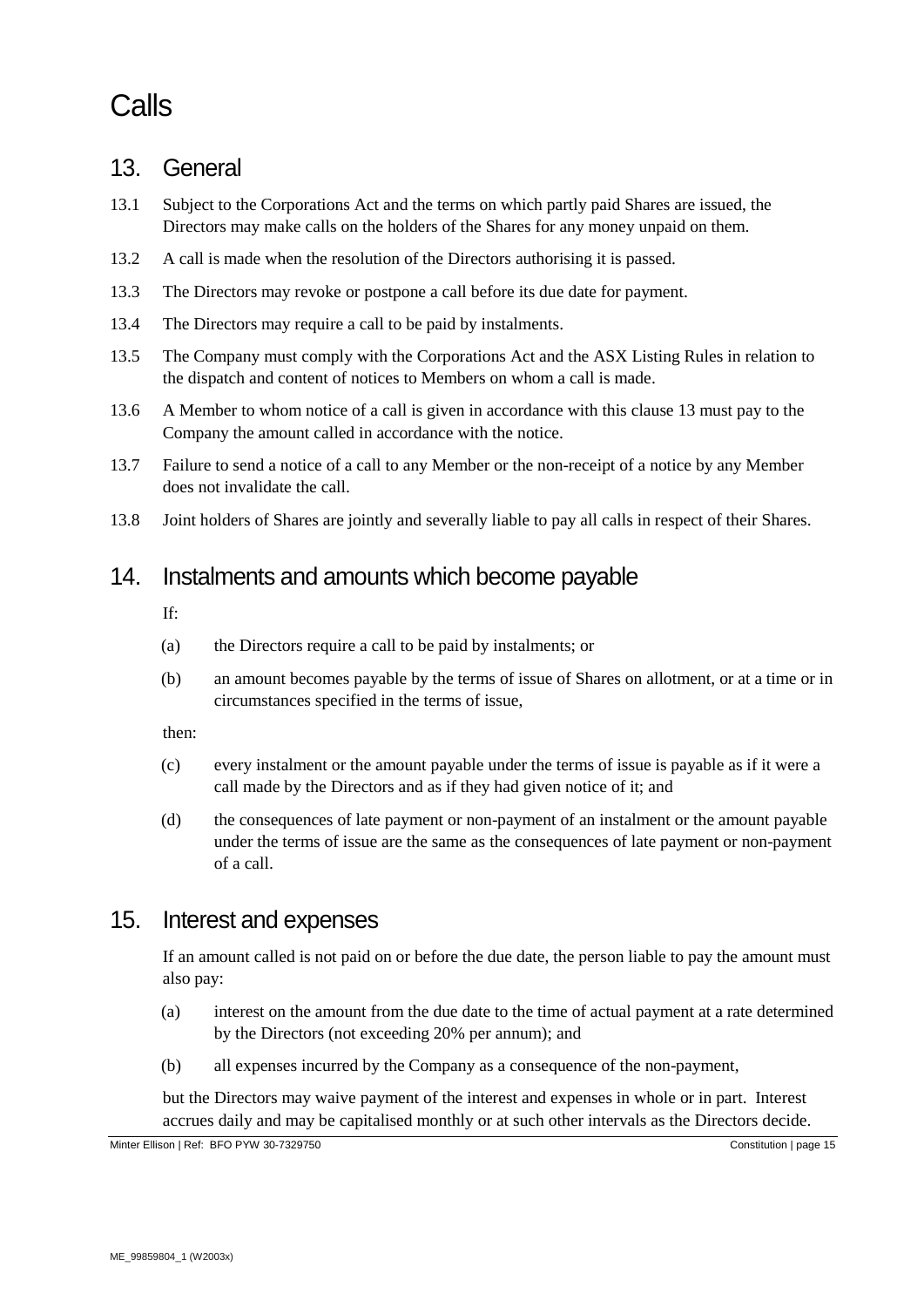# Calls

## 13. General

13.1 Subject to the Corporations Act and the terms on which partly paid Shares are issued, the Directors may make calls on the holders of the Shares for any money unpaid on them.

13.2 A call is made when the resolution of the Directors authorising it is passed.

13.3 The Directors may revoke or postpone a call before its due date for payment.

13.4 The Directors may require a call to be paid by instalments.

13.5 The Company must comply with the Corporations Act and the ASX Listing Rules in relation to the dispatch and content of notices to Members on whom a call is made.

13.6 A Member to whom notice of a call is given in accordance with this clause 13 must pay to the Company the amount called in accordance with the notice.

13.7 Failure to send a notice of a call to any Member or the non-receipt of a notice by any Member does not invalidate the call.

13.8 Joint holders of Shares are jointly and severally liable to pay all calls in respect of their Shares.

## 14. Instalments and amounts which become payable

If:

(a) the Directors require a call to be paid by instalments; or

(b) an amount becomes payable by the terms of issue of Shares on allotment, or at a time or in circumstances specified in the terms of issue,

then:

(c) every instalment or the amount payable under the terms of issue is payable as if it were a call made by the Directors and as if they had given notice of it; and

(d) the consequences of late payment or non-payment of an instalment or the amount payable under the terms of issue are the same as the consequences of late payment or non-payment of a call.

## 15. Interest and expenses

If an amount called is not paid on or before the due date, the person liable to pay the amount must also pay:

(a) interest on the amount from the due date to the time of actual payment at a rate determined by the Directors (not exceeding 20% per annum); and

(b) all expenses incurred by the Company as a consequence of the non-payment,

but the Directors may waive payment of the interest and expenses in whole or in part. Interest accrues daily and may be capitalised monthly or at such other intervals as the Directors decide.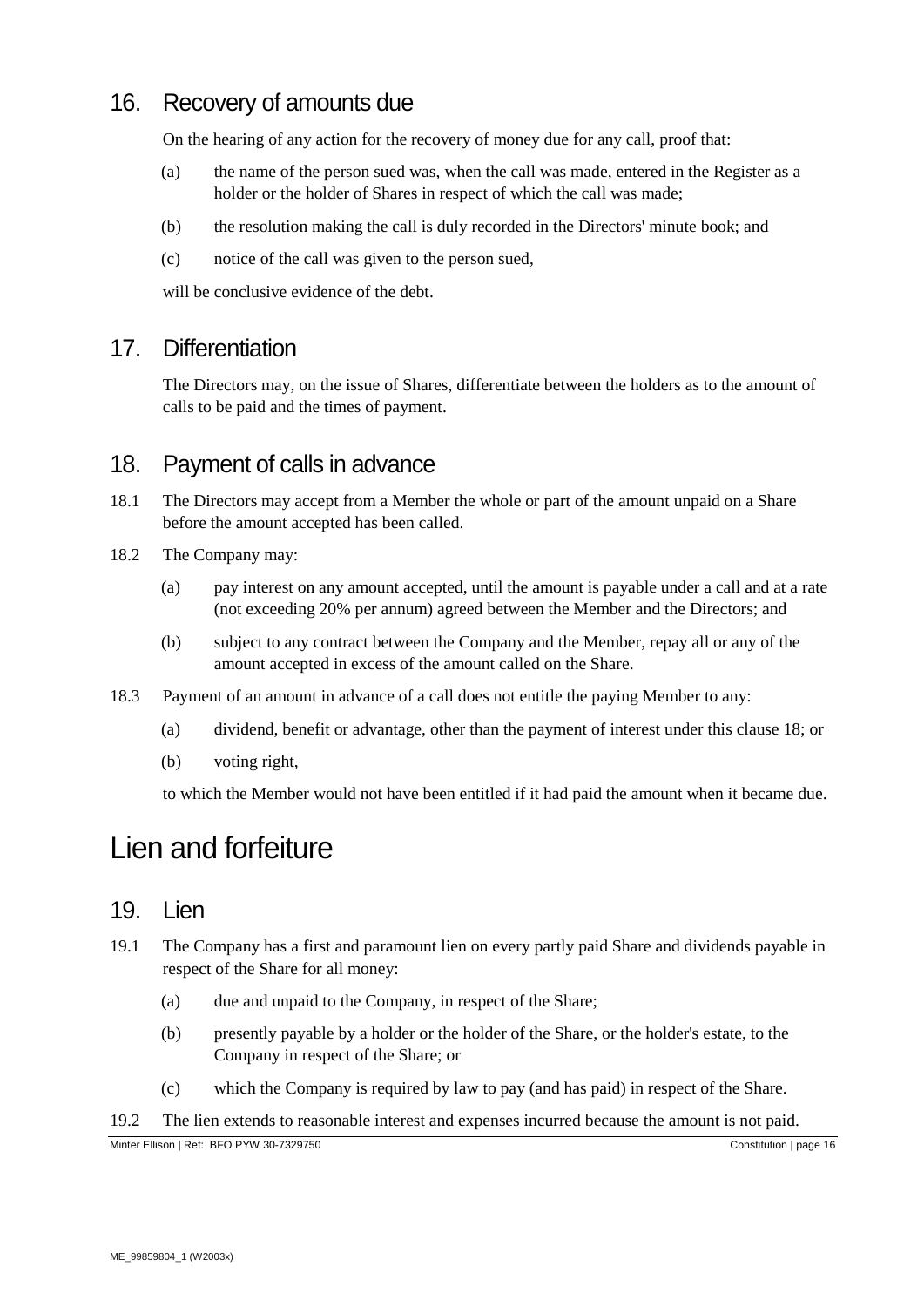## 16. Recovery of amounts due

On the hearing of any action for the recovery of money due for any call, proof that:

(a) the name of the person sued was, when the call was made, entered in the Register as a holder or the holder of Shares in respect of which the call was made;

(b) the resolution making the call is duly recorded in the Directors' minute book; and

(c) notice of the call was given to the person sued,

will be conclusive evidence of the debt.

## 17. Differentiation

The Directors may, on the issue of Shares, differentiate between the holders as to the amount of calls to be paid and the times of payment.

## 18. Payment of calls in advance

18.1 The Directors may accept from a Member the whole or part of the amount unpaid on a Share before the amount accepted has been called.

18.2 The Company may:

(a) pay interest on any amount accepted, until the amount is payable under a call and at a rate (not exceeding 20% per annum) agreed between the Member and the Directors; and

(b) subject to any contract between the Company and the Member, repay all or any of the amount accepted in excess of the amount called on the Share.

18.3 Payment of an amount in advance of a call does not entitle the paying Member to any:

(a) dividend, benefit or advantage, other than the payment of interest under this clause 18; or

(b) voting right,

to which the Member would not have been entitled if it had paid the amount when it became due.

# Lien and forfeiture

## 19. Lien

19.1 The Company has a first and paramount lien on every partly paid Share and dividends payable in respect of the Share for all money:

(a) due and unpaid to the Company, in respect of the Share;

(b) presently payable by a holder or the holder of the Share, or the holder's estate, to the Company in respect of the Share; or

(c) which the Company is required by law to pay (and has paid) in respect of the Share.

19.2 The lien extends to reasonable interest and expenses incurred because the amount is not paid.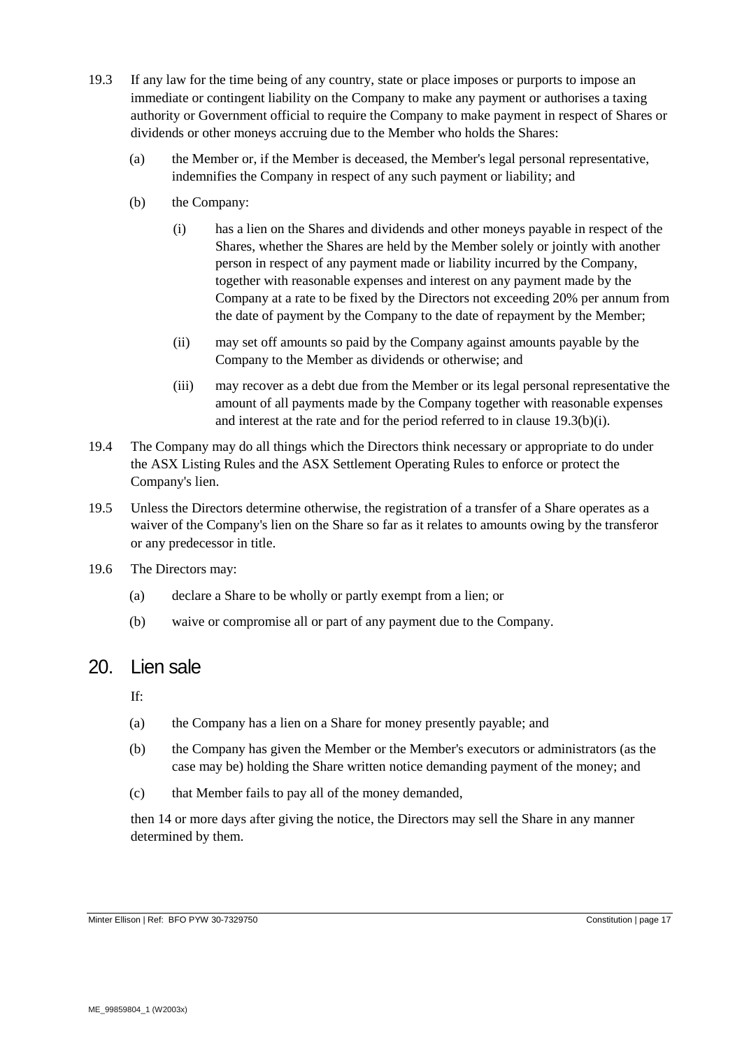19.3 If any law for the time being of any country, state or place imposes or purports to impose an immediate or contingent liability on the Company to make any payment or authorises a taxing authority or Government official to require the Company to make payment in respect of Shares or dividends or other moneys accruing due to the Member who holds the Shares:

(a) the Member or, if the Member is deceased, the Member's legal personal representative, indemnifies the Company in respect of any such payment or liability; and

(b) the Company:

(i) has a lien on the Shares and dividends and other moneys payable in respect of the Shares, whether the Shares are held by the Member solely or jointly with another person in respect of any payment made or liability incurred by the Company, together with reasonable expenses and interest on any payment made by the Company at a rate to be fixed by the Directors not exceeding 20% per annum from the date of payment by the Company to the date of repayment by the Member;

(ii) may set off amounts so paid by the Company against amounts payable by the Company to the Member as dividends or otherwise; and

(iii) may recover as a debt due from the Member or its legal personal representative the amount of all payments made by the Company together with reasonable expenses and interest at the rate and for the period referred to in clause 19.3(b)(i).

19.4 The Company may do all things which the Directors think necessary or appropriate to do under the ASX Listing Rules and the ASX Settlement Operating Rules to enforce or protect the Company's lien.

19.5 Unless the Directors determine otherwise, the registration of a transfer of a Share operates as a waiver of the Company's lien on the Share so far as it relates to amounts owing by the transferor or any predecessor in title.

19.6 The Directors may:

(a) declare a Share to be wholly or partly exempt from a lien; or

(b) waive or compromise all or part of any payment due to the Company.

# 20. Lien sale

If:

(a) the Company has a lien on a Share for money presently payable; and

(b) the Company has given the Member or the Member's executors or administrators (as the case may be) holding the Share written notice demanding payment of the money; and

(c) that Member fails to pay all of the money demanded,

then 14 or more days after giving the notice, the Directors may sell the Share in any manner determined by them.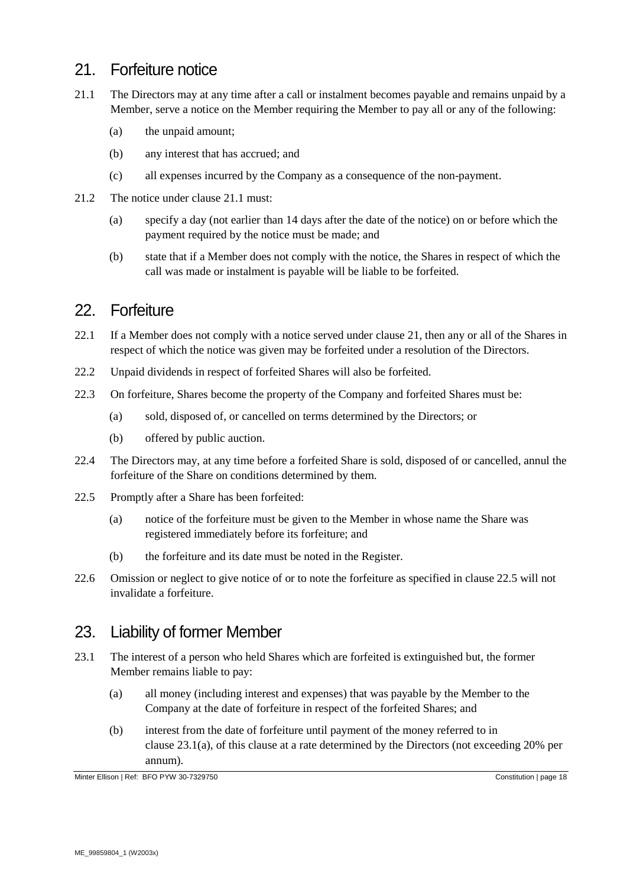## 21. Forfeiture notice

21.1 The Directors may at any time after a call or instalment becomes payable and remains unpaid by a Member, serve a notice on the Member requiring the Member to pay all or any of the following:

(a) the unpaid amount;

(b) any interest that has accrued; and

(c) all expenses incurred by the Company as a consequence of the non-payment.

21.2 The notice under clause 21.1 must:

(a) specify a day (not earlier than 14 days after the date of the notice) on or before which the payment required by the notice must be made; and

(b) state that if a Member does not comply with the notice, the Shares in respect of which the call was made or instalment is payable will be liable to be forfeited.

## 22. Forfeiture

22.1 If a Member does not comply with a notice served under clause 21, then any or all of the Shares in respect of which the notice was given may be forfeited under a resolution of the Directors.

22.2 Unpaid dividends in respect of forfeited Shares will also be forfeited.

22.3 On forfeiture, Shares become the property of the Company and forfeited Shares must be:

(a) sold, disposed of, or cancelled on terms determined by the Directors; or

(b) offered by public auction.

22.4 The Directors may, at any time before a forfeited Share is sold, disposed of or cancelled, annul the forfeiture of the Share on conditions determined by them.

22.5 Promptly after a Share has been forfeited:

(a) notice of the forfeiture must be given to the Member in whose name the Share was registered immediately before its forfeiture; and

(b) the forfeiture and its date must be noted in the Register.

22.6 Omission or neglect to give notice of or to note the forfeiture as specified in clause 22.5 will not invalidate a forfeiture.

## 23. Liability of former Member

23.1 The interest of a person who held Shares which are forfeited is extinguished but, the former Member remains liable to pay:

(a) all money (including interest and expenses) that was payable by the Member to the Company at the date of forfeiture in respect of the forfeited Shares; and

(b) interest from the date of forfeiture until payment of the money referred to in clause 23.1(a), of this clause at a rate determined by the Directors (not exceeding 20% per annum).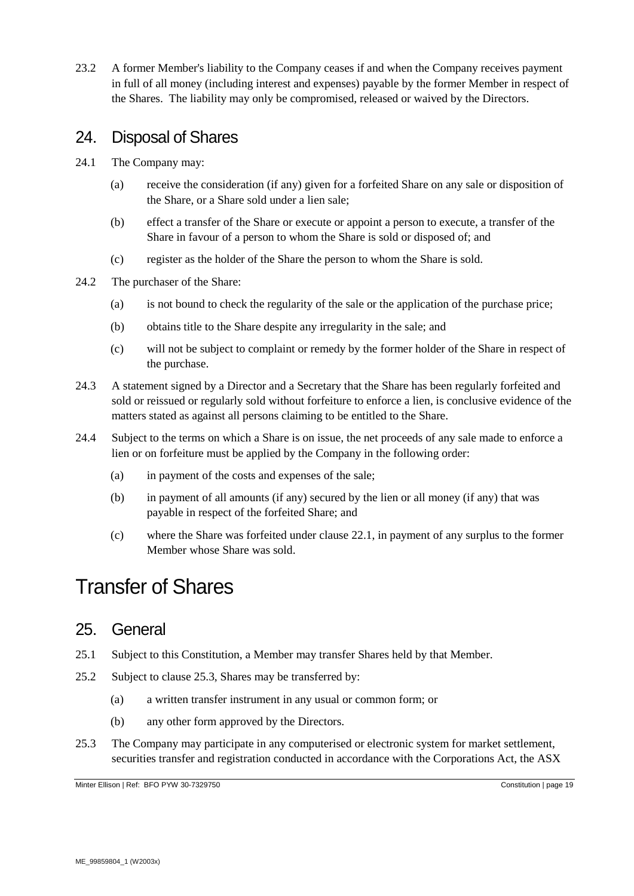23.2 A former Member's liability to the Company ceases if and when the Company receives payment in full of all money (including interest and expenses) payable by the former Member in respect of the Shares. The liability may only be compromised, released or waived by the Directors.

## 24. Disposal of Shares

24.1 The Company may:

(a) receive the consideration (if any) given for a forfeited Share on any sale or disposition of the Share, or a Share sold under a lien sale;

(b) effect a transfer of the Share or execute or appoint a person to execute, a transfer of the Share in favour of a person to whom the Share is sold or disposed of; and

(c) register as the holder of the Share the person to whom the Share is sold.

24.2 The purchaser of the Share:

(a) is not bound to check the regularity of the sale or the application of the purchase price;

(b) obtains title to the Share despite any irregularity in the sale; and

(c) will not be subject to complaint or remedy by the former holder of the Share in respect of the purchase.

24.3 A statement signed by a Director and a Secretary that the Share has been regularly forfeited and sold or reissued or regularly sold without forfeiture to enforce a lien, is conclusive evidence of the matters stated as against all persons claiming to be entitled to the Share.

24.4 Subject to the terms on which a Share is on issue, the net proceeds of any sale made to enforce a lien or on forfeiture must be applied by the Company in the following order:

(a) in payment of the costs and expenses of the sale;

(b) in payment of all amounts (if any) secured by the lien or all money (if any) that was payable in respect of the forfeited Share; and

(c) where the Share was forfeited under clause 22.1, in payment of any surplus to the former Member whose Share was sold.

# Transfer of Shares

## 25. General

25.1 Subject to this Constitution, a Member may transfer Shares held by that Member.

25.2 Subject to clause 25.3, Shares may be transferred by:

(a) a written transfer instrument in any usual or common form; or

(b) any other form approved by the Directors.

25.3 The Company may participate in any computerised or electronic system for market settlement, securities transfer and registration conducted in accordance with the Corporations Act, the ASX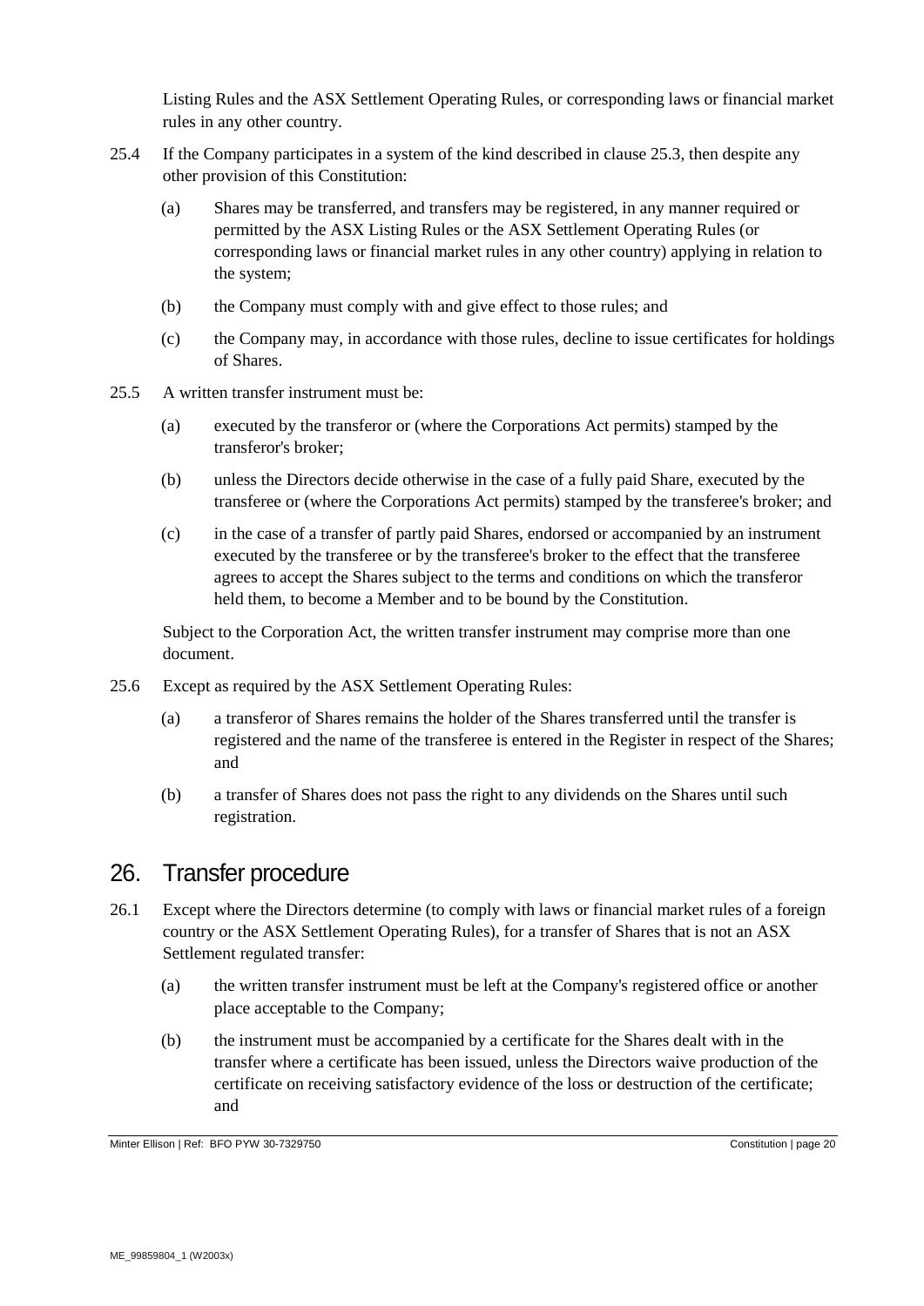Listing Rules and the ASX Settlement Operating Rules, or corresponding laws or financial market rules in any other country.

25.4 If the Company participates in a system of the kind described in clause 25.3, then despite any other provision of this Constitution:

(a) Shares may be transferred, and transfers may be registered, in any manner required or permitted by the ASX Listing Rules or the ASX Settlement Operating Rules (or corresponding laws or financial market rules in any other country) applying in relation to the system;

(b) the Company must comply with and give effect to those rules; and

(c) the Company may, in accordance with those rules, decline to issue certificates for holdings of Shares.

25.5 A written transfer instrument must be:

(a) executed by the transferor or (where the Corporations Act permits) stamped by the transferor's broker;

(b) unless the Directors decide otherwise in the case of a fully paid Share, executed by the transferee or (where the Corporations Act permits) stamped by the transferee's broker; and

(c) in the case of a transfer of partly paid Shares, endorsed or accompanied by an instrument executed by the transferee or by the transferee's broker to the effect that the transferee agrees to accept the Shares subject to the terms and conditions on which the transferor held them, to become a Member and to be bound by the Constitution.

Subject to the Corporation Act, the written transfer instrument may comprise more than one document.

25.6 Except as required by the ASX Settlement Operating Rules:

(a) a transferor of Shares remains the holder of the Shares transferred until the transfer is registered and the name of the transferee is entered in the Register in respect of the Shares; and

(b) a transfer of Shares does not pass the right to any dividends on the Shares until such registration.

# 26. Transfer procedure

26.1 Except where the Directors determine (to comply with laws or financial market rules of a foreign country or the ASX Settlement Operating Rules), for a transfer of Shares that is not an ASX Settlement regulated transfer:

(a) the written transfer instrument must be left at the Company's registered office or another place acceptable to the Company;

(b) the instrument must be accompanied by a certificate for the Shares dealt with in the transfer where a certificate has been issued, unless the Directors waive production of the certificate on receiving satisfactory evidence of the loss or destruction of the certificate; and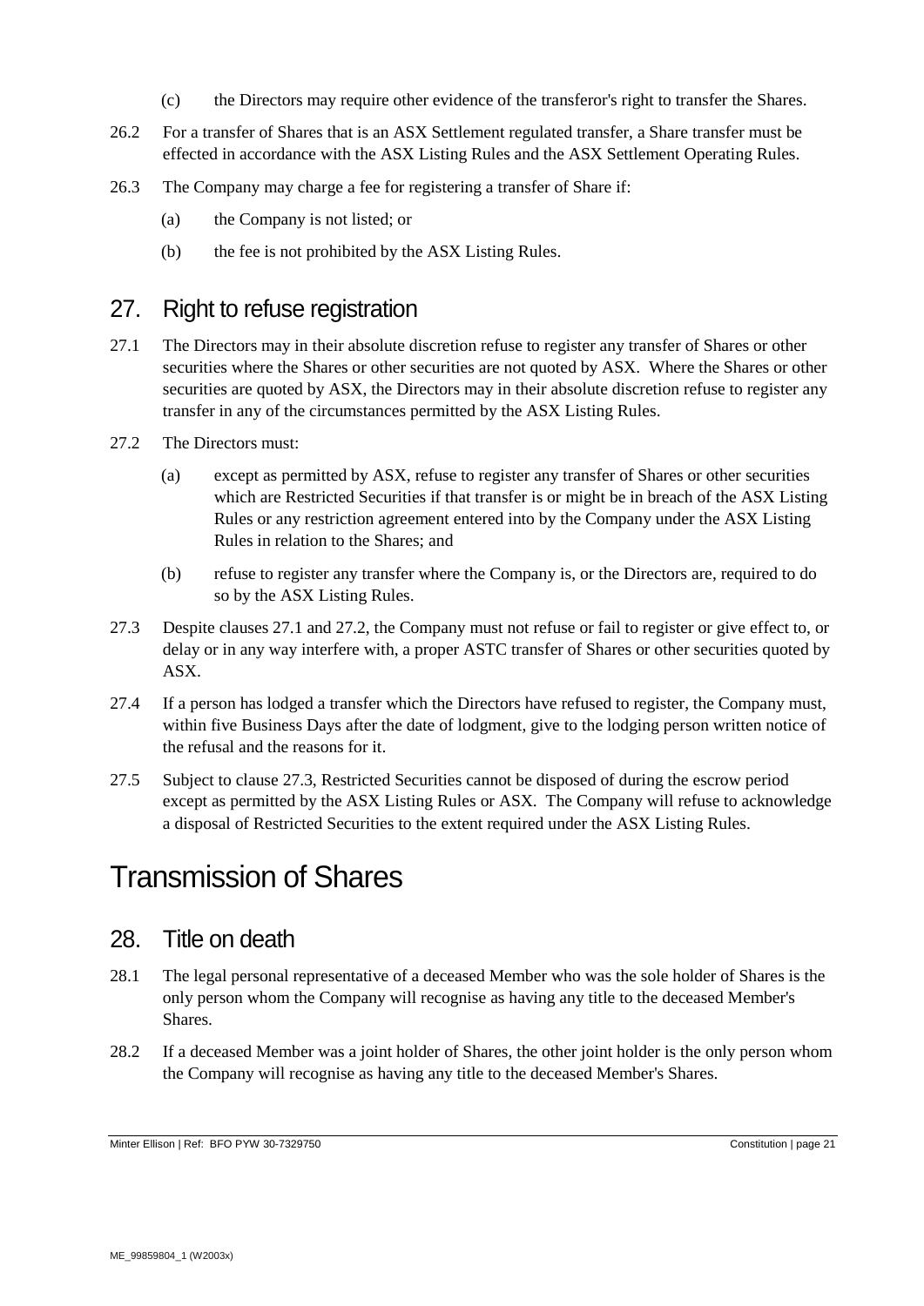(c) the Directors may require other evidence of the transferor's right to transfer the Shares.

26.2 For a transfer of Shares that is an ASX Settlement regulated transfer, a Share transfer must be effected in accordance with the ASX Listing Rules and the ASX Settlement Operating Rules.

26.3 The Company may charge a fee for registering a transfer of Share if:

(a) the Company is not listed; or

(b) the fee is not prohibited by the ASX Listing Rules.

## 27. Right to refuse registration

27.1 The Directors may in their absolute discretion refuse to register any transfer of Shares or other securities where the Shares or other securities are not quoted by ASX. Where the Shares or other securities are quoted by ASX, the Directors may in their absolute discretion refuse to register any transfer in any of the circumstances permitted by the ASX Listing Rules.

27.2 The Directors must:

(a) except as permitted by ASX, refuse to register any transfer of Shares or other securities which are Restricted Securities if that transfer is or might be in breach of the ASX Listing Rules or any restriction agreement entered into by the Company under the ASX Listing Rules in relation to the Shares; and

(b) refuse to register any transfer where the Company is, or the Directors are, required to do so by the ASX Listing Rules.

27.3 Despite clauses 27.1 and 27.2, the Company must not refuse or fail to register or give effect to, or delay or in any way interfere with, a proper ASTC transfer of Shares or other securities quoted by ASX.

27.4 If a person has lodged a transfer which the Directors have refused to register, the Company must, within five Business Days after the date of lodgment, give to the lodging person written notice of the refusal and the reasons for it.

27.5 Subject to clause 27.3, Restricted Securities cannot be disposed of during the escrow period except as permitted by the ASX Listing Rules or ASX. The Company will refuse to acknowledge a disposal of Restricted Securities to the extent required under the ASX Listing Rules.

# Transmission of Shares

## 28. Title on death

28.1 The legal personal representative of a deceased Member who was the sole holder of Shares is the only person whom the Company will recognise as having any title to the deceased Member's Shares.

28.2 If a deceased Member was a joint holder of Shares, the other joint holder is the only person whom the Company will recognise as having any title to the deceased Member's Shares.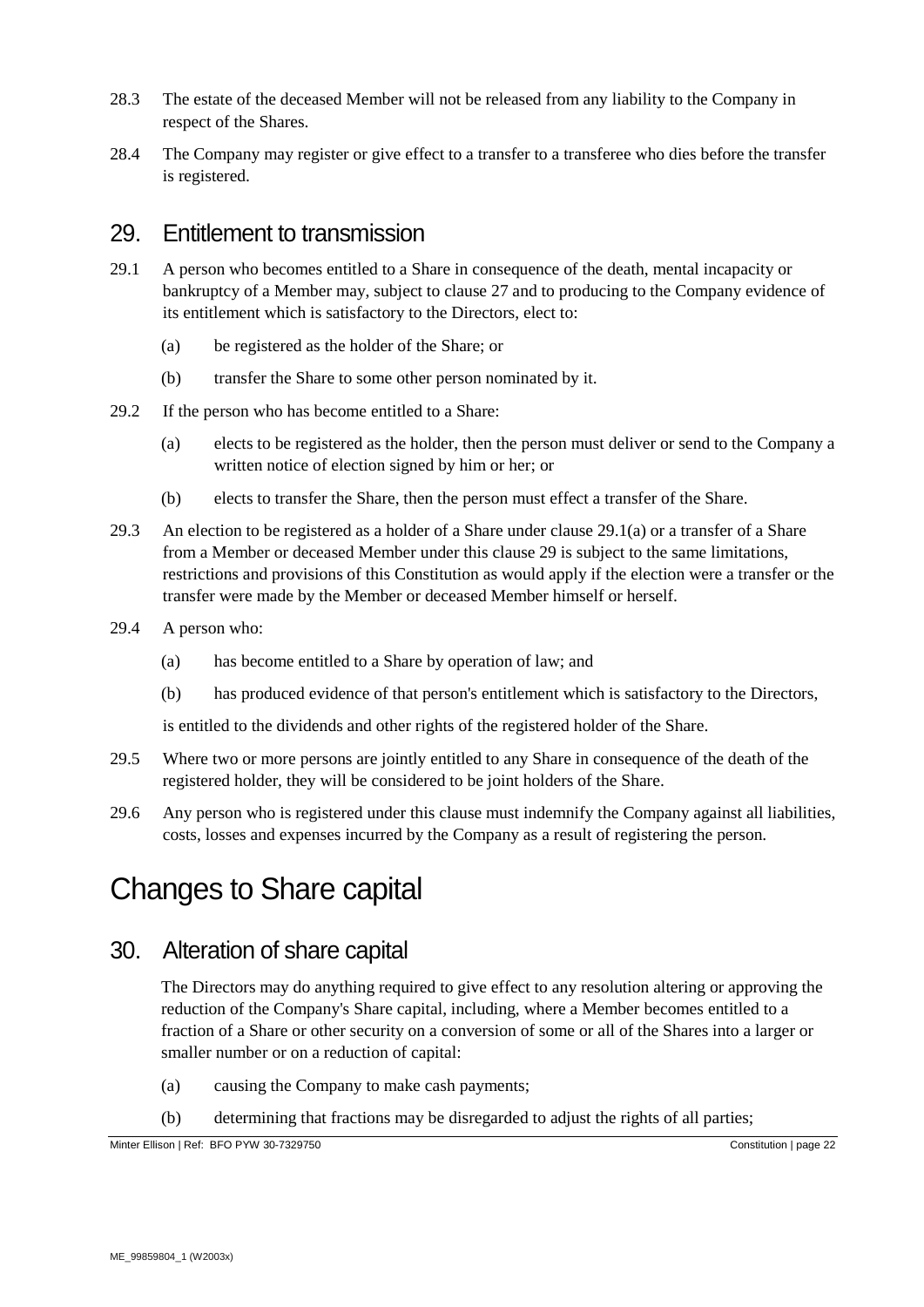28.3 The estate of the deceased Member will not be released from any liability to the Company in respect of the Shares.

28.4 The Company may register or give effect to a transfer to a transferee who dies before the transfer is registered.

## 29. Entitlement to transmission

29.1 A person who becomes entitled to a Share in consequence of the death, mental incapacity or bankruptcy of a Member may, subject to clause 27 and to producing to the Company evidence of its entitlement which is satisfactory to the Directors, elect to:

(a) be registered as the holder of the Share; or

(b) transfer the Share to some other person nominated by it.

29.2 If the person who has become entitled to a Share:

(a) elects to be registered as the holder, then the person must deliver or send to the Company a written notice of election signed by him or her; or

(b) elects to transfer the Share, then the person must effect a transfer of the Share.

29.3 An election to be registered as a holder of a Share under clause 29.1(a) or a transfer of a Share from a Member or deceased Member under this clause 29 is subject to the same limitations, restrictions and provisions of this Constitution as would apply if the election were a transfer or the transfer were made by the Member or deceased Member himself or herself.

29.4 A person who:

(a) has become entitled to a Share by operation of law; and

(b) has produced evidence of that person's entitlement which is satisfactory to the Directors,

is entitled to the dividends and other rights of the registered holder of the Share.

29.5 Where two or more persons are jointly entitled to any Share in consequence of the death of the registered holder, they will be considered to be joint holders of the Share.

29.6 Any person who is registered under this clause must indemnify the Company against all liabilities, costs, losses and expenses incurred by the Company as a result of registering the person.

# Changes to Share capital

## 30. Alteration of share capital

The Directors may do anything required to give effect to any resolution altering or approving the reduction of the Company's Share capital, including, where a Member becomes entitled to a fraction of a Share or other security on a conversion of some or all of the Shares into a larger or smaller number or on a reduction of capital:

(a) causing the Company to make cash payments;

(b) determining that fractions may be disregarded to adjust the rights of all parties;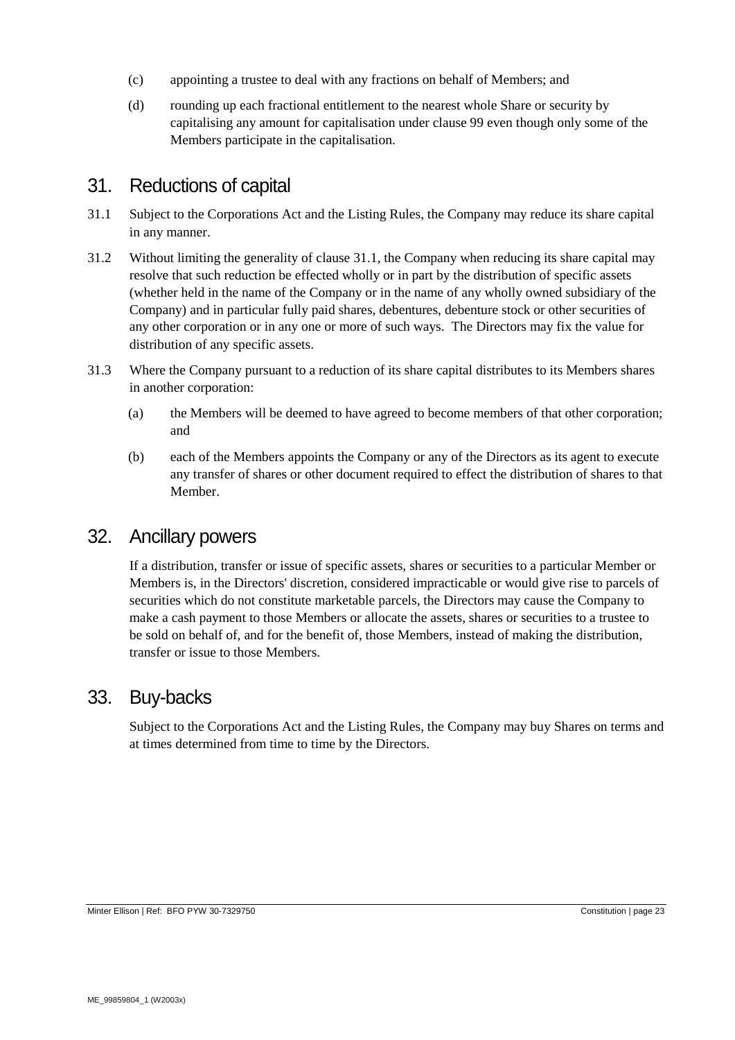(c) appointing a trustee to deal with any fractions on behalf of Members; and

(d) rounding up each fractional entitlement to the nearest whole Share or security by capitalising any amount for capitalisation under clause 99 even though only some of the Members participate in the capitalisation.

## 31. Reductions of capital

31.1 Subject to the Corporations Act and the Listing Rules, the Company may reduce its share capital in any manner.

31.2 Without limiting the generality of clause 31.1, the Company when reducing its share capital may resolve that such reduction be effected wholly or in part by the distribution of specific assets (whether held in the name of the Company or in the name of any wholly owned subsidiary of the Company) and in particular fully paid shares, debentures, debenture stock or other securities of any other corporation or in any one or more of such ways. The Directors may fix the value for distribution of any specific assets.

31.3 Where the Company pursuant to a reduction of its share capital distributes to its Members shares in another corporation:

(a) the Members will be deemed to have agreed to become members of that other corporation; and

(b) each of the Members appoints the Company or any of the Directors as its agent to execute any transfer of shares or other document required to effect the distribution of shares to that Member.

## 32. Ancillary powers

If a distribution, transfer or issue of specific assets, shares or securities to a particular Member or Members is, in the Directors' discretion, considered impracticable or would give rise to parcels of securities which do not constitute marketable parcels, the Directors may cause the Company to make a cash payment to those Members or allocate the assets, shares or securities to a trustee to be sold on behalf of, and for the benefit of, those Members, instead of making the distribution, transfer or issue to those Members.

## 33. Buy-backs

Subject to the Corporations Act and the Listing Rules, the Company may buy Shares on terms and at times determined from time to time by the Directors.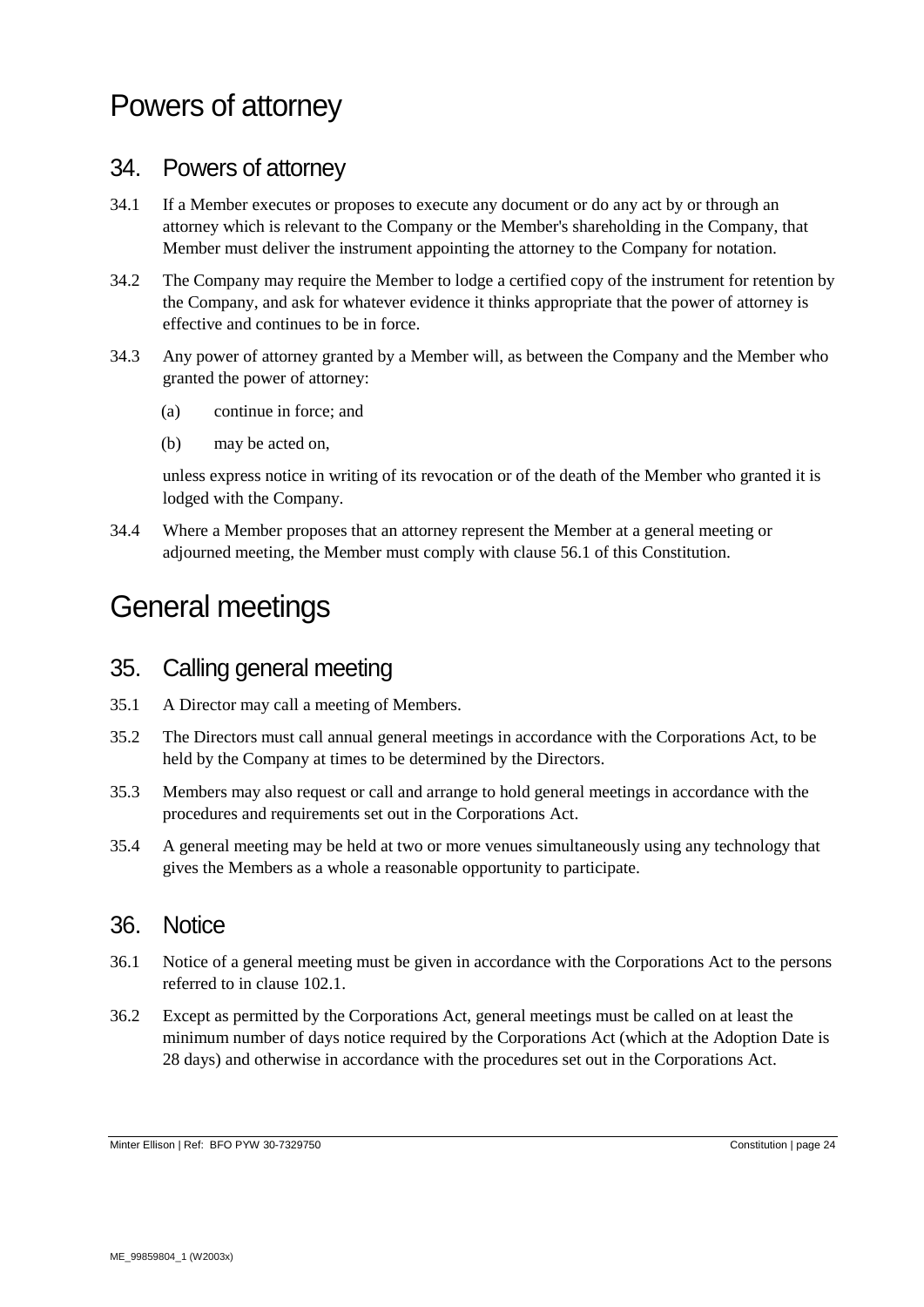# Powers of attorney

## 34. Powers of attorney

34.1 If a Member executes or proposes to execute any document or do any act by or through an attorney which is relevant to the Company or the Member's shareholding in the Company, that Member must deliver the instrument appointing the attorney to the Company for notation.

34.2 The Company may require the Member to lodge a certified copy of the instrument for retention by the Company, and ask for whatever evidence it thinks appropriate that the power of attorney is effective and continues to be in force.

34.3 Any power of attorney granted by a Member will, as between the Company and the Member who granted the power of attorney:

(a) continue in force; and

(b) may be acted on,

unless express notice in writing of its revocation or of the death of the Member who granted it is lodged with the Company.

34.4 Where a Member proposes that an attorney represent the Member at a general meeting or adjourned meeting, the Member must comply with clause 56.1 of this Constitution.

# General meetings

## 35. Calling general meeting

35.1 A Director may call a meeting of Members.

35.2 The Directors must call annual general meetings in accordance with the Corporations Act, to be held by the Company at times to be determined by the Directors.

35.3 Members may also request or call and arrange to hold general meetings in accordance with the procedures and requirements set out in the Corporations Act.

35.4 A general meeting may be held at two or more venues simultaneously using any technology that gives the Members as a whole a reasonable opportunity to participate.

## 36. Notice

36.1 Notice of a general meeting must be given in accordance with the Corporations Act to the persons referred to in clause 102.1.

36.2 Except as permitted by the Corporations Act, general meetings must be called on at least the minimum number of days notice required by the Corporations Act (which at the Adoption Date is 28 days) and otherwise in accordance with the procedures set out in the Corporations Act.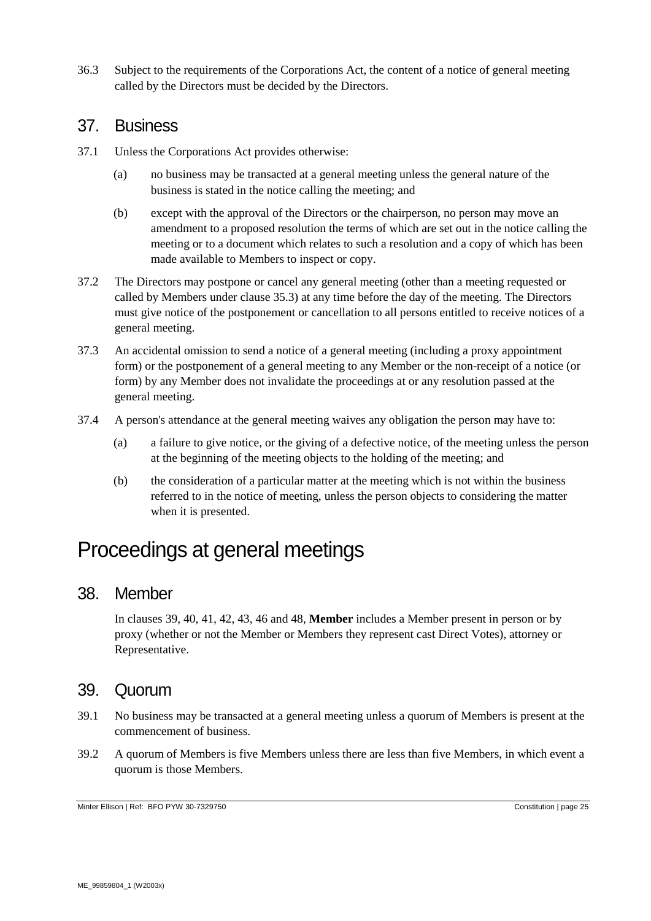36.3 Subject to the requirements of the Corporations Act, the content of a notice of general meeting called by the Directors must be decided by the Directors.

## 37. Business

37.1 Unless the Corporations Act provides otherwise:

(a) no business may be transacted at a general meeting unless the general nature of the business is stated in the notice calling the meeting; and

(b) except with the approval of the Directors or the chairperson, no person may move an amendment to a proposed resolution the terms of which are set out in the notice calling the meeting or to a document which relates to such a resolution and a copy of which has been made available to Members to inspect or copy.

37.2 The Directors may postpone or cancel any general meeting (other than a meeting requested or called by Members under clause 35.3) at any time before the day of the meeting. The Directors must give notice of the postponement or cancellation to all persons entitled to receive notices of a general meeting.

37.3 An accidental omission to send a notice of a general meeting (including a proxy appointment form) or the postponement of a general meeting to any Member or the non-receipt of a notice (or form) by any Member does not invalidate the proceedings at or any resolution passed at the general meeting.

37.4 A person's attendance at the general meeting waives any obligation the person may have to:

(a) a failure to give notice, or the giving of a defective notice, of the meeting unless the person at the beginning of the meeting objects to the holding of the meeting; and

(b) the consideration of a particular matter at the meeting which is not within the business referred to in the notice of meeting, unless the person objects to considering the matter when it is presented.

# Proceedings at general meetings

## 38. Member

In clauses 39, 40, 41, 42, 43, 46 and 48, **Member** includes a Member present in person or by proxy (whether or not the Member or Members they represent cast Direct Votes), attorney or Representative.

## 39. Quorum

39.1 No business may be transacted at a general meeting unless a quorum of Members is present at the commencement of business.

39.2 A quorum of Members is five Members unless there are less than five Members, in which event a quorum is those Members.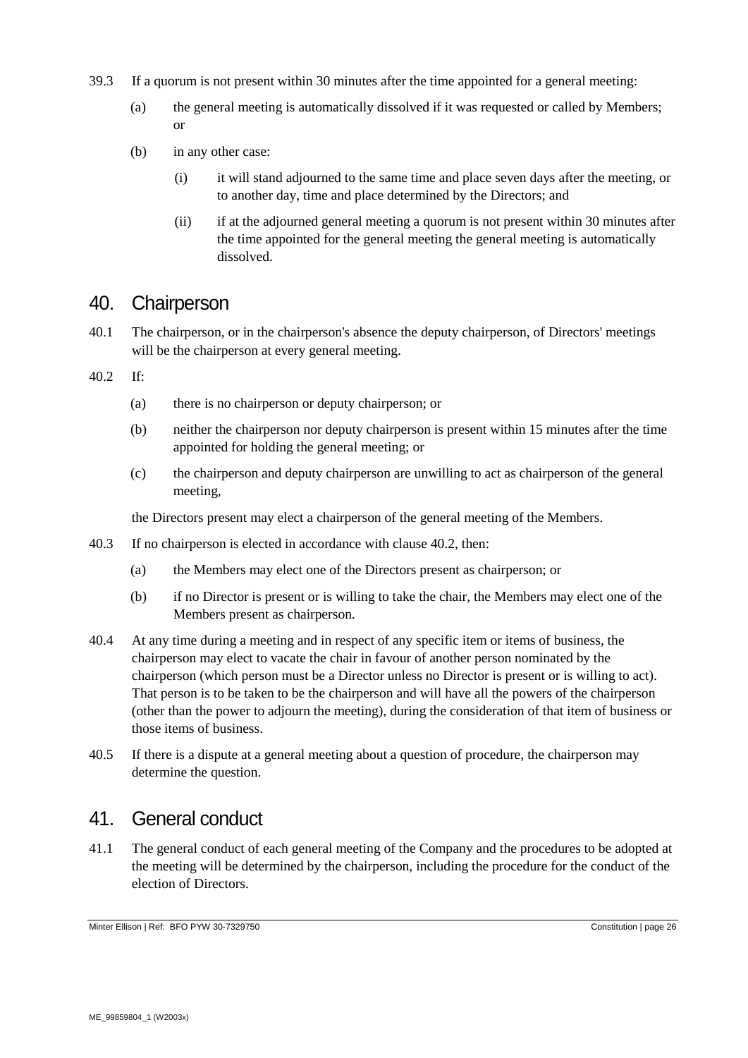39.3 If a quorum is not present within 30 minutes after the time appointed for a general meeting:

(a) the general meeting is automatically dissolved if it was requested or called by Members; or

(b) in any other case:

(i) it will stand adjourned to the same time and place seven days after the meeting, or to another day, time and place determined by the Directors; and

(ii) if at the adjourned general meeting a quorum is not present within 30 minutes after the time appointed for the general meeting the general meeting is automatically dissolved.

## 40. Chairperson

40.1 The chairperson, or in the chairperson's absence the deputy chairperson, of Directors' meetings will be the chairperson at every general meeting.

40.2 If:

(a) there is no chairperson or deputy chairperson; or

(b) neither the chairperson nor deputy chairperson is present within 15 minutes after the time appointed for holding the general meeting; or

(c) the chairperson and deputy chairperson are unwilling to act as chairperson of the general meeting,

the Directors present may elect a chairperson of the general meeting of the Members.

40.3 If no chairperson is elected in accordance with clause 40.2, then:

(a) the Members may elect one of the Directors present as chairperson; or

(b) if no Director is present or is willing to take the chair, the Members may elect one of the Members present as chairperson.

40.4 At any time during a meeting and in respect of any specific item or items of business, the chairperson may elect to vacate the chair in favour of another person nominated by the chairperson (which person must be a Director unless no Director is present or is willing to act). That person is to be taken to be the chairperson and will have all the powers of the chairperson (other than the power to adjourn the meeting), during the consideration of that item of business or those items of business.

40.5 If there is a dispute at a general meeting about a question of procedure, the chairperson may determine the question.

## 41. General conduct

41.1 The general conduct of each general meeting of the Company and the procedures to be adopted at the meeting will be determined by the chairperson, including the procedure for the conduct of the election of Directors.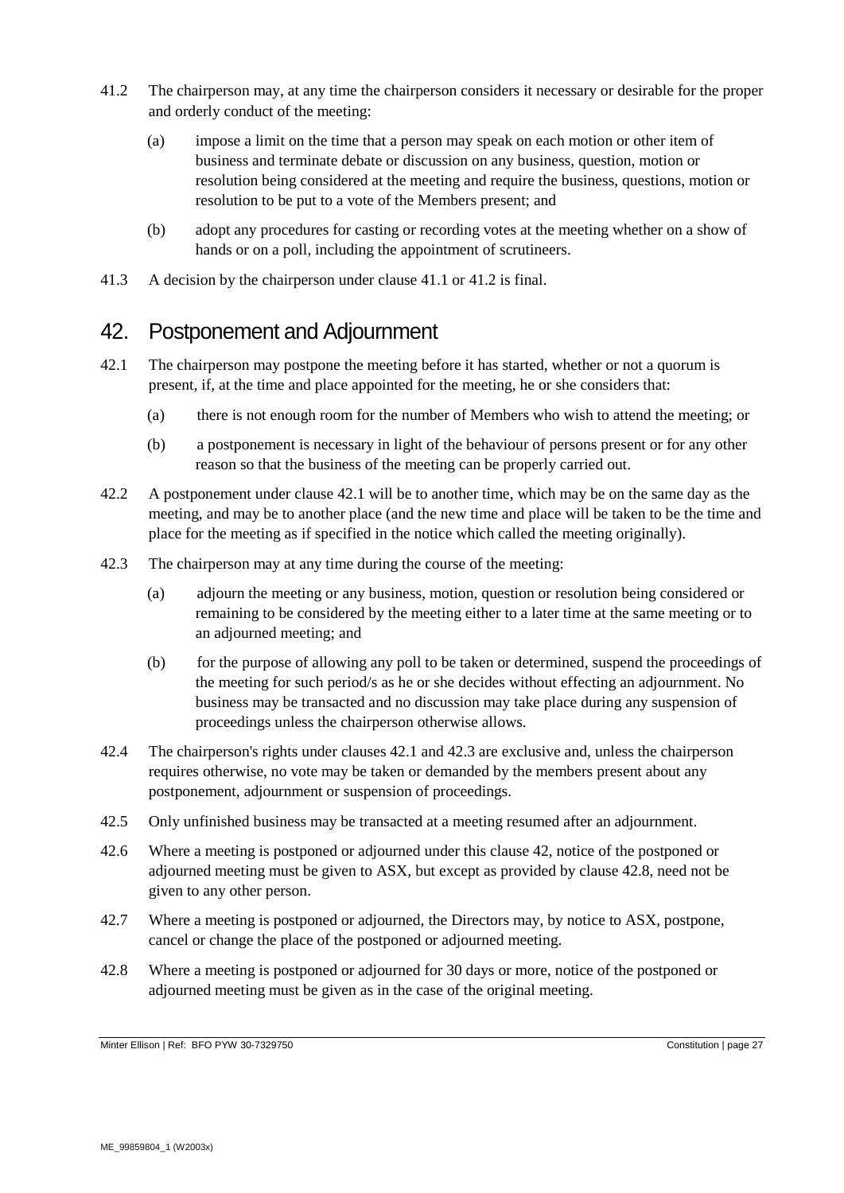41.2 The chairperson may, at any time the chairperson considers it necessary or desirable for the proper and orderly conduct of the meeting:

(a) impose a limit on the time that a person may speak on each motion or other item of business and terminate debate or discussion on any business, question, motion or resolution being considered at the meeting and require the business, questions, motion or resolution to be put to a vote of the Members present; and

(b) adopt any procedures for casting or recording votes at the meeting whether on a show of hands or on a poll, including the appointment of scrutineers.

41.3 A decision by the chairperson under clause 41.1 or 41.2 is final.

## 42. Postponement and Adjournment

42.1 The chairperson may postpone the meeting before it has started, whether or not a quorum is present, if, at the time and place appointed for the meeting, he or she considers that:

(a) there is not enough room for the number of Members who wish to attend the meeting; or

(b) a postponement is necessary in light of the behaviour of persons present or for any other reason so that the business of the meeting can be properly carried out.

42.2 A postponement under clause 42.1 will be to another time, which may be on the same day as the meeting, and may be to another place (and the new time and place will be taken to be the time and place for the meeting as if specified in the notice which called the meeting originally).

42.3 The chairperson may at any time during the course of the meeting:

(a) adjourn the meeting or any business, motion, question or resolution being considered or remaining to be considered by the meeting either to a later time at the same meeting or to an adjourned meeting; and

(b) for the purpose of allowing any poll to be taken or determined, suspend the proceedings of the meeting for such period/s as he or she decides without effecting an adjournment. No business may be transacted and no discussion may take place during any suspension of proceedings unless the chairperson otherwise allows.

42.4 The chairperson's rights under clauses 42.1 and 42.3 are exclusive and, unless the chairperson requires otherwise, no vote may be taken or demanded by the members present about any postponement, adjournment or suspension of proceedings.

42.5 Only unfinished business may be transacted at a meeting resumed after an adjournment.

42.6 Where a meeting is postponed or adjourned under this clause 42, notice of the postponed or adjourned meeting must be given to ASX, but except as provided by clause 42.8, need not be given to any other person.

42.7 Where a meeting is postponed or adjourned, the Directors may, by notice to ASX, postpone, cancel or change the place of the postponed or adjourned meeting.

42.8 Where a meeting is postponed or adjourned for 30 days or more, notice of the postponed or adjourned meeting must be given as in the case of the original meeting.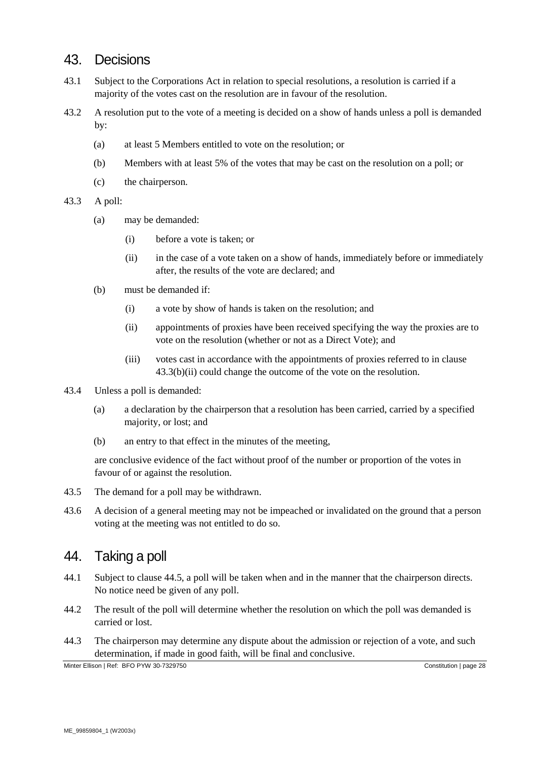## 43. Decisions

43.1 Subject to the Corporations Act in relation to special resolutions, a resolution is carried if a majority of the votes cast on the resolution are in favour of the resolution.

43.2 A resolution put to the vote of a meeting is decided on a show of hands unless a poll is demanded by:

- (a) at least 5 Members entitled to vote on the resolution; or
- (b) Members with at least 5% of the votes that may be cast on the resolution on a poll; or
- (c) the chairperson.

43.3 A poll:

- (a) may be demanded:
  - (i) before a vote is taken; or
  - (ii) in the case of a vote taken on a show of hands, immediately before or immediately after, the results of the vote are declared; and
- (b) must be demanded if:
  - (i) a vote by show of hands is taken on the resolution; and
  - (ii) appointments of proxies have been received specifying the way the proxies are to vote on the resolution (whether or not as a Direct Vote); and
  - (iii) votes cast in accordance with the appointments of proxies referred to in clause 43.3(b)(ii) could change the outcome of the vote on the resolution.

43.4 Unless a poll is demanded:

- (a) a declaration by the chairperson that a resolution has been carried, carried by a specified majority, or lost; and
- (b) an entry to that effect in the minutes of the meeting,

are conclusive evidence of the fact without proof of the number or proportion of the votes in favour of or against the resolution.

43.5 The demand for a poll may be withdrawn.

43.6 A decision of a general meeting may not be impeached or invalidated on the ground that a person voting at the meeting was not entitled to do so.

## 44. Taking a poll

44.1 Subject to clause 44.5, a poll will be taken when and in the manner that the chairperson directs. No notice need be given of any poll.

44.2 The result of the poll will determine whether the resolution on which the poll was demanded is carried or lost.

44.3 The chairperson may determine any dispute about the admission or rejection of a vote, and such determination, if made in good faith, will be final and conclusive.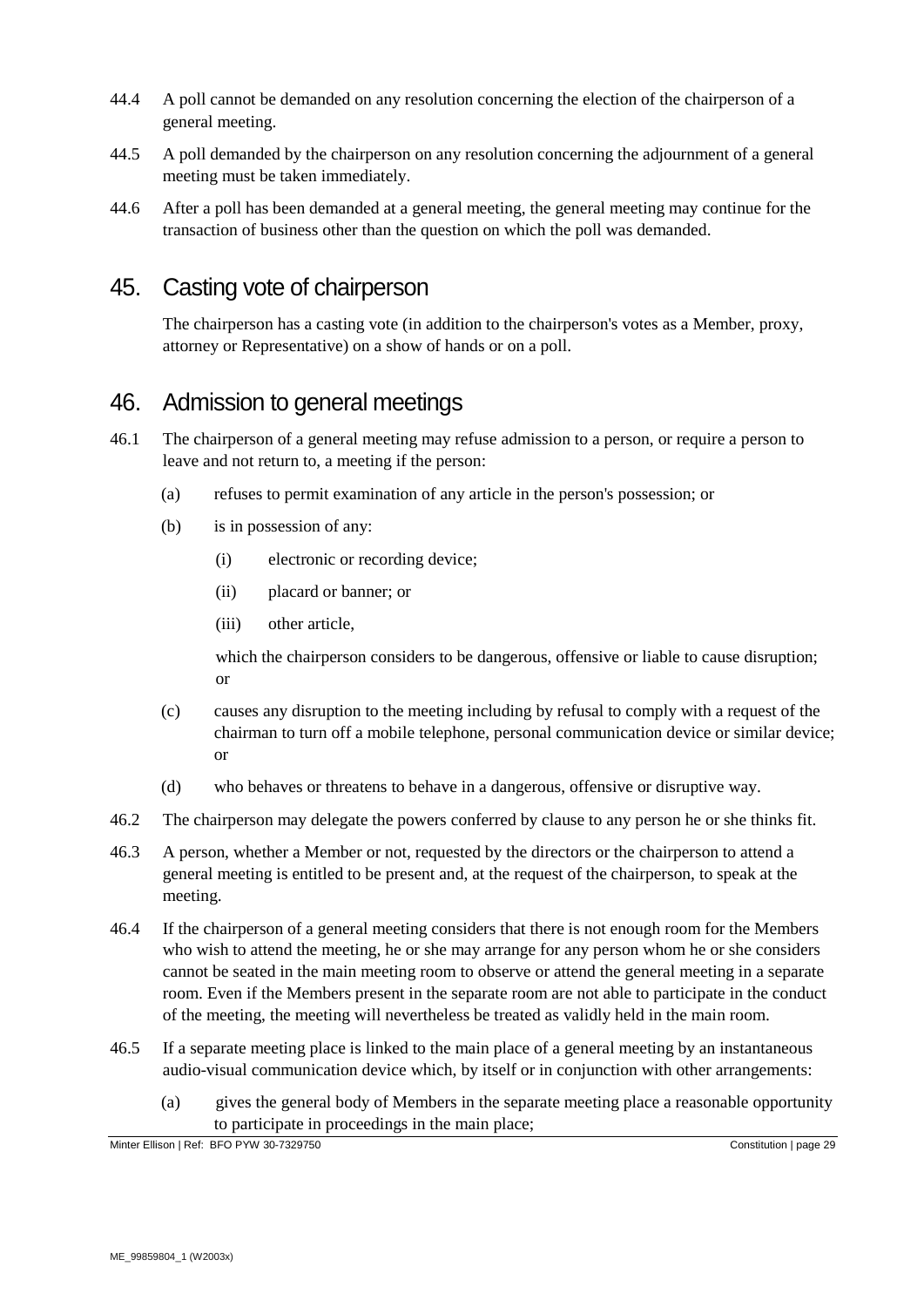44.4 A poll cannot be demanded on any resolution concerning the election of the chairperson of a general meeting.

44.5 A poll demanded by the chairperson on any resolution concerning the adjournment of a general meeting must be taken immediately.

44.6 After a poll has been demanded at a general meeting, the general meeting may continue for the transaction of business other than the question on which the poll was demanded.

# 45. Casting vote of chairperson

The chairperson has a casting vote (in addition to the chairperson's votes as a Member, proxy, attorney or Representative) on a show of hands or on a poll.

# 46. Admission to general meetings

46.1 The chairperson of a general meeting may refuse admission to a person, or require a person to leave and not return to, a meeting if the person:

(a) refuses to permit examination of any article in the person's possession; or

(b) is in possession of any:

(i) electronic or recording device;

(ii) placard or banner; or

(iii) other article,

which the chairperson considers to be dangerous, offensive or liable to cause disruption; or

(c) causes any disruption to the meeting including by refusal to comply with a request of the chairman to turn off a mobile telephone, personal communication device or similar device; or

(d) who behaves or threatens to behave in a dangerous, offensive or disruptive way.

46.2 The chairperson may delegate the powers conferred by clause to any person he or she thinks fit.

46.3 A person, whether a Member or not, requested by the directors or the chairperson to attend a general meeting is entitled to be present and, at the request of the chairperson, to speak at the meeting.

46.4 If the chairperson of a general meeting considers that there is not enough room for the Members who wish to attend the meeting, he or she may arrange for any person whom he or she considers cannot be seated in the main meeting room to observe or attend the general meeting in a separate room. Even if the Members present in the separate room are not able to participate in the conduct of the meeting, the meeting will nevertheless be treated as validly held in the main room.

46.5 If a separate meeting place is linked to the main place of a general meeting by an instantaneous audio-visual communication device which, by itself or in conjunction with other arrangements:

(a) gives the general body of Members in the separate meeting place a reasonable opportunity to participate in proceedings in the main place;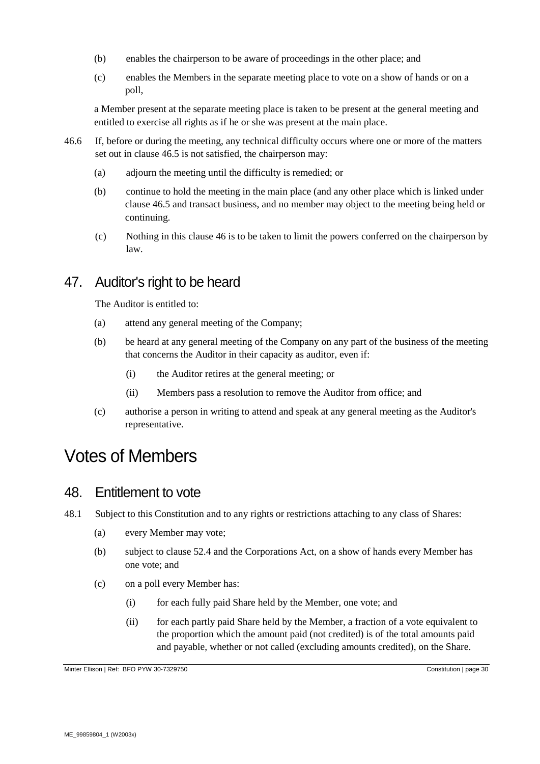(b) enables the chairperson to be aware of proceedings in the other place; and

(c) enables the Members in the separate meeting place to vote on a show of hands or on a poll,

a Member present at the separate meeting place is taken to be present at the general meeting and entitled to exercise all rights as if he or she was present at the main place.

46.6 If, before or during the meeting, any technical difficulty occurs where one or more of the matters set out in clause 46.5 is not satisfied, the chairperson may:

(a) adjourn the meeting until the difficulty is remedied; or

(b) continue to hold the meeting in the main place (and any other place which is linked under clause 46.5 and transact business, and no member may object to the meeting being held or continuing.

(c) Nothing in this clause 46 is to be taken to limit the powers conferred on the chairperson by law.

## 47. Auditor's right to be heard

The Auditor is entitled to:

(a) attend any general meeting of the Company;

(b) be heard at any general meeting of the Company on any part of the business of the meeting that concerns the Auditor in their capacity as auditor, even if:

(i) the Auditor retires at the general meeting; or

(ii) Members pass a resolution to remove the Auditor from office; and

(c) authorise a person in writing to attend and speak at any general meeting as the Auditor's representative.

# Votes of Members

## 48. Entitlement to vote

48.1 Subject to this Constitution and to any rights or restrictions attaching to any class of Shares:

(a) every Member may vote;

(b) subject to clause 52.4 and the Corporations Act, on a show of hands every Member has one vote; and

(c) on a poll every Member has:

(i) for each fully paid Share held by the Member, one vote; and

(ii) for each partly paid Share held by the Member, a fraction of a vote equivalent to the proportion which the amount paid (not credited) is of the total amounts paid and payable, whether or not called (excluding amounts credited), on the Share.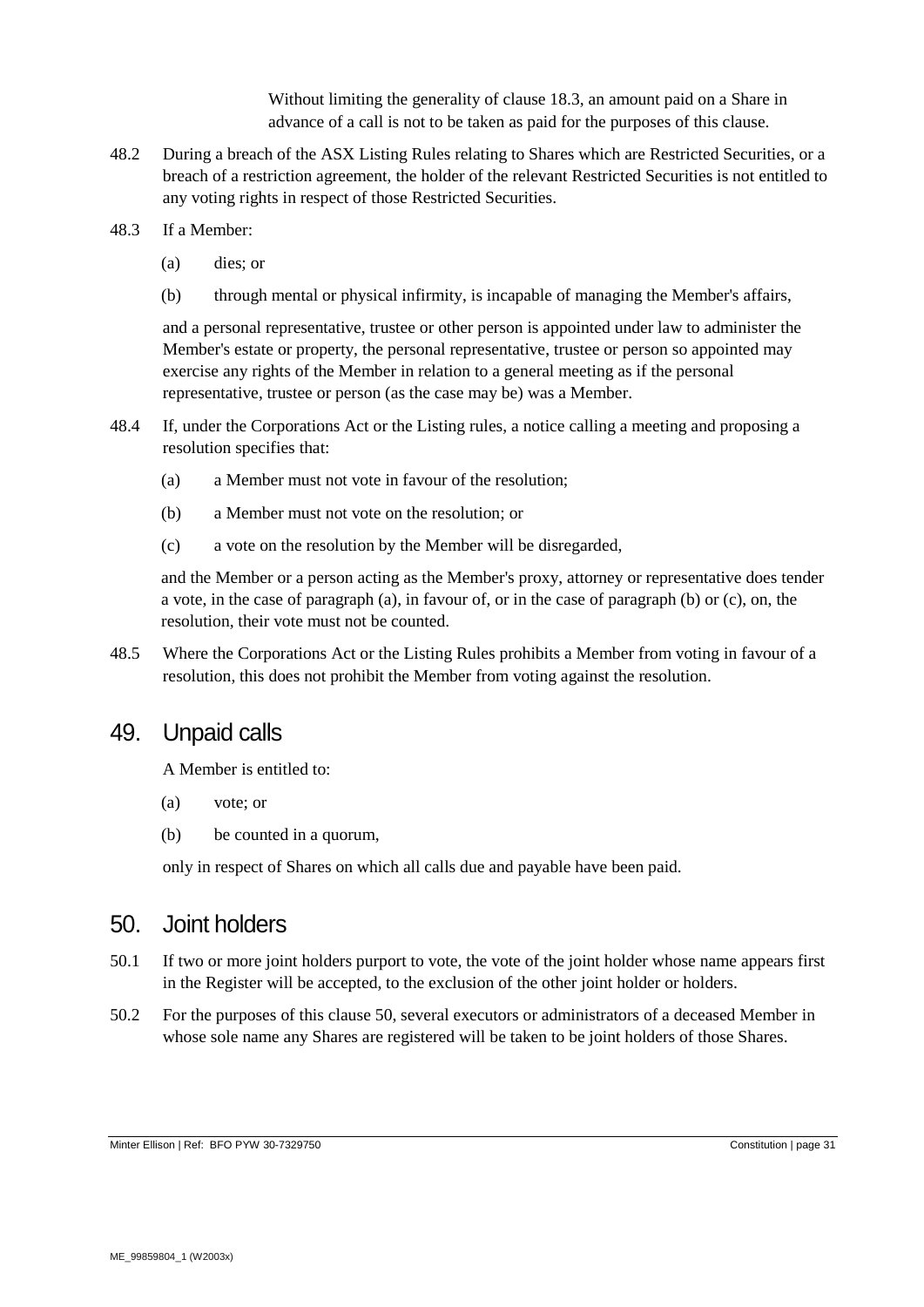Without limiting the generality of clause 18.3, an amount paid on a Share in advance of a call is not to be taken as paid for the purposes of this clause.

48.2 During a breach of the ASX Listing Rules relating to Shares which are Restricted Securities, or a breach of a restriction agreement, the holder of the relevant Restricted Securities is not entitled to any voting rights in respect of those Restricted Securities.

48.3 If a Member:

(a) dies; or

(b) through mental or physical infirmity, is incapable of managing the Member's affairs,

and a personal representative, trustee or other person is appointed under law to administer the Member's estate or property, the personal representative, trustee or person so appointed may exercise any rights of the Member in relation to a general meeting as if the personal representative, trustee or person (as the case may be) was a Member.

48.4 If, under the Corporations Act or the Listing rules, a notice calling a meeting and proposing a resolution specifies that:

(a) a Member must not vote in favour of the resolution;

(b) a Member must not vote on the resolution; or

(c) a vote on the resolution by the Member will be disregarded,

and the Member or a person acting as the Member's proxy, attorney or representative does tender a vote, in the case of paragraph (a), in favour of, or in the case of paragraph (b) or (c), on, the resolution, their vote must not be counted.

48.5 Where the Corporations Act or the Listing Rules prohibits a Member from voting in favour of a resolution, this does not prohibit the Member from voting against the resolution.

## 49. Unpaid calls

A Member is entitled to:

(a) vote; or

(b) be counted in a quorum,

only in respect of Shares on which all calls due and payable have been paid.

## 50. Joint holders

50.1 If two or more joint holders purport to vote, the vote of the joint holder whose name appears first in the Register will be accepted, to the exclusion of the other joint holder or holders.

50.2 For the purposes of this clause 50, several executors or administrators of a deceased Member in whose sole name any Shares are registered will be taken to be joint holders of those Shares.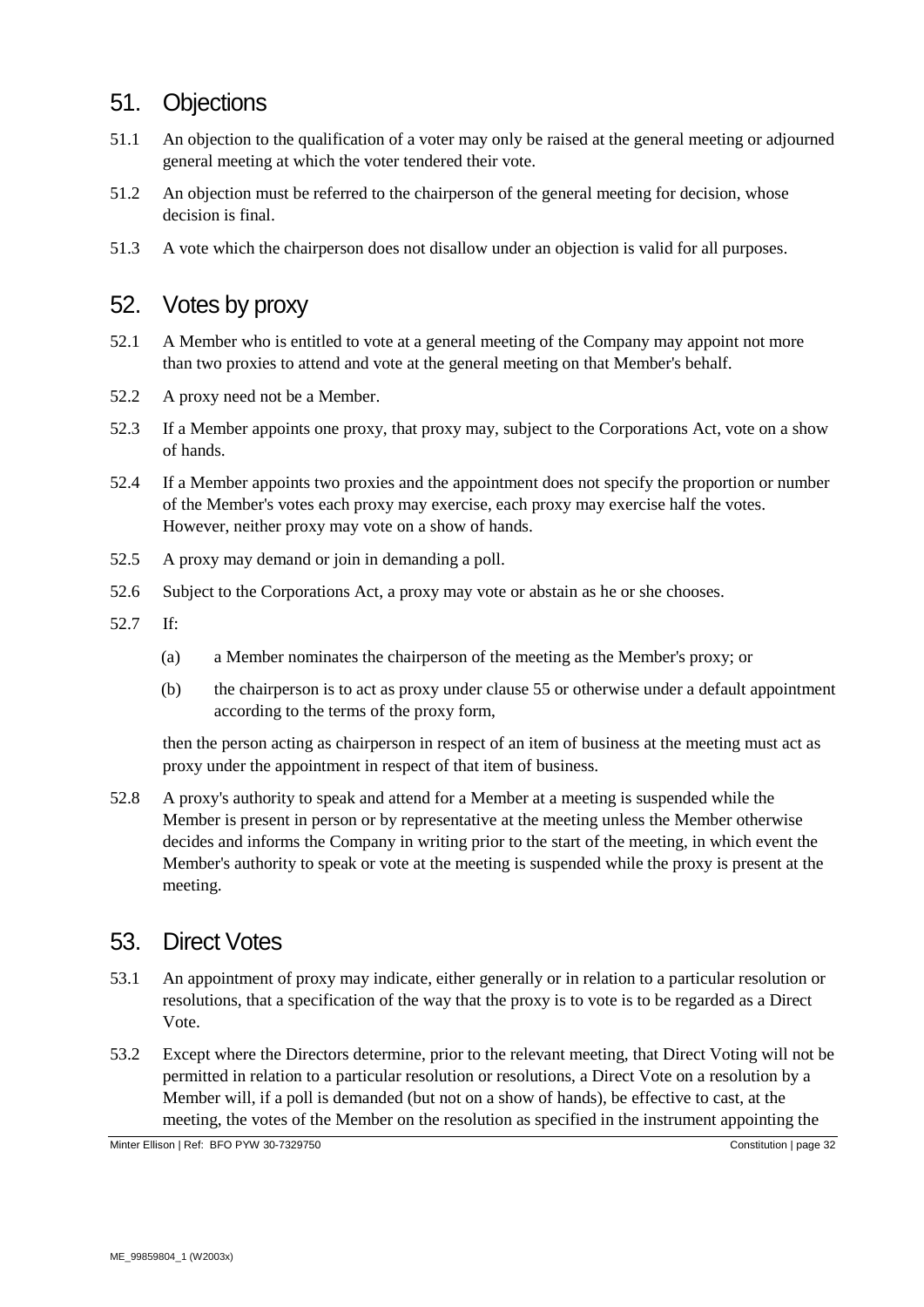## 51. Objections

51.1 An objection to the qualification of a voter may only be raised at the general meeting or adjourned general meeting at which the voter tendered their vote.

51.2 An objection must be referred to the chairperson of the general meeting for decision, whose decision is final.

51.3 A vote which the chairperson does not disallow under an objection is valid for all purposes.

## 52. Votes by proxy

52.1 A Member who is entitled to vote at a general meeting of the Company may appoint not more than two proxies to attend and vote at the general meeting on that Member's behalf.

52.2 A proxy need not be a Member.

52.3 If a Member appoints one proxy, that proxy may, subject to the Corporations Act, vote on a show of hands.

52.4 If a Member appoints two proxies and the appointment does not specify the proportion or number of the Member's votes each proxy may exercise, each proxy may exercise half the votes. However, neither proxy may vote on a show of hands.

52.5 A proxy may demand or join in demanding a poll.

52.6 Subject to the Corporations Act, a proxy may vote or abstain as he or she chooses.

52.7 If:

(a) a Member nominates the chairperson of the meeting as the Member's proxy; or

(b) the chairperson is to act as proxy under clause 55 or otherwise under a default appointment according to the terms of the proxy form,

then the person acting as chairperson in respect of an item of business at the meeting must act as proxy under the appointment in respect of that item of business.

52.8 A proxy's authority to speak and attend for a Member at a meeting is suspended while the Member is present in person or by representative at the meeting unless the Member otherwise decides and informs the Company in writing prior to the start of the meeting, in which event the Member's authority to speak or vote at the meeting is suspended while the proxy is present at the meeting.

## 53. Direct Votes

53.1 An appointment of proxy may indicate, either generally or in relation to a particular resolution or resolutions, that a specification of the way that the proxy is to vote is to be regarded as a Direct Vote.

53.2 Except where the Directors determine, prior to the relevant meeting, that Direct Voting will not be permitted in relation to a particular resolution or resolutions, a Direct Vote on a resolution by a Member will, if a poll is demanded (but not on a show of hands), be effective to cast, at the meeting, the votes of the Member on the resolution as specified in the instrument appointing the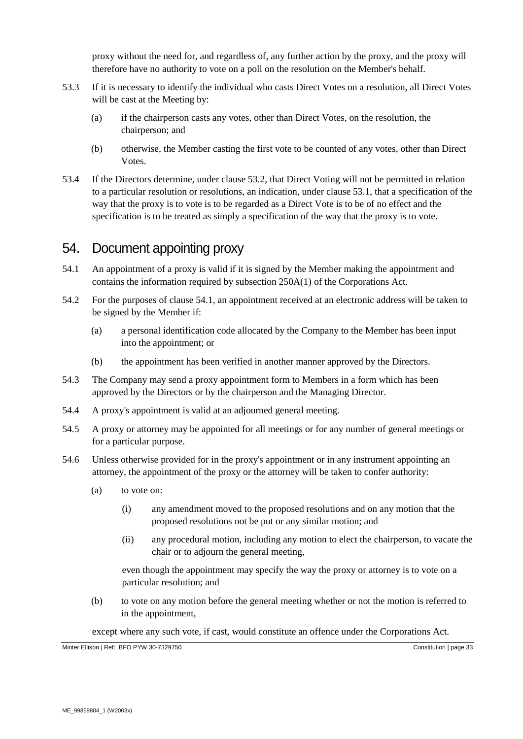proxy without the need for, and regardless of, any further action by the proxy, and the proxy will therefore have no authority to vote on a poll on the resolution on the Member's behalf.

53.3 If it is necessary to identify the individual who casts Direct Votes on a resolution, all Direct Votes will be cast at the Meeting by:

(a) if the chairperson casts any votes, other than Direct Votes, on the resolution, the chairperson; and

(b) otherwise, the Member casting the first vote to be counted of any votes, other than Direct Votes.

53.4 If the Directors determine, under clause 53.2, that Direct Voting will not be permitted in relation to a particular resolution or resolutions, an indication, under clause 53.1, that a specification of the way that the proxy is to vote is to be regarded as a Direct Vote is to be of no effect and the specification is to be treated as simply a specification of the way that the proxy is to vote.

## 54. Document appointing proxy

54.1 An appointment of a proxy is valid if it is signed by the Member making the appointment and contains the information required by subsection 250A(1) of the Corporations Act.

54.2 For the purposes of clause 54.1, an appointment received at an electronic address will be taken to be signed by the Member if:

(a) a personal identification code allocated by the Company to the Member has been input into the appointment; or

(b) the appointment has been verified in another manner approved by the Directors.

54.3 The Company may send a proxy appointment form to Members in a form which has been approved by the Directors or by the chairperson and the Managing Director.

54.4 A proxy's appointment is valid at an adjourned general meeting.

54.5 A proxy or attorney may be appointed for all meetings or for any number of general meetings or for a particular purpose.

54.6 Unless otherwise provided for in the proxy's appointment or in any instrument appointing an attorney, the appointment of the proxy or the attorney will be taken to confer authority:

(a) to vote on:

(i) any amendment moved to the proposed resolutions and on any motion that the proposed resolutions not be put or any similar motion; and

(ii) any procedural motion, including any motion to elect the chairperson, to vacate the chair or to adjourn the general meeting,

even though the appointment may specify the way the proxy or attorney is to vote on a particular resolution; and

(b) to vote on any motion before the general meeting whether or not the motion is referred to in the appointment,

except where any such vote, if cast, would constitute an offence under the Corporations Act.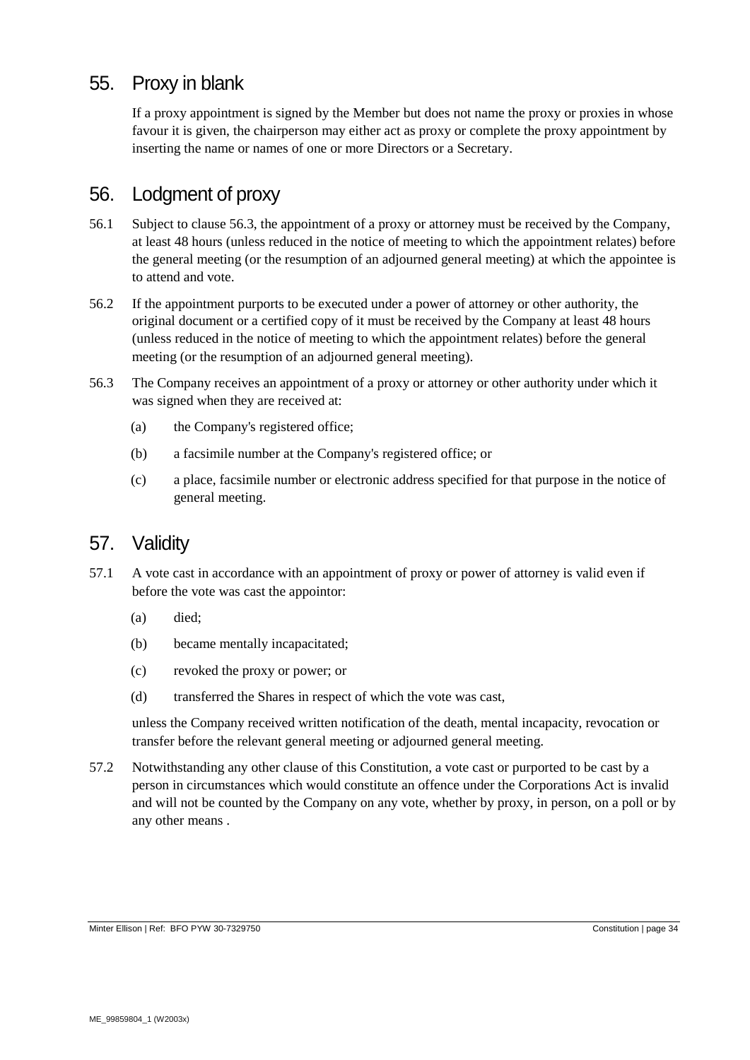## 55. Proxy in blank

If a proxy appointment is signed by the Member but does not name the proxy or proxies in whose favour it is given, the chairperson may either act as proxy or complete the proxy appointment by inserting the name or names of one or more Directors or a Secretary.

## 56. Lodgment of proxy

56.1 Subject to clause 56.3, the appointment of a proxy or attorney must be received by the Company, at least 48 hours (unless reduced in the notice of meeting to which the appointment relates) before the general meeting (or the resumption of an adjourned general meeting) at which the appointee is to attend and vote.

56.2 If the appointment purports to be executed under a power of attorney or other authority, the original document or a certified copy of it must be received by the Company at least 48 hours (unless reduced in the notice of meeting to which the appointment relates) before the general meeting (or the resumption of an adjourned general meeting).

56.3 The Company receives an appointment of a proxy or attorney or other authority under which it was signed when they are received at:

(a) the Company's registered office;

(b) a facsimile number at the Company's registered office; or

(c) a place, facsimile number or electronic address specified for that purpose in the notice of general meeting.

## 57. Validity

57.1 A vote cast in accordance with an appointment of proxy or power of attorney is valid even if before the vote was cast the appointor:

(a) died;

(b) became mentally incapacitated;

(c) revoked the proxy or power; or

(d) transferred the Shares in respect of which the vote was cast,

unless the Company received written notification of the death, mental incapacity, revocation or transfer before the relevant general meeting or adjourned general meeting.

57.2 Notwithstanding any other clause of this Constitution, a vote cast or purported to be cast by a person in circumstances which would constitute an offence under the Corporations Act is invalid and will not be counted by the Company on any vote, whether by proxy, in person, on a poll or by any other means .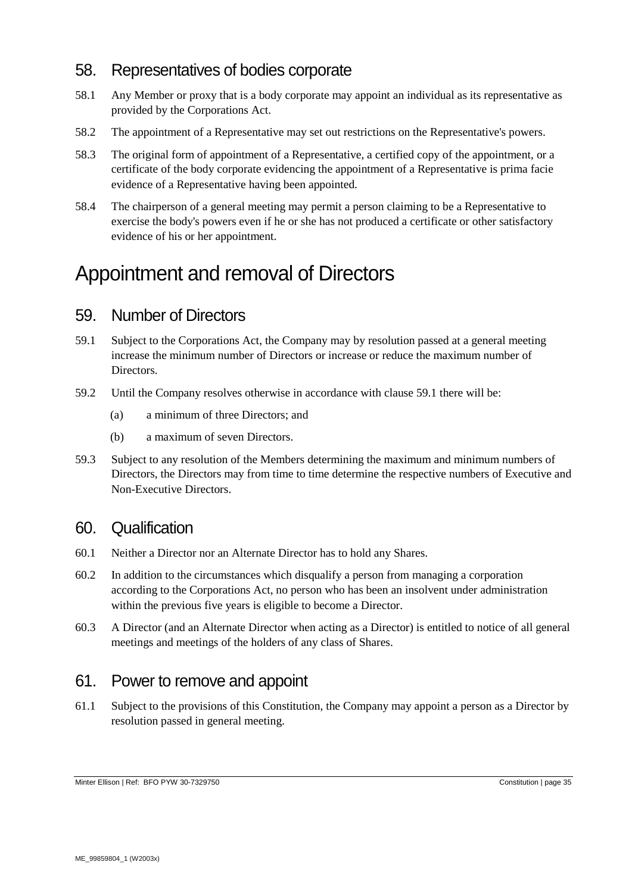## 58. Representatives of bodies corporate

58.1 Any Member or proxy that is a body corporate may appoint an individual as its representative as provided by the Corporations Act.

58.2 The appointment of a Representative may set out restrictions on the Representative's powers.

58.3 The original form of appointment of a Representative, a certified copy of the appointment, or a certificate of the body corporate evidencing the appointment of a Representative is prima facie evidence of a Representative having been appointed.

58.4 The chairperson of a general meeting may permit a person claiming to be a Representative to exercise the body's powers even if he or she has not produced a certificate or other satisfactory evidence of his or her appointment.

# Appointment and removal of Directors

## 59. Number of Directors

59.1 Subject to the Corporations Act, the Company may by resolution passed at a general meeting increase the minimum number of Directors or increase or reduce the maximum number of Directors.

59.2 Until the Company resolves otherwise in accordance with clause 59.1 there will be:

(a) a minimum of three Directors; and

(b) a maximum of seven Directors.

59.3 Subject to any resolution of the Members determining the maximum and minimum numbers of Directors, the Directors may from time to time determine the respective numbers of Executive and Non-Executive Directors.

## 60. Qualification

60.1 Neither a Director nor an Alternate Director has to hold any Shares.

60.2 In addition to the circumstances which disqualify a person from managing a corporation according to the Corporations Act, no person who has been an insolvent under administration within the previous five years is eligible to become a Director.

60.3 A Director (and an Alternate Director when acting as a Director) is entitled to notice of all general meetings and meetings of the holders of any class of Shares.

## 61. Power to remove and appoint

61.1 Subject to the provisions of this Constitution, the Company may appoint a person as a Director by resolution passed in general meeting.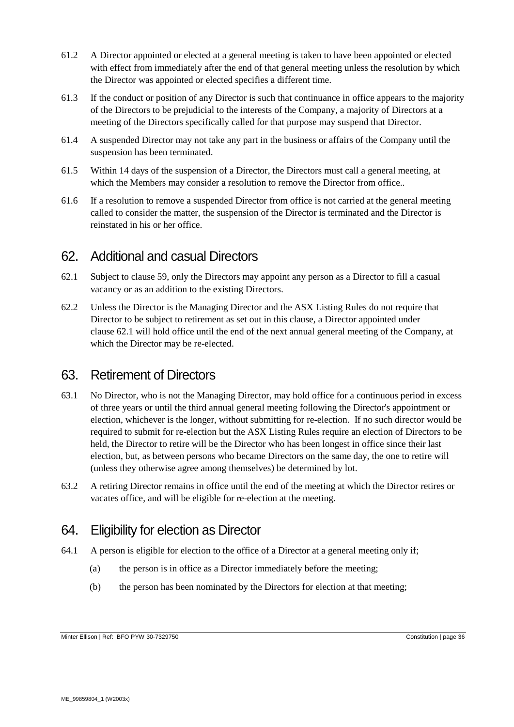61.2 A Director appointed or elected at a general meeting is taken to have been appointed or elected with effect from immediately after the end of that general meeting unless the resolution by which the Director was appointed or elected specifies a different time.

61.3 If the conduct or position of any Director is such that continuance in office appears to the majority of the Directors to be prejudicial to the interests of the Company, a majority of Directors at a meeting of the Directors specifically called for that purpose may suspend that Director.

61.4 A suspended Director may not take any part in the business or affairs of the Company until the suspension has been terminated.

61.5 Within 14 days of the suspension of a Director, the Directors must call a general meeting, at which the Members may consider a resolution to remove the Director from office..

61.6 If a resolution to remove a suspended Director from office is not carried at the general meeting called to consider the matter, the suspension of the Director is terminated and the Director is reinstated in his or her office.

## 62. Additional and casual Directors

62.1 Subject to clause 59, only the Directors may appoint any person as a Director to fill a casual vacancy or as an addition to the existing Directors.

62.2 Unless the Director is the Managing Director and the ASX Listing Rules do not require that Director to be subject to retirement as set out in this clause, a Director appointed under clause 62.1 will hold office until the end of the next annual general meeting of the Company, at which the Director may be re-elected.

## 63. Retirement of Directors

63.1 No Director, who is not the Managing Director, may hold office for a continuous period in excess of three years or until the third annual general meeting following the Director's appointment or election, whichever is the longer, without submitting for re-election. If no such director would be required to submit for re-election but the ASX Listing Rules require an election of Directors to be held, the Director to retire will be the Director who has been longest in office since their last election, but, as between persons who became Directors on the same day, the one to retire will (unless they otherwise agree among themselves) be determined by lot.

63.2 A retiring Director remains in office until the end of the meeting at which the Director retires or vacates office, and will be eligible for re-election at the meeting.

## 64. Eligibility for election as Director

64.1 A person is eligible for election to the office of a Director at a general meeting only if;

(a) the person is in office as a Director immediately before the meeting;

(b) the person has been nominated by the Directors for election at that meeting;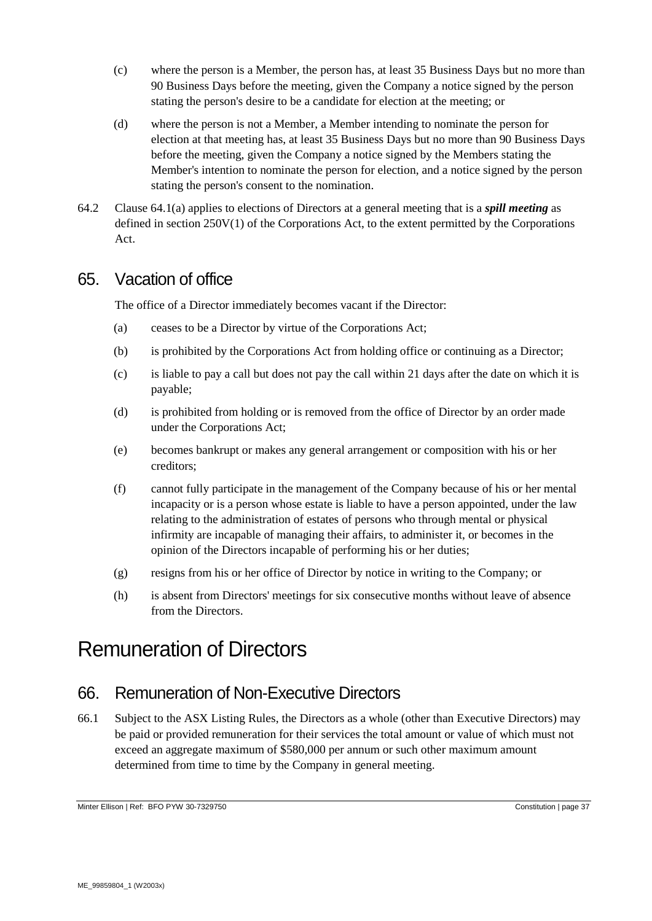(c) where the person is a Member, the person has, at least 35 Business Days but no more than 90 Business Days before the meeting, given the Company a notice signed by the person stating the person's desire to be a candidate for election at the meeting; or

(d) where the person is not a Member, a Member intending to nominate the person for election at that meeting has, at least 35 Business Days but no more than 90 Business Days before the meeting, given the Company a notice signed by the Members stating the Member's intention to nominate the person for election, and a notice signed by the person stating the person's consent to the nomination.

64.2 Clause 64.1(a) applies to elections of Directors at a general meeting that is a ***spill meeting*** as defined in section 250V(1) of the Corporations Act, to the extent permitted by the Corporations Act.

## 65. Vacation of office

The office of a Director immediately becomes vacant if the Director:

(a) ceases to be a Director by virtue of the Corporations Act;

(b) is prohibited by the Corporations Act from holding office or continuing as a Director;

(c) is liable to pay a call but does not pay the call within 21 days after the date on which it is payable;

(d) is prohibited from holding or is removed from the office of Director by an order made under the Corporations Act;

(e) becomes bankrupt or makes any general arrangement or composition with his or her creditors;

(f) cannot fully participate in the management of the Company because of his or her mental incapacity or is a person whose estate is liable to have a person appointed, under the law relating to the administration of estates of persons who through mental or physical infirmity are incapable of managing their affairs, to administer it, or becomes in the opinion of the Directors incapable of performing his or her duties;

(g) resigns from his or her office of Director by notice in writing to the Company; or

(h) is absent from Directors' meetings for six consecutive months without leave of absence from the Directors.

# Remuneration of Directors

## 66. Remuneration of Non-Executive Directors

66.1 Subject to the ASX Listing Rules, the Directors as a whole (other than Executive Directors) may be paid or provided remuneration for their services the total amount or value of which must not exceed an aggregate maximum of $580,000 per annum or such other maximum amount determined from time to time by the Company in general meeting.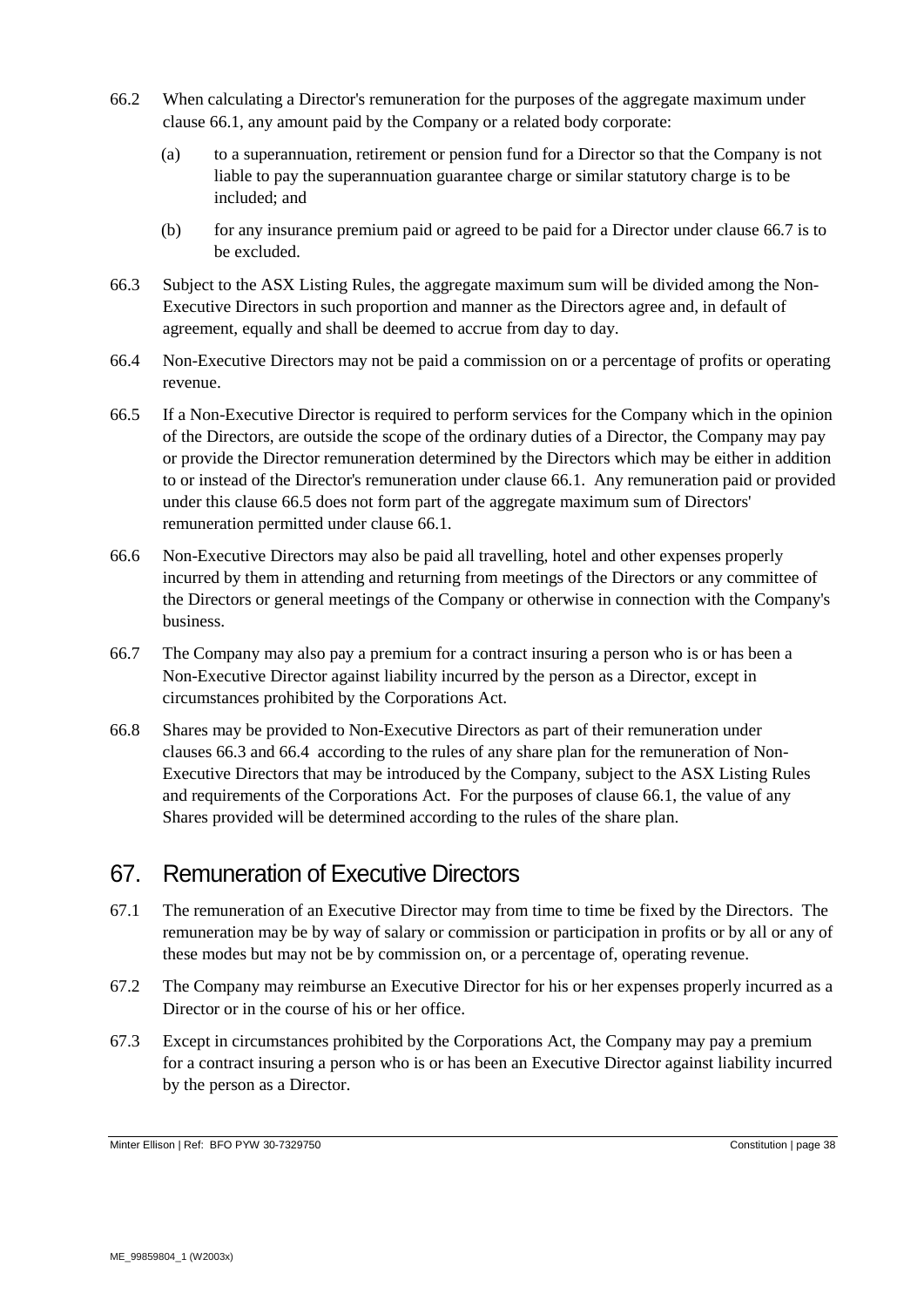66.2 When calculating a Director's remuneration for the purposes of the aggregate maximum under clause 66.1, any amount paid by the Company or a related body corporate:

(a) to a superannuation, retirement or pension fund for a Director so that the Company is not liable to pay the superannuation guarantee charge or similar statutory charge is to be included; and

(b) for any insurance premium paid or agreed to be paid for a Director under clause 66.7 is to be excluded.

66.3 Subject to the ASX Listing Rules, the aggregate maximum sum will be divided among the Non-Executive Directors in such proportion and manner as the Directors agree and, in default of agreement, equally and shall be deemed to accrue from day to day.

66.4 Non-Executive Directors may not be paid a commission on or a percentage of profits or operating revenue.

66.5 If a Non-Executive Director is required to perform services for the Company which in the opinion of the Directors, are outside the scope of the ordinary duties of a Director, the Company may pay or provide the Director remuneration determined by the Directors which may be either in addition to or instead of the Director's remuneration under clause 66.1. Any remuneration paid or provided under this clause 66.5 does not form part of the aggregate maximum sum of Directors' remuneration permitted under clause 66.1.

66.6 Non-Executive Directors may also be paid all travelling, hotel and other expenses properly incurred by them in attending and returning from meetings of the Directors or any committee of the Directors or general meetings of the Company or otherwise in connection with the Company's business.

66.7 The Company may also pay a premium for a contract insuring a person who is or has been a Non-Executive Director against liability incurred by the person as a Director, except in circumstances prohibited by the Corporations Act.

66.8 Shares may be provided to Non-Executive Directors as part of their remuneration under clauses 66.3 and 66.4 according to the rules of any share plan for the remuneration of Non-Executive Directors that may be introduced by the Company, subject to the ASX Listing Rules and requirements of the Corporations Act. For the purposes of clause 66.1, the value of any Shares provided will be determined according to the rules of the share plan.

## 67. Remuneration of Executive Directors

67.1 The remuneration of an Executive Director may from time to time be fixed by the Directors. The remuneration may be by way of salary or commission or participation in profits or by all or any of these modes but may not be by commission on, or a percentage of, operating revenue.

67.2 The Company may reimburse an Executive Director for his or her expenses properly incurred as a Director or in the course of his or her office.

67.3 Except in circumstances prohibited by the Corporations Act, the Company may pay a premium for a contract insuring a person who is or has been an Executive Director against liability incurred by the person as a Director.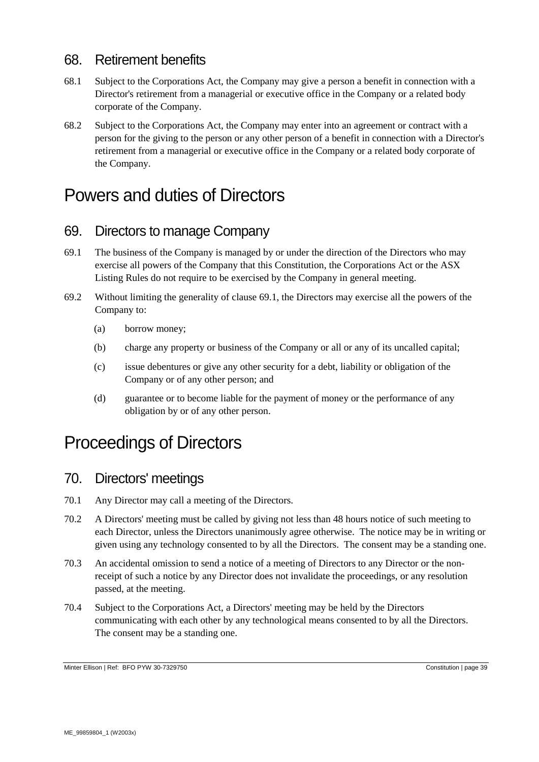## 68. Retirement benefits

68.1 Subject to the Corporations Act, the Company may give a person a benefit in connection with a Director's retirement from a managerial or executive office in the Company or a related body corporate of the Company.

68.2 Subject to the Corporations Act, the Company may enter into an agreement or contract with a person for the giving to the person or any other person of a benefit in connection with a Director's retirement from a managerial or executive office in the Company or a related body corporate of the Company.

# Powers and duties of Directors

## 69. Directors to manage Company

69.1 The business of the Company is managed by or under the direction of the Directors who may exercise all powers of the Company that this Constitution, the Corporations Act or the ASX Listing Rules do not require to be exercised by the Company in general meeting.

69.2 Without limiting the generality of clause 69.1, the Directors may exercise all the powers of the Company to:

(a) borrow money;

(b) charge any property or business of the Company or all or any of its uncalled capital;

(c) issue debentures or give any other security for a debt, liability or obligation of the Company or of any other person; and

(d) guarantee or to become liable for the payment of money or the performance of any obligation by or of any other person.

# Proceedings of Directors

## 70. Directors' meetings

70.1 Any Director may call a meeting of the Directors.

70.2 A Directors' meeting must be called by giving not less than 48 hours notice of such meeting to each Director, unless the Directors unanimously agree otherwise. The notice may be in writing or given using any technology consented to by all the Directors. The consent may be a standing one.

70.3 An accidental omission to send a notice of a meeting of Directors to any Director or the non-receipt of such a notice by any Director does not invalidate the proceedings, or any resolution passed, at the meeting.

70.4 Subject to the Corporations Act, a Directors' meeting may be held by the Directors communicating with each other by any technological means consented to by all the Directors. The consent may be a standing one.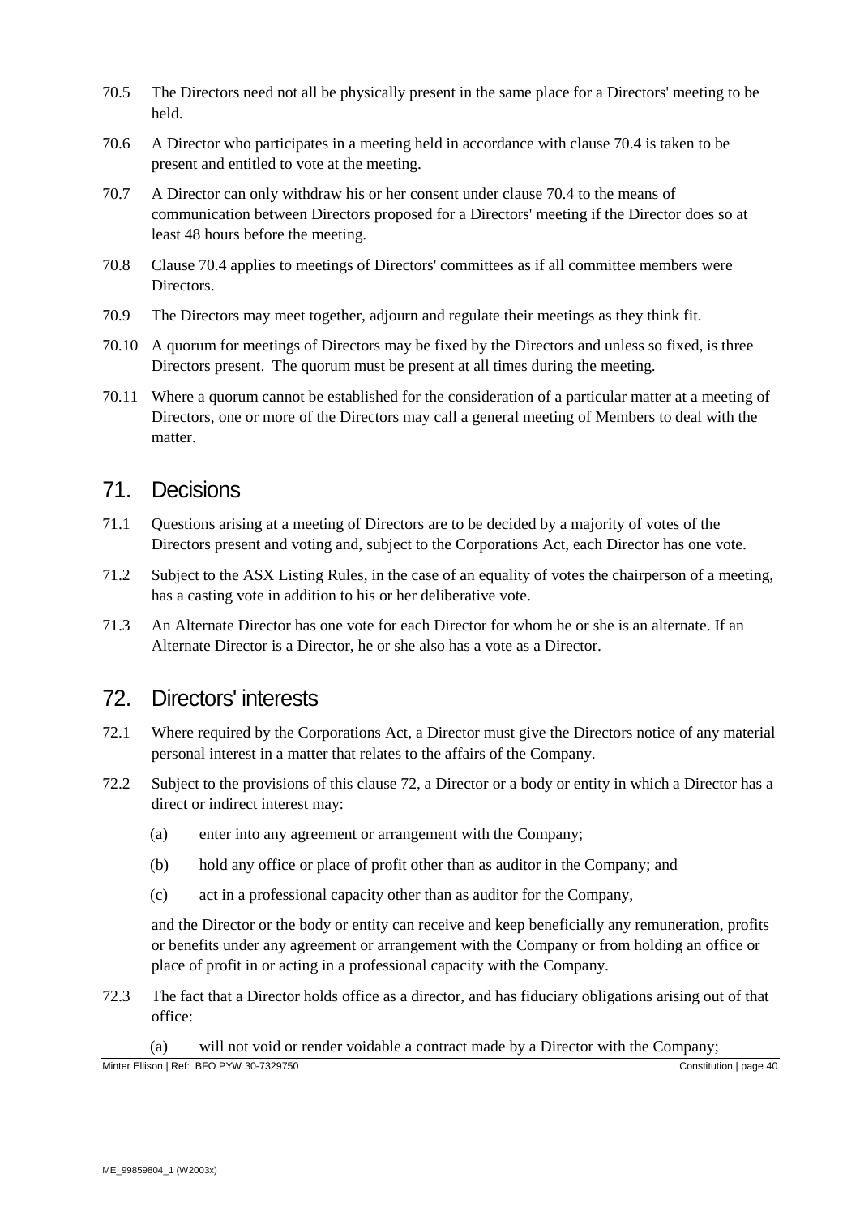70.5 The Directors need not all be physically present in the same place for a Directors' meeting to be held.

70.6 A Director who participates in a meeting held in accordance with clause 70.4 is taken to be present and entitled to vote at the meeting.

70.7 A Director can only withdraw his or her consent under clause 70.4 to the means of communication between Directors proposed for a Directors' meeting if the Director does so at least 48 hours before the meeting.

70.8 Clause 70.4 applies to meetings of Directors' committees as if all committee members were Directors.

70.9 The Directors may meet together, adjourn and regulate their meetings as they think fit.

70.10 A quorum for meetings of Directors may be fixed by the Directors and unless so fixed, is three Directors present. The quorum must be present at all times during the meeting.

70.11 Where a quorum cannot be established for the consideration of a particular matter at a meeting of Directors, one or more of the Directors may call a general meeting of Members to deal with the matter.

## 71. Decisions

71.1 Questions arising at a meeting of Directors are to be decided by a majority of votes of the Directors present and voting and, subject to the Corporations Act, each Director has one vote.

71.2 Subject to the ASX Listing Rules, in the case of an equality of votes the chairperson of a meeting, has a casting vote in addition to his or her deliberative vote.

71.3 An Alternate Director has one vote for each Director for whom he or she is an alternate. If an Alternate Director is a Director, he or she also has a vote as a Director.

## 72. Directors' interests

72.1 Where required by the Corporations Act, a Director must give the Directors notice of any material personal interest in a matter that relates to the affairs of the Company.

72.2 Subject to the provisions of this clause 72, a Director or a body or entity in which a Director has a direct or indirect interest may:

(a) enter into any agreement or arrangement with the Company;

(b) hold any office or place of profit other than as auditor in the Company; and

(c) act in a professional capacity other than as auditor for the Company,

and the Director or the body or entity can receive and keep beneficially any remuneration, profits or benefits under any agreement or arrangement with the Company or from holding an office or place of profit in or acting in a professional capacity with the Company.

72.3 The fact that a Director holds office as a director, and has fiduciary obligations arising out of that office:

(a) will not void or render voidable a contract made by a Director with the Company;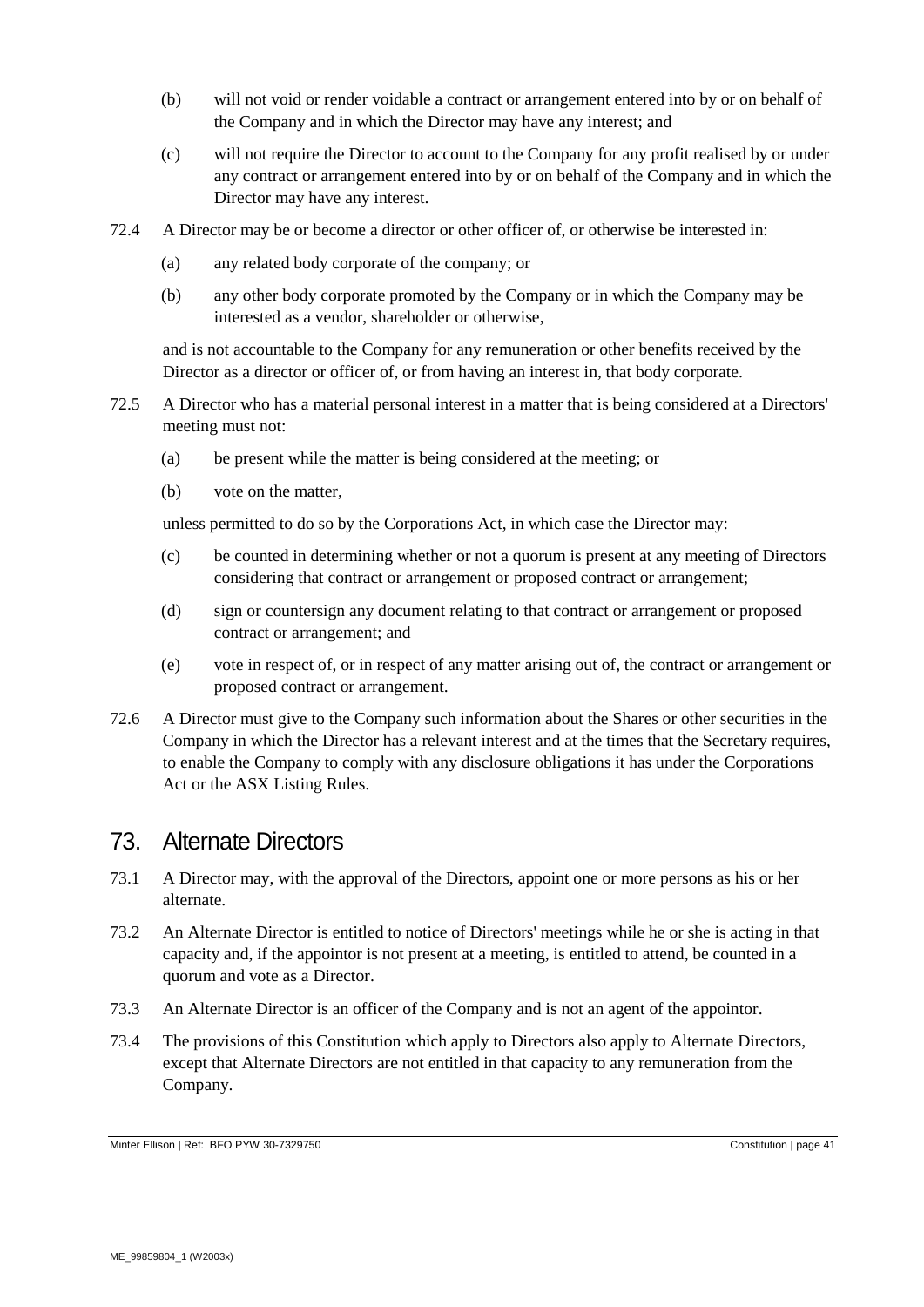(b) will not void or render voidable a contract or arrangement entered into by or on behalf of the Company and in which the Director may have any interest; and

(c) will not require the Director to account to the Company for any profit realised by or under any contract or arrangement entered into by or on behalf of the Company and in which the Director may have any interest.

72.4 A Director may be or become a director or other officer of, or otherwise be interested in:

(a) any related body corporate of the company; or

(b) any other body corporate promoted by the Company or in which the Company may be interested as a vendor, shareholder or otherwise,

and is not accountable to the Company for any remuneration or other benefits received by the Director as a director or officer of, or from having an interest in, that body corporate.

72.5 A Director who has a material personal interest in a matter that is being considered at a Directors' meeting must not:

(a) be present while the matter is being considered at the meeting; or

(b) vote on the matter,

unless permitted to do so by the Corporations Act, in which case the Director may:

(c) be counted in determining whether or not a quorum is present at any meeting of Directors considering that contract or arrangement or proposed contract or arrangement;

(d) sign or countersign any document relating to that contract or arrangement or proposed contract or arrangement; and

(e) vote in respect of, or in respect of any matter arising out of, the contract or arrangement or proposed contract or arrangement.

72.6 A Director must give to the Company such information about the Shares or other securities in the Company in which the Director has a relevant interest and at the times that the Secretary requires, to enable the Company to comply with any disclosure obligations it has under the Corporations Act or the ASX Listing Rules.

## 73. Alternate Directors

73.1 A Director may, with the approval of the Directors, appoint one or more persons as his or her alternate.

73.2 An Alternate Director is entitled to notice of Directors' meetings while he or she is acting in that capacity and, if the appointor is not present at a meeting, is entitled to attend, be counted in a quorum and vote as a Director.

73.3 An Alternate Director is an officer of the Company and is not an agent of the appointor.

73.4 The provisions of this Constitution which apply to Directors also apply to Alternate Directors, except that Alternate Directors are not entitled in that capacity to any remuneration from the Company.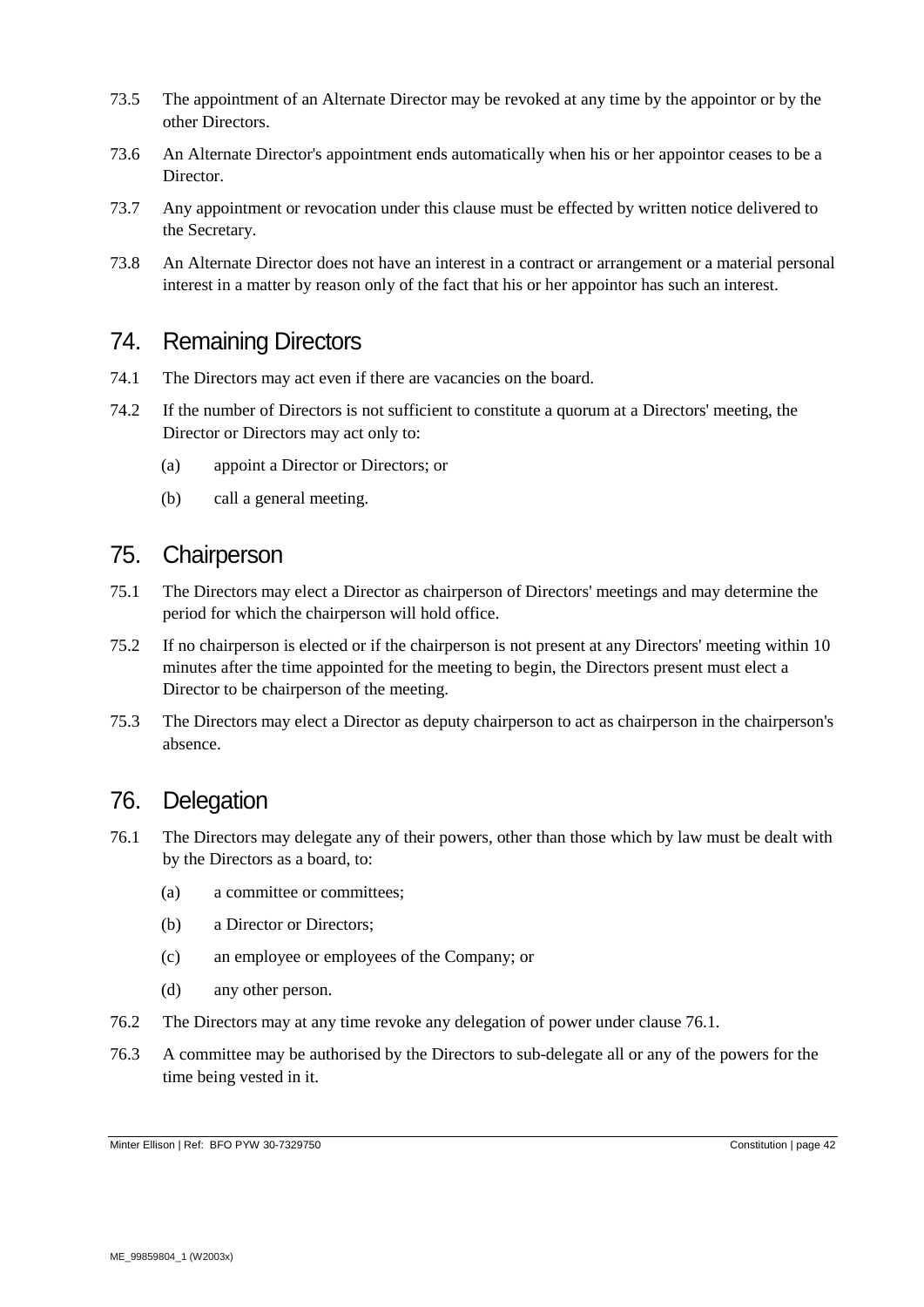73.5 The appointment of an Alternate Director may be revoked at any time by the appointor or by the other Directors.

73.6 An Alternate Director's appointment ends automatically when his or her appointor ceases to be a Director.

73.7 Any appointment or revocation under this clause must be effected by written notice delivered to the Secretary.

73.8 An Alternate Director does not have an interest in a contract or arrangement or a material personal interest in a matter by reason only of the fact that his or her appointor has such an interest.

## 74. Remaining Directors

74.1 The Directors may act even if there are vacancies on the board.

74.2 If the number of Directors is not sufficient to constitute a quorum at a Directors' meeting, the Director or Directors may act only to:

- (a) appoint a Director or Directors; or
- (b) call a general meeting.

## 75. Chairperson

75.1 The Directors may elect a Director as chairperson of Directors' meetings and may determine the period for which the chairperson will hold office.

75.2 If no chairperson is elected or if the chairperson is not present at any Directors' meeting within 10 minutes after the time appointed for the meeting to begin, the Directors present must elect a Director to be chairperson of the meeting.

75.3 The Directors may elect a Director as deputy chairperson to act as chairperson in the chairperson's absence.

## 76. Delegation

76.1 The Directors may delegate any of their powers, other than those which by law must be dealt with by the Directors as a board, to:

- (a) a committee or committees;
- (b) a Director or Directors;
- (c) an employee or employees of the Company; or
- (d) any other person.

76.2 The Directors may at any time revoke any delegation of power under clause 76.1.

76.3 A committee may be authorised by the Directors to sub-delegate all or any of the powers for the time being vested in it.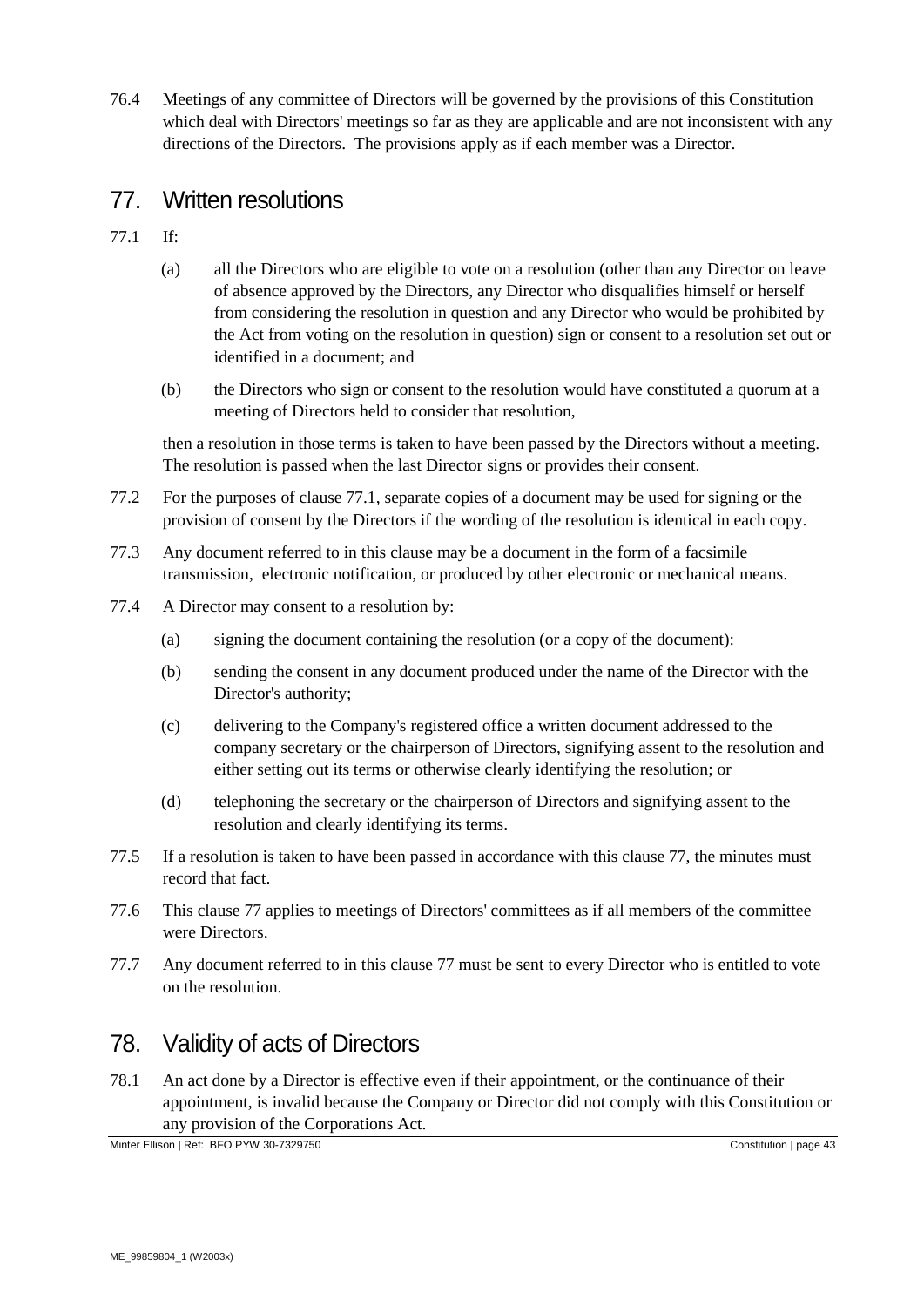76.4 Meetings of any committee of Directors will be governed by the provisions of this Constitution which deal with Directors' meetings so far as they are applicable and are not inconsistent with any directions of the Directors. The provisions apply as if each member was a Director.

## 77. Written resolutions

77.1 If:

(a) all the Directors who are eligible to vote on a resolution (other than any Director on leave of absence approved by the Directors, any Director who disqualifies himself or herself from considering the resolution in question and any Director who would be prohibited by the Act from voting on the resolution in question) sign or consent to a resolution set out or identified in a document; and

(b) the Directors who sign or consent to the resolution would have constituted a quorum at a meeting of Directors held to consider that resolution,

then a resolution in those terms is taken to have been passed by the Directors without a meeting. The resolution is passed when the last Director signs or provides their consent.

77.2 For the purposes of clause 77.1, separate copies of a document may be used for signing or the provision of consent by the Directors if the wording of the resolution is identical in each copy.

77.3 Any document referred to in this clause may be a document in the form of a facsimile transmission, electronic notification, or produced by other electronic or mechanical means.

77.4 A Director may consent to a resolution by:

(a) signing the document containing the resolution (or a copy of the document):

(b) sending the consent in any document produced under the name of the Director with the Director's authority;

(c) delivering to the Company's registered office a written document addressed to the company secretary or the chairperson of Directors, signifying assent to the resolution and either setting out its terms or otherwise clearly identifying the resolution; or

(d) telephoning the secretary or the chairperson of Directors and signifying assent to the resolution and clearly identifying its terms.

77.5 If a resolution is taken to have been passed in accordance with this clause 77, the minutes must record that fact.

77.6 This clause 77 applies to meetings of Directors' committees as if all members of the committee were Directors.

77.7 Any document referred to in this clause 77 must be sent to every Director who is entitled to vote on the resolution.

## 78. Validity of acts of Directors

78.1 An act done by a Director is effective even if their appointment, or the continuance of their appointment, is invalid because the Company or Director did not comply with this Constitution or any provision of the Corporations Act.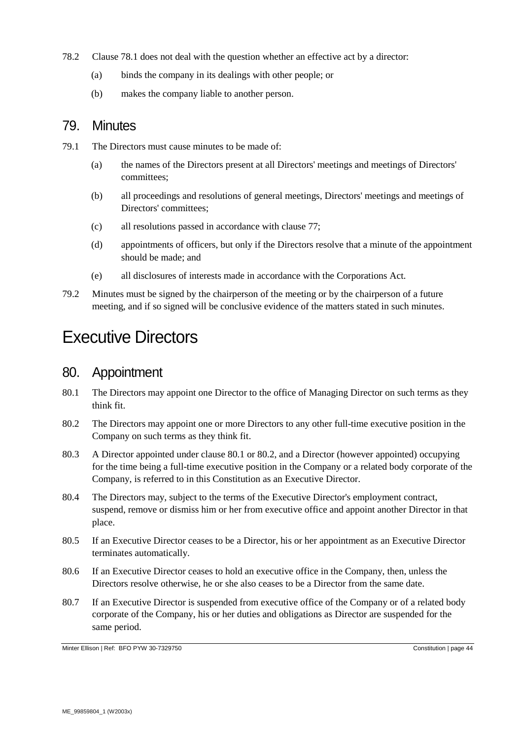78.2 Clause 78.1 does not deal with the question whether an effective act by a director:

(a) binds the company in its dealings with other people; or

(b) makes the company liable to another person.

## 79. Minutes

79.1 The Directors must cause minutes to be made of:

(a) the names of the Directors present at all Directors' meetings and meetings of Directors' committees;

(b) all proceedings and resolutions of general meetings, Directors' meetings and meetings of Directors' committees;

(c) all resolutions passed in accordance with clause 77;

(d) appointments of officers, but only if the Directors resolve that a minute of the appointment should be made; and

(e) all disclosures of interests made in accordance with the Corporations Act.

79.2 Minutes must be signed by the chairperson of the meeting or by the chairperson of a future meeting, and if so signed will be conclusive evidence of the matters stated in such minutes.

# Executive Directors

## 80. Appointment

80.1 The Directors may appoint one Director to the office of Managing Director on such terms as they think fit.

80.2 The Directors may appoint one or more Directors to any other full-time executive position in the Company on such terms as they think fit.

80.3 A Director appointed under clause 80.1 or 80.2, and a Director (however appointed) occupying for the time being a full-time executive position in the Company or a related body corporate of the Company, is referred to in this Constitution as an Executive Director.

80.4 The Directors may, subject to the terms of the Executive Director's employment contract, suspend, remove or dismiss him or her from executive office and appoint another Director in that place.

80.5 If an Executive Director ceases to be a Director, his or her appointment as an Executive Director terminates automatically.

80.6 If an Executive Director ceases to hold an executive office in the Company, then, unless the Directors resolve otherwise, he or she also ceases to be a Director from the same date.

80.7 If an Executive Director is suspended from executive office of the Company or of a related body corporate of the Company, his or her duties and obligations as Director are suspended for the same period.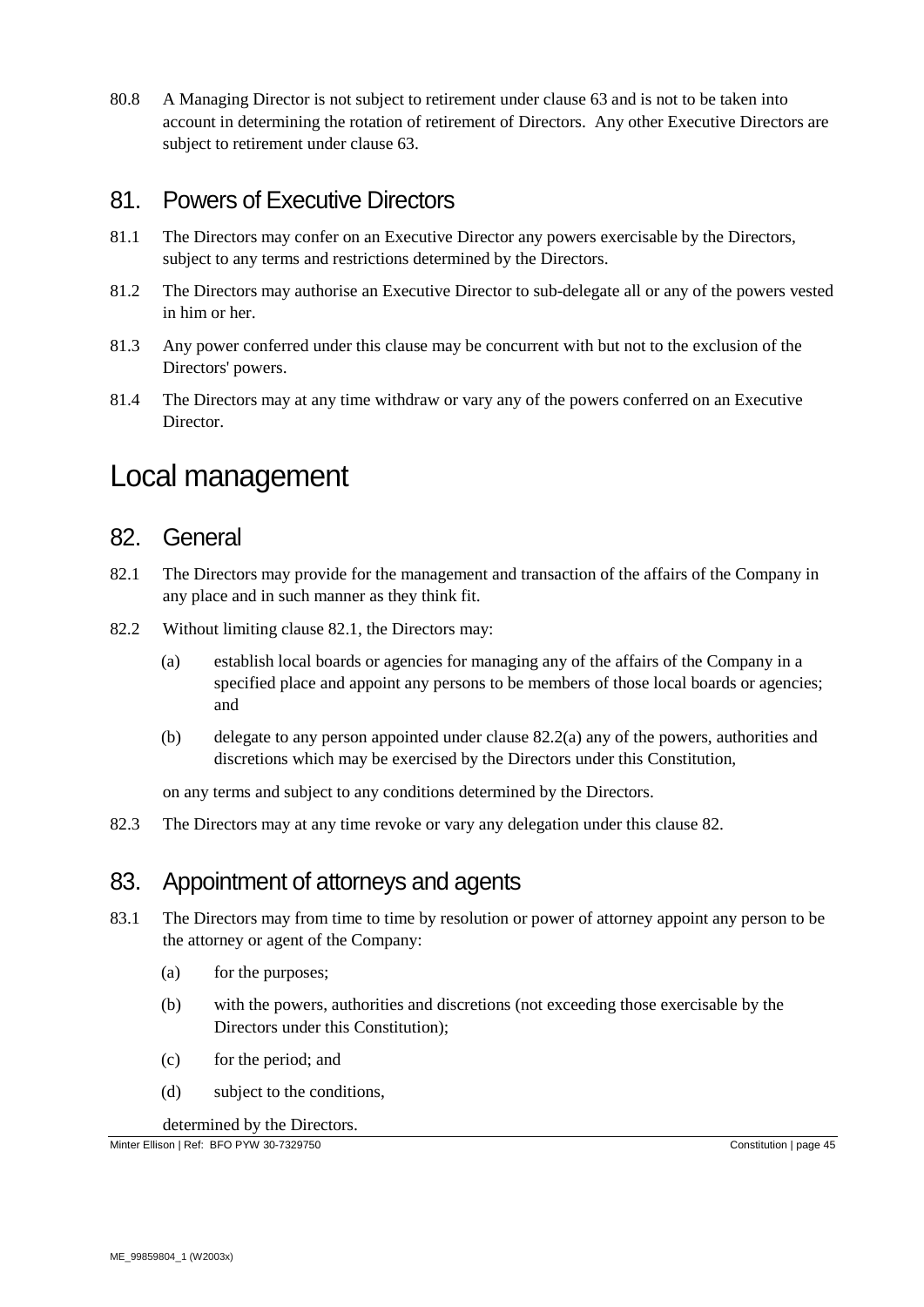80.8 A Managing Director is not subject to retirement under clause 63 and is not to be taken into account in determining the rotation of retirement of Directors. Any other Executive Directors are subject to retirement under clause 63.

## 81. Powers of Executive Directors

81.1 The Directors may confer on an Executive Director any powers exercisable by the Directors, subject to any terms and restrictions determined by the Directors.

81.2 The Directors may authorise an Executive Director to sub-delegate all or any of the powers vested in him or her.

81.3 Any power conferred under this clause may be concurrent with but not to the exclusion of the Directors' powers.

81.4 The Directors may at any time withdraw or vary any of the powers conferred on an Executive Director.

# Local management

## 82. General

82.1 The Directors may provide for the management and transaction of the affairs of the Company in any place and in such manner as they think fit.

82.2 Without limiting clause 82.1, the Directors may:

(a) establish local boards or agencies for managing any of the affairs of the Company in a specified place and appoint any persons to be members of those local boards or agencies; and

(b) delegate to any person appointed under clause 82.2(a) any of the powers, authorities and discretions which may be exercised by the Directors under this Constitution,

on any terms and subject to any conditions determined by the Directors.

82.3 The Directors may at any time revoke or vary any delegation under this clause 82.

## 83. Appointment of attorneys and agents

83.1 The Directors may from time to time by resolution or power of attorney appoint any person to be the attorney or agent of the Company:

(a) for the purposes;

(b) with the powers, authorities and discretions (not exceeding those exercisable by the Directors under this Constitution);

(c) for the period; and

(d) subject to the conditions,

determined by the Directors.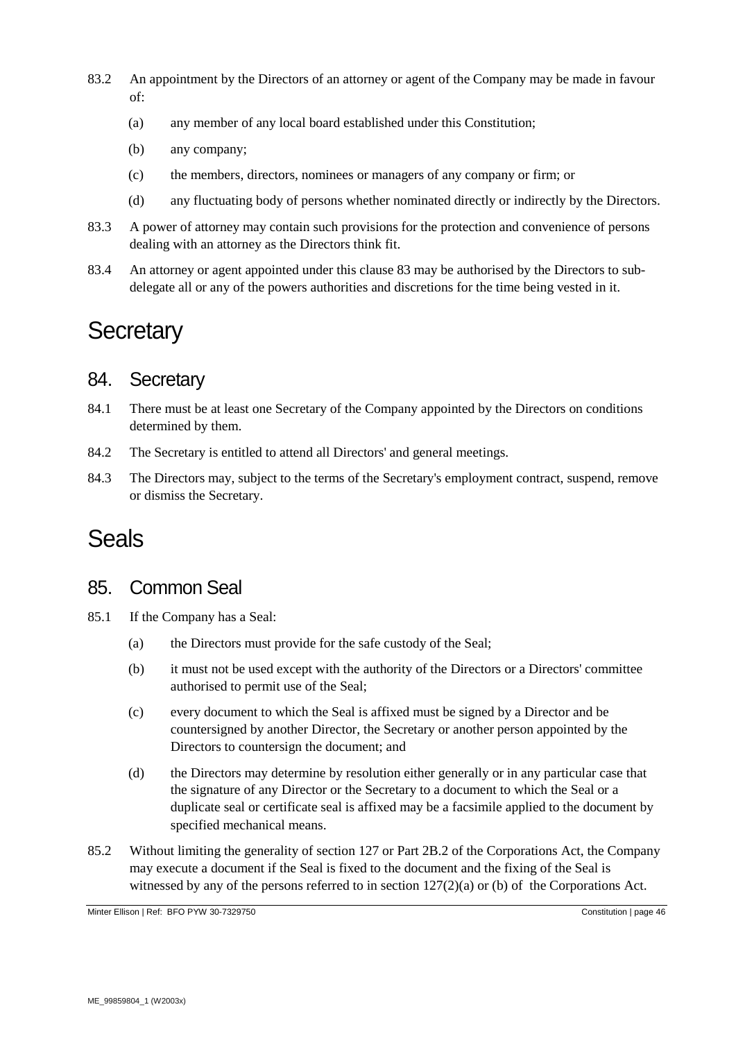83.2 An appointment by the Directors of an attorney or agent of the Company may be made in favour of:

(a) any member of any local board established under this Constitution;

(b) any company;

(c) the members, directors, nominees or managers of any company or firm; or

(d) any fluctuating body of persons whether nominated directly or indirectly by the Directors.

83.3 A power of attorney may contain such provisions for the protection and convenience of persons dealing with an attorney as the Directors think fit.

83.4 An attorney or agent appointed under this clause 83 may be authorised by the Directors to sub-delegate all or any of the powers authorities and discretions for the time being vested in it.

# Secretary

## 84. Secretary

84.1 There must be at least one Secretary of the Company appointed by the Directors on conditions determined by them.

84.2 The Secretary is entitled to attend all Directors' and general meetings.

84.3 The Directors may, subject to the terms of the Secretary's employment contract, suspend, remove or dismiss the Secretary.

# Seals

## 85. Common Seal

85.1 If the Company has a Seal:

(a) the Directors must provide for the safe custody of the Seal;

(b) it must not be used except with the authority of the Directors or a Directors' committee authorised to permit use of the Seal;

(c) every document to which the Seal is affixed must be signed by a Director and be countersigned by another Director, the Secretary or another person appointed by the Directors to countersign the document; and

(d) the Directors may determine by resolution either generally or in any particular case that the signature of any Director or the Secretary to a document to which the Seal or a duplicate seal or certificate seal is affixed may be a facsimile applied to the document by specified mechanical means.

85.2 Without limiting the generality of section 127 or Part 2B.2 of the Corporations Act, the Company may execute a document if the Seal is fixed to the document and the fixing of the Seal is witnessed by any of the persons referred to in section 127(2)(a) or (b) of the Corporations Act.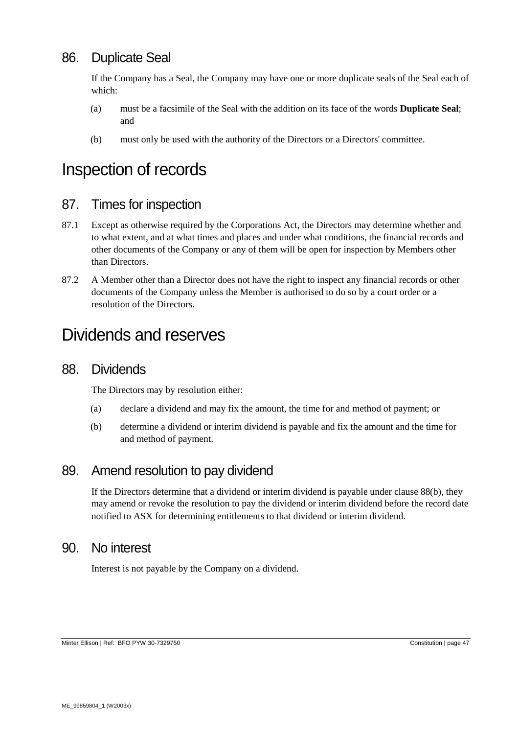## 86. Duplicate Seal

If the Company has a Seal, the Company may have one or more duplicate seals of the Seal each of which:

(a) must be a facsimile of the Seal with the addition on its face of the words **Duplicate Seal**; and

(b) must only be used with the authority of the Directors or a Directors' committee.

# Inspection of records

## 87. Times for inspection

87.1 Except as otherwise required by the Corporations Act, the Directors may determine whether and to what extent, and at what times and places and under what conditions, the financial records and other documents of the Company or any of them will be open for inspection by Members other than Directors.

87.2 A Member other than a Director does not have the right to inspect any financial records or other documents of the Company unless the Member is authorised to do so by a court order or a resolution of the Directors.

# Dividends and reserves

## 88. Dividends

The Directors may by resolution either:

(a) declare a dividend and may fix the amount, the time for and method of payment; or

(b) determine a dividend or interim dividend is payable and fix the amount and the time for and method of payment.

## 89. Amend resolution to pay dividend

If the Directors determine that a dividend or interim dividend is payable under clause 88(b), they may amend or revoke the resolution to pay the dividend or interim dividend before the record date notified to ASX for determining entitlements to that dividend or interim dividend.

## 90. No interest

Interest is not payable by the Company on a dividend.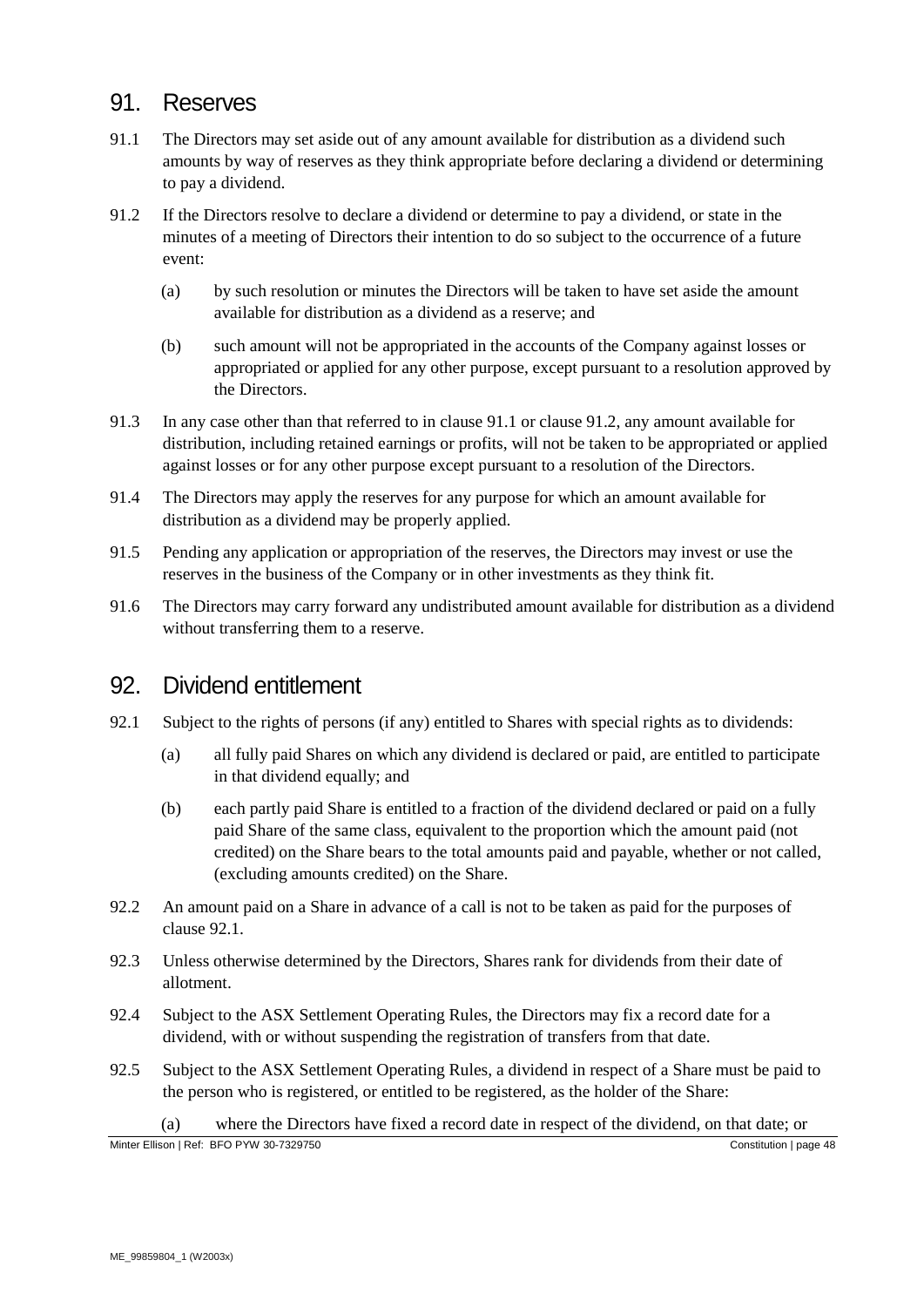## 91. Reserves

91.1 The Directors may set aside out of any amount available for distribution as a dividend such amounts by way of reserves as they think appropriate before declaring a dividend or determining to pay a dividend.

91.2 If the Directors resolve to declare a dividend or determine to pay a dividend, or state in the minutes of a meeting of Directors their intention to do so subject to the occurrence of a future event:

(a) by such resolution or minutes the Directors will be taken to have set aside the amount available for distribution as a dividend as a reserve; and

(b) such amount will not be appropriated in the accounts of the Company against losses or appropriated or applied for any other purpose, except pursuant to a resolution approved by the Directors.

91.3 In any case other than that referred to in clause 91.1 or clause 91.2, any amount available for distribution, including retained earnings or profits, will not be taken to be appropriated or applied against losses or for any other purpose except pursuant to a resolution of the Directors.

91.4 The Directors may apply the reserves for any purpose for which an amount available for distribution as a dividend may be properly applied.

91.5 Pending any application or appropriation of the reserves, the Directors may invest or use the reserves in the business of the Company or in other investments as they think fit.

91.6 The Directors may carry forward any undistributed amount available for distribution as a dividend without transferring them to a reserve.

## 92. Dividend entitlement

92.1 Subject to the rights of persons (if any) entitled to Shares with special rights as to dividends:

(a) all fully paid Shares on which any dividend is declared or paid, are entitled to participate in that dividend equally; and

(b) each partly paid Share is entitled to a fraction of the dividend declared or paid on a fully paid Share of the same class, equivalent to the proportion which the amount paid (not credited) on the Share bears to the total amounts paid and payable, whether or not called, (excluding amounts credited) on the Share.

92.2 An amount paid on a Share in advance of a call is not to be taken as paid for the purposes of clause 92.1.

92.3 Unless otherwise determined by the Directors, Shares rank for dividends from their date of allotment.

92.4 Subject to the ASX Settlement Operating Rules, the Directors may fix a record date for a dividend, with or without suspending the registration of transfers from that date.

92.5 Subject to the ASX Settlement Operating Rules, a dividend in respect of a Share must be paid to the person who is registered, or entitled to be registered, as the holder of the Share:

(a) where the Directors have fixed a record date in respect of the dividend, on that date; or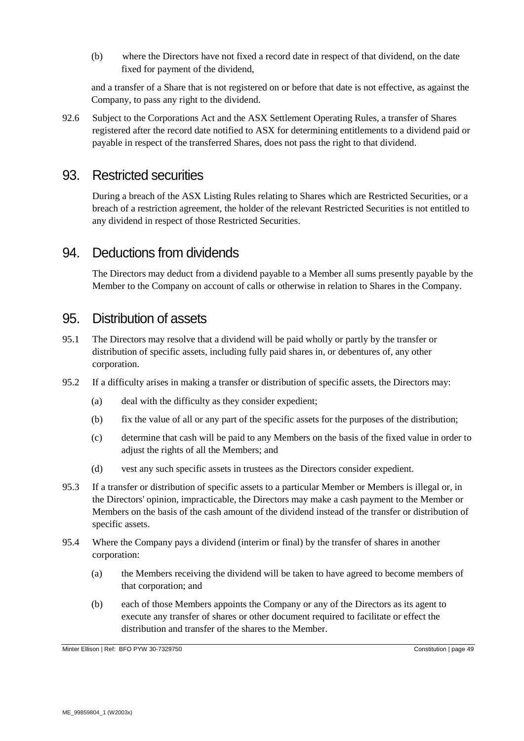(b) where the Directors have not fixed a record date in respect of that dividend, on the date fixed for payment of the dividend,

and a transfer of a Share that is not registered on or before that date is not effective, as against the Company, to pass any right to the dividend.

92.6 Subject to the Corporations Act and the ASX Settlement Operating Rules, a transfer of Shares registered after the record date notified to ASX for determining entitlements to a dividend paid or payable in respect of the transferred Shares, does not pass the right to that dividend.

## 93. Restricted securities

During a breach of the ASX Listing Rules relating to Shares which are Restricted Securities, or a breach of a restriction agreement, the holder of the relevant Restricted Securities is not entitled to any dividend in respect of those Restricted Securities.

## 94. Deductions from dividends

The Directors may deduct from a dividend payable to a Member all sums presently payable by the Member to the Company on account of calls or otherwise in relation to Shares in the Company.

## 95. Distribution of assets

95.1 The Directors may resolve that a dividend will be paid wholly or partly by the transfer or distribution of specific assets, including fully paid shares in, or debentures of, any other corporation.

95.2 If a difficulty arises in making a transfer or distribution of specific assets, the Directors may:

(a) deal with the difficulty as they consider expedient;

(b) fix the value of all or any part of the specific assets for the purposes of the distribution;

(c) determine that cash will be paid to any Members on the basis of the fixed value in order to adjust the rights of all the Members; and

(d) vest any such specific assets in trustees as the Directors consider expedient.

95.3 If a transfer or distribution of specific assets to a particular Member or Members is illegal or, in the Directors' opinion, impracticable, the Directors may make a cash payment to the Member or Members on the basis of the cash amount of the dividend instead of the transfer or distribution of specific assets.

95.4 Where the Company pays a dividend (interim or final) by the transfer of shares in another corporation:

(a) the Members receiving the dividend will be taken to have agreed to become members of that corporation; and

(b) each of those Members appoints the Company or any of the Directors as its agent to execute any transfer of shares or other document required to facilitate or effect the distribution and transfer of the shares to the Member.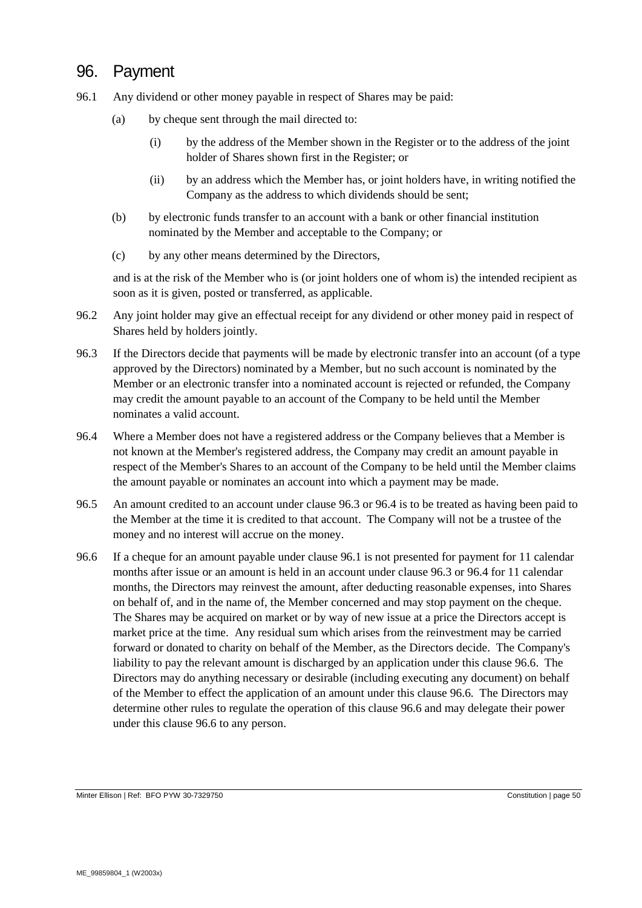# 96. Payment

96.1 Any dividend or other money payable in respect of Shares may be paid:

- (a) by cheque sent through the mail directed to:
  - (i) by the address of the Member shown in the Register or to the address of the joint holder of Shares shown first in the Register; or
  - (ii) by an address which the Member has, or joint holders have, in writing notified the Company as the address to which dividends should be sent;
- (b) by electronic funds transfer to an account with a bank or other financial institution nominated by the Member and acceptable to the Company; or
- (c) by any other means determined by the Directors,

and is at the risk of the Member who is (or joint holders one of whom is) the intended recipient as soon as it is given, posted or transferred, as applicable.

96.2 Any joint holder may give an effectual receipt for any dividend or other money paid in respect of Shares held by holders jointly.

96.3 If the Directors decide that payments will be made by electronic transfer into an account (of a type approved by the Directors) nominated by a Member, but no such account is nominated by the Member or an electronic transfer into a nominated account is rejected or refunded, the Company may credit the amount payable to an account of the Company to be held until the Member nominates a valid account.

96.4 Where a Member does not have a registered address or the Company believes that a Member is not known at the Member's registered address, the Company may credit an amount payable in respect of the Member's Shares to an account of the Company to be held until the Member claims the amount payable or nominates an account into which a payment may be made.

96.5 An amount credited to an account under clause 96.3 or 96.4 is to be treated as having been paid to the Member at the time it is credited to that account. The Company will not be a trustee of the money and no interest will accrue on the money.

96.6 If a cheque for an amount payable under clause 96.1 is not presented for payment for 11 calendar months after issue or an amount is held in an account under clause 96.3 or 96.4 for 11 calendar months, the Directors may reinvest the amount, after deducting reasonable expenses, into Shares on behalf of, and in the name of, the Member concerned and may stop payment on the cheque. The Shares may be acquired on market or by way of new issue at a price the Directors accept is market price at the time. Any residual sum which arises from the reinvestment may be carried forward or donated to charity on behalf of the Member, as the Directors decide. The Company's liability to pay the relevant amount is discharged by an application under this clause 96.6. The Directors may do anything necessary or desirable (including executing any document) on behalf of the Member to effect the application of an amount under this clause 96.6. The Directors may determine other rules to regulate the operation of this clause 96.6 and may delegate their power under this clause 96.6 to any person.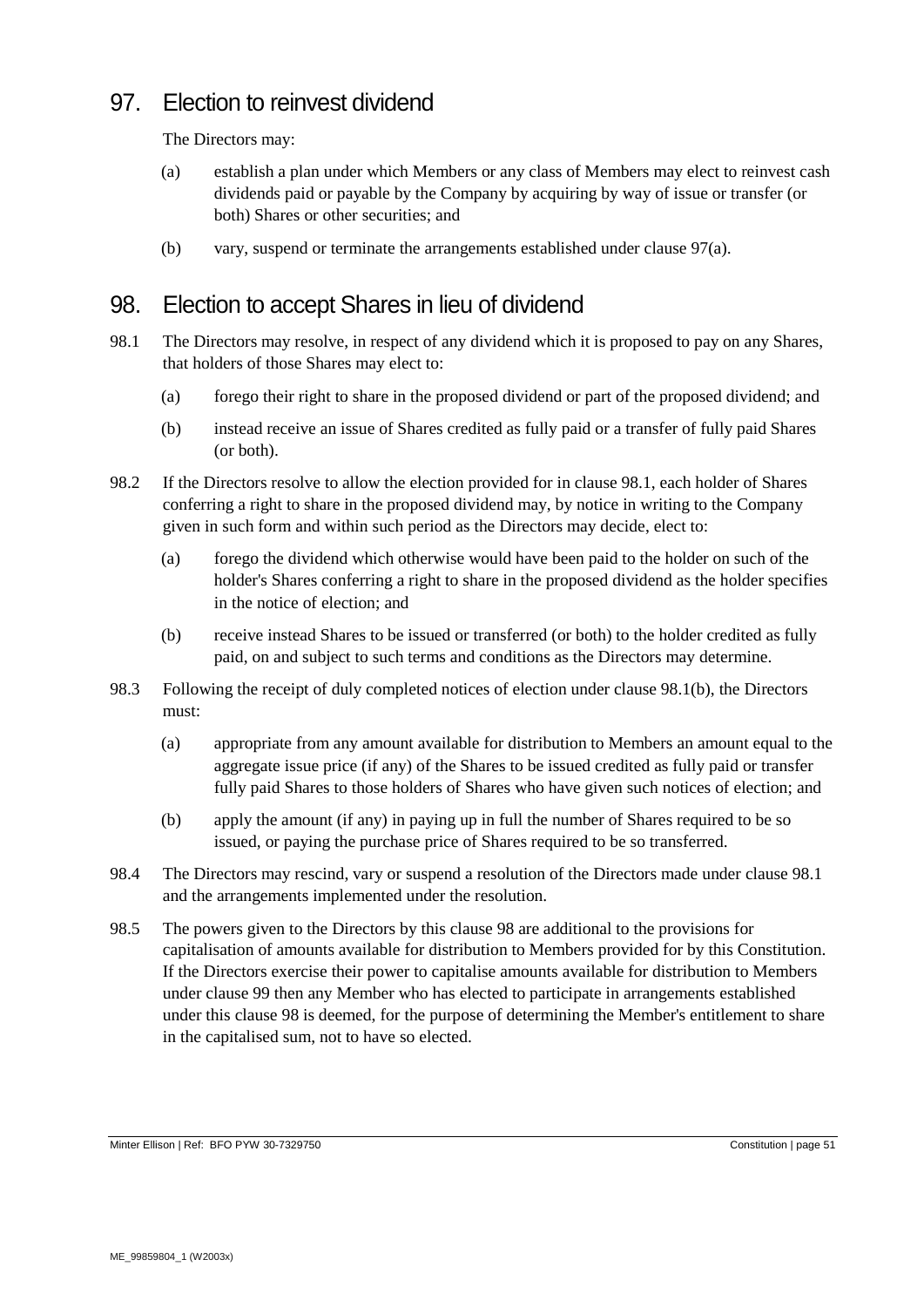## 97. Election to reinvest dividend

The Directors may:

(a) establish a plan under which Members or any class of Members may elect to reinvest cash dividends paid or payable by the Company by acquiring by way of issue or transfer (or both) Shares or other securities; and

(b) vary, suspend or terminate the arrangements established under clause 97(a).

## 98. Election to accept Shares in lieu of dividend

98.1 The Directors may resolve, in respect of any dividend which it is proposed to pay on any Shares, that holders of those Shares may elect to:

(a) forego their right to share in the proposed dividend or part of the proposed dividend; and

(b) instead receive an issue of Shares credited as fully paid or a transfer of fully paid Shares (or both).

98.2 If the Directors resolve to allow the election provided for in clause 98.1, each holder of Shares conferring a right to share in the proposed dividend may, by notice in writing to the Company given in such form and within such period as the Directors may decide, elect to:

(a) forego the dividend which otherwise would have been paid to the holder on such of the holder's Shares conferring a right to share in the proposed dividend as the holder specifies in the notice of election; and

(b) receive instead Shares to be issued or transferred (or both) to the holder credited as fully paid, on and subject to such terms and conditions as the Directors may determine.

98.3 Following the receipt of duly completed notices of election under clause 98.1(b), the Directors must:

(a) appropriate from any amount available for distribution to Members an amount equal to the aggregate issue price (if any) of the Shares to be issued credited as fully paid or transfer fully paid Shares to those holders of Shares who have given such notices of election; and

(b) apply the amount (if any) in paying up in full the number of Shares required to be so issued, or paying the purchase price of Shares required to be so transferred.

98.4 The Directors may rescind, vary or suspend a resolution of the Directors made under clause 98.1 and the arrangements implemented under the resolution.

98.5 The powers given to the Directors by this clause 98 are additional to the provisions for capitalisation of amounts available for distribution to Members provided for by this Constitution. If the Directors exercise their power to capitalise amounts available for distribution to Members under clause 99 then any Member who has elected to participate in arrangements established under this clause 98 is deemed, for the purpose of determining the Member's entitlement to share in the capitalised sum, not to have so elected.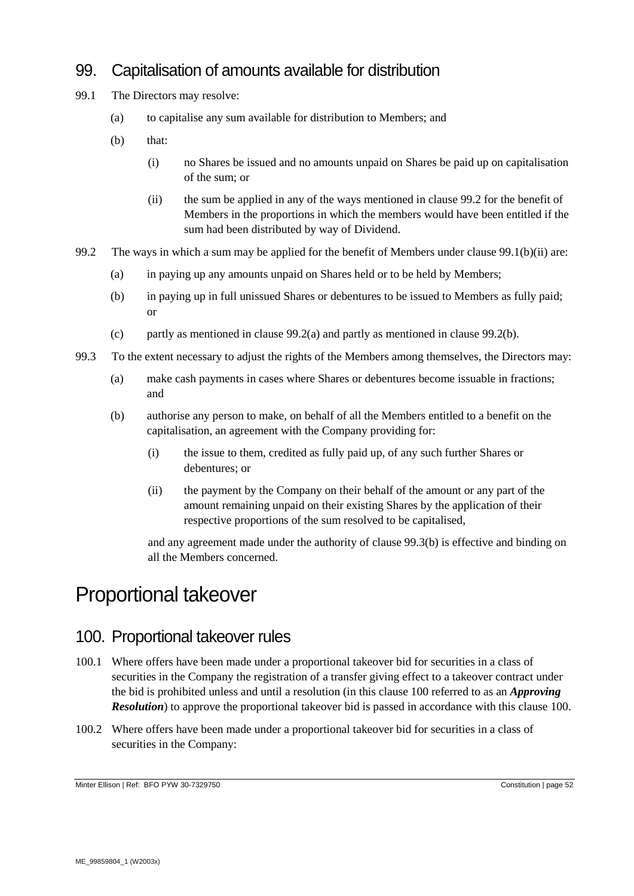## 99. Capitalisation of amounts available for distribution

99.1 The Directors may resolve:

(a) to capitalise any sum available for distribution to Members; and

(b) that:

(i) no Shares be issued and no amounts unpaid on Shares be paid up on capitalisation of the sum; or

(ii) the sum be applied in any of the ways mentioned in clause 99.2 for the benefit of Members in the proportions in which the members would have been entitled if the sum had been distributed by way of Dividend.

99.2 The ways in which a sum may be applied for the benefit of Members under clause 99.1(b)(ii) are:

(a) in paying up any amounts unpaid on Shares held or to be held by Members;

(b) in paying up in full unissued Shares or debentures to be issued to Members as fully paid; or

(c) partly as mentioned in clause 99.2(a) and partly as mentioned in clause 99.2(b).

99.3 To the extent necessary to adjust the rights of the Members among themselves, the Directors may:

(a) make cash payments in cases where Shares or debentures become issuable in fractions; and

(b) authorise any person to make, on behalf of all the Members entitled to a benefit on the capitalisation, an agreement with the Company providing for:

(i) the issue to them, credited as fully paid up, of any such further Shares or debentures; or

(ii) the payment by the Company on their behalf of the amount or any part of the amount remaining unpaid on their existing Shares by the application of their respective proportions of the sum resolved to be capitalised,

and any agreement made under the authority of clause 99.3(b) is effective and binding on all the Members concerned.

# Proportional takeover

## 100. Proportional takeover rules

100.1 Where offers have been made under a proportional takeover bid for securities in a class of securities in the Company the registration of a transfer giving effect to a takeover contract under the bid is prohibited unless and until a resolution (in this clause 100 referred to as an ***Approving Resolution***) to approve the proportional takeover bid is passed in accordance with this clause 100.

100.2 Where offers have been made under a proportional takeover bid for securities in a class of securities in the Company: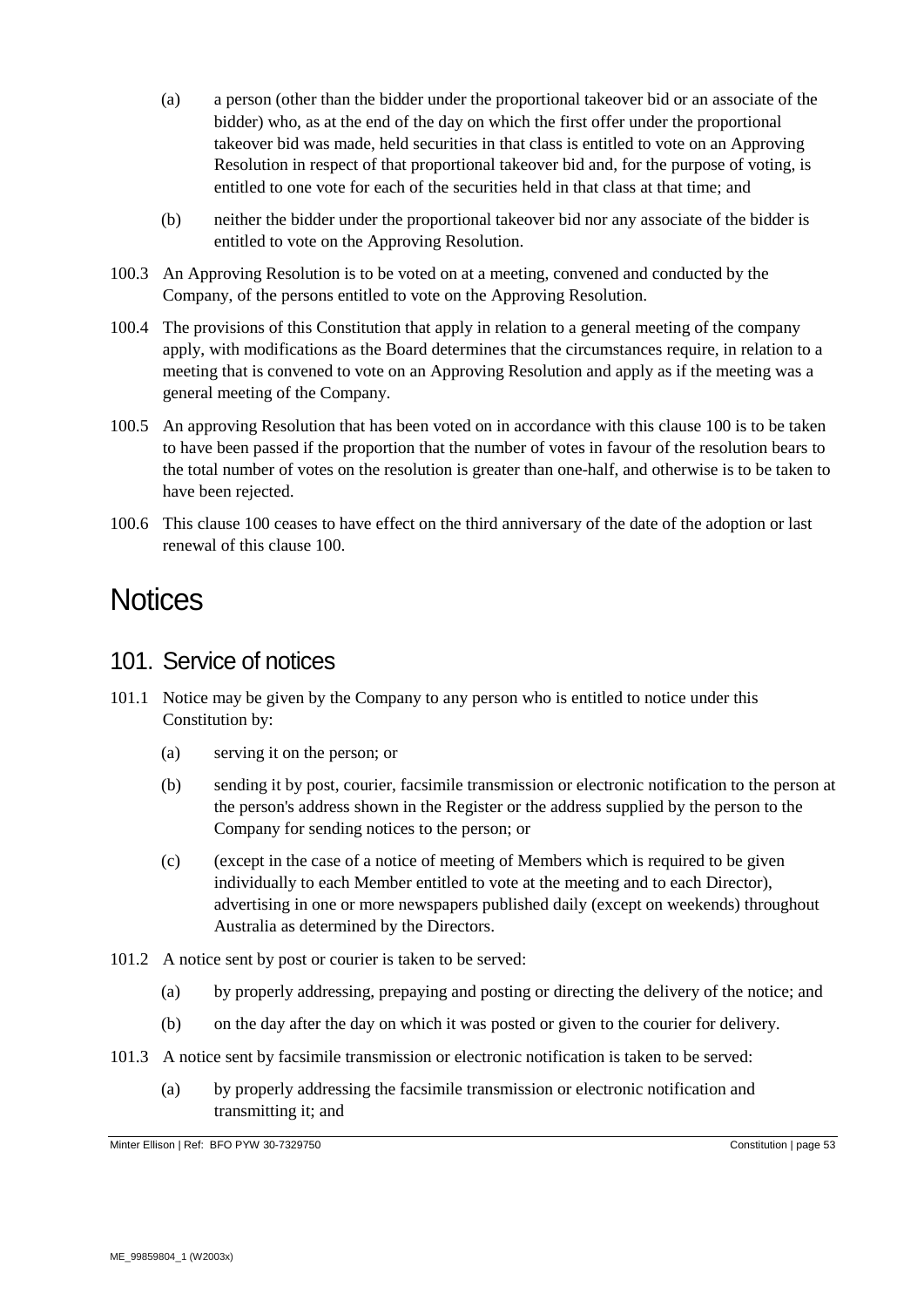(a) a person (other than the bidder under the proportional takeover bid or an associate of the bidder) who, as at the end of the day on which the first offer under the proportional takeover bid was made, held securities in that class is entitled to vote on an Approving Resolution in respect of that proportional takeover bid and, for the purpose of voting, is entitled to one vote for each of the securities held in that class at that time; and

(b) neither the bidder under the proportional takeover bid nor any associate of the bidder is entitled to vote on the Approving Resolution.

100.3 An Approving Resolution is to be voted on at a meeting, convened and conducted by the Company, of the persons entitled to vote on the Approving Resolution.

100.4 The provisions of this Constitution that apply in relation to a general meeting of the company apply, with modifications as the Board determines that the circumstances require, in relation to a meeting that is convened to vote on an Approving Resolution and apply as if the meeting was a general meeting of the Company.

100.5 An approving Resolution that has been voted on in accordance with this clause 100 is to be taken to have been passed if the proportion that the number of votes in favour of the resolution bears to the total number of votes on the resolution is greater than one-half, and otherwise is to be taken to have been rejected.

100.6 This clause 100 ceases to have effect on the third anniversary of the date of the adoption or last renewal of this clause 100.

# Notices

## 101. Service of notices

101.1 Notice may be given by the Company to any person who is entitled to notice under this Constitution by:

(a) serving it on the person; or

(b) sending it by post, courier, facsimile transmission or electronic notification to the person at the person's address shown in the Register or the address supplied by the person to the Company for sending notices to the person; or

(c) (except in the case of a notice of meeting of Members which is required to be given individually to each Member entitled to vote at the meeting and to each Director), advertising in one or more newspapers published daily (except on weekends) throughout Australia as determined by the Directors.

101.2 A notice sent by post or courier is taken to be served:

(a) by properly addressing, prepaying and posting or directing the delivery of the notice; and

(b) on the day after the day on which it was posted or given to the courier for delivery.

101.3 A notice sent by facsimile transmission or electronic notification is taken to be served:

(a) by properly addressing the facsimile transmission or electronic notification and transmitting it; and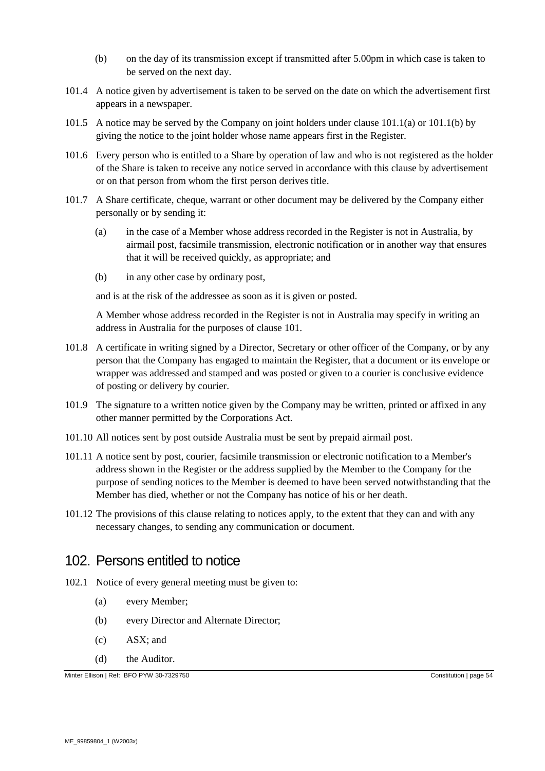(b) on the day of its transmission except if transmitted after 5.00pm in which case is taken to be served on the next day.

101.4 A notice given by advertisement is taken to be served on the date on which the advertisement first appears in a newspaper.

101.5 A notice may be served by the Company on joint holders under clause 101.1(a) or 101.1(b) by giving the notice to the joint holder whose name appears first in the Register.

101.6 Every person who is entitled to a Share by operation of law and who is not registered as the holder of the Share is taken to receive any notice served in accordance with this clause by advertisement or on that person from whom the first person derives title.

101.7 A Share certificate, cheque, warrant or other document may be delivered by the Company either personally or by sending it:

(a) in the case of a Member whose address recorded in the Register is not in Australia, by airmail post, facsimile transmission, electronic notification or in another way that ensures that it will be received quickly, as appropriate; and

(b) in any other case by ordinary post,

and is at the risk of the addressee as soon as it is given or posted.

A Member whose address recorded in the Register is not in Australia may specify in writing an address in Australia for the purposes of clause 101.

101.8 A certificate in writing signed by a Director, Secretary or other officer of the Company, or by any person that the Company has engaged to maintain the Register, that a document or its envelope or wrapper was addressed and stamped and was posted or given to a courier is conclusive evidence of posting or delivery by courier.

101.9 The signature to a written notice given by the Company may be written, printed or affixed in any other manner permitted by the Corporations Act.

101.10 All notices sent by post outside Australia must be sent by prepaid airmail post.

101.11 A notice sent by post, courier, facsimile transmission or electronic notification to a Member's address shown in the Register or the address supplied by the Member to the Company for the purpose of sending notices to the Member is deemed to have been served notwithstanding that the Member has died, whether or not the Company has notice of his or her death.

101.12 The provisions of this clause relating to notices apply, to the extent that they can and with any necessary changes, to sending any communication or document.

## 102. Persons entitled to notice

102.1 Notice of every general meeting must be given to:

(a) every Member;

(b) every Director and Alternate Director;

(c) ASX; and

(d) the Auditor.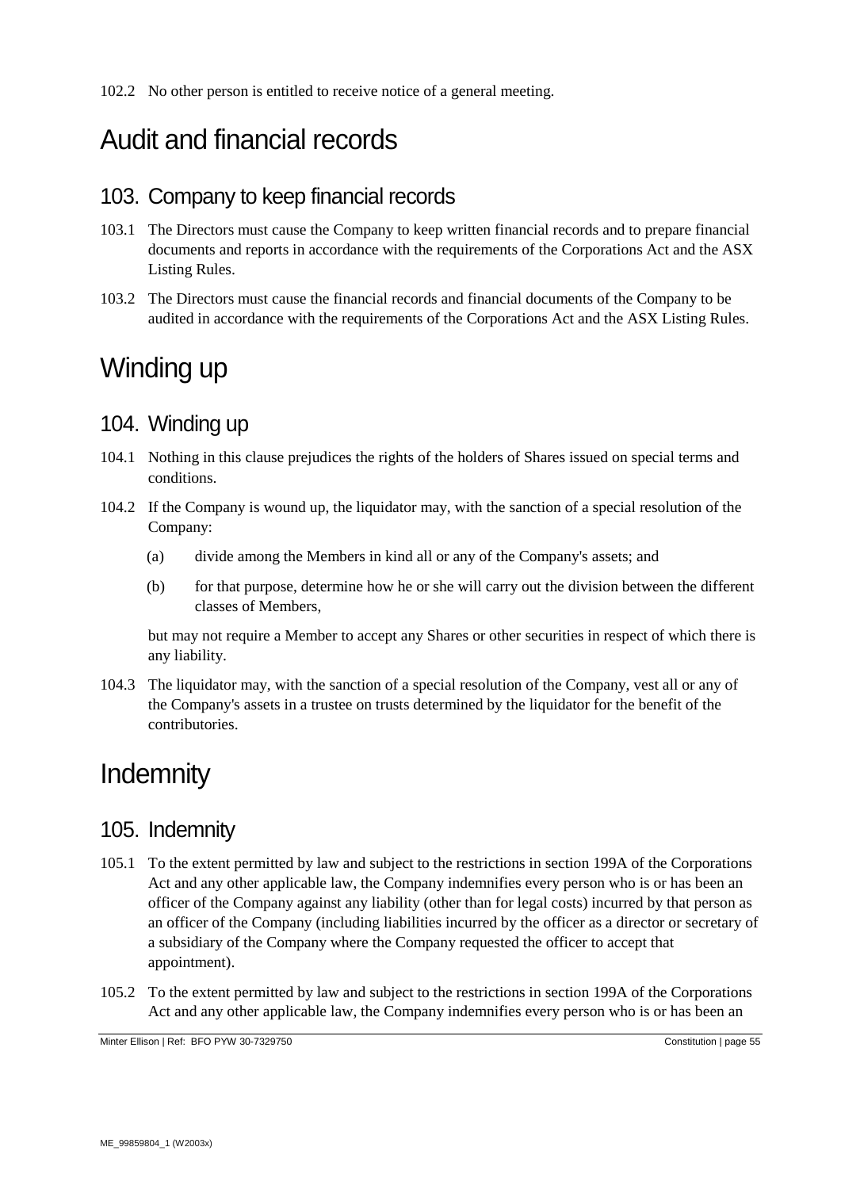102.2 No other person is entitled to receive notice of a general meeting.

# Audit and financial records

## 103. Company to keep financial records

103.1 The Directors must cause the Company to keep written financial records and to prepare financial documents and reports in accordance with the requirements of the Corporations Act and the ASX Listing Rules.

103.2 The Directors must cause the financial records and financial documents of the Company to be audited in accordance with the requirements of the Corporations Act and the ASX Listing Rules.

# Winding up

## 104. Winding up

104.1 Nothing in this clause prejudices the rights of the holders of Shares issued on special terms and conditions.

104.2 If the Company is wound up, the liquidator may, with the sanction of a special resolution of the Company:

(a) divide among the Members in kind all or any of the Company's assets; and

(b) for that purpose, determine how he or she will carry out the division between the different classes of Members,

but may not require a Member to accept any Shares or other securities in respect of which there is any liability.

104.3 The liquidator may, with the sanction of a special resolution of the Company, vest all or any of the Company's assets in a trustee on trusts determined by the liquidator for the benefit of the contributories.

# Indemnity

## 105. Indemnity

105.1 To the extent permitted by law and subject to the restrictions in section 199A of the Corporations Act and any other applicable law, the Company indemnifies every person who is or has been an officer of the Company against any liability (other than for legal costs) incurred by that person as an officer of the Company (including liabilities incurred by the officer as a director or secretary of a subsidiary of the Company where the Company requested the officer to accept that appointment).

105.2 To the extent permitted by law and subject to the restrictions in section 199A of the Corporations Act and any other applicable law, the Company indemnifies every person who is or has been an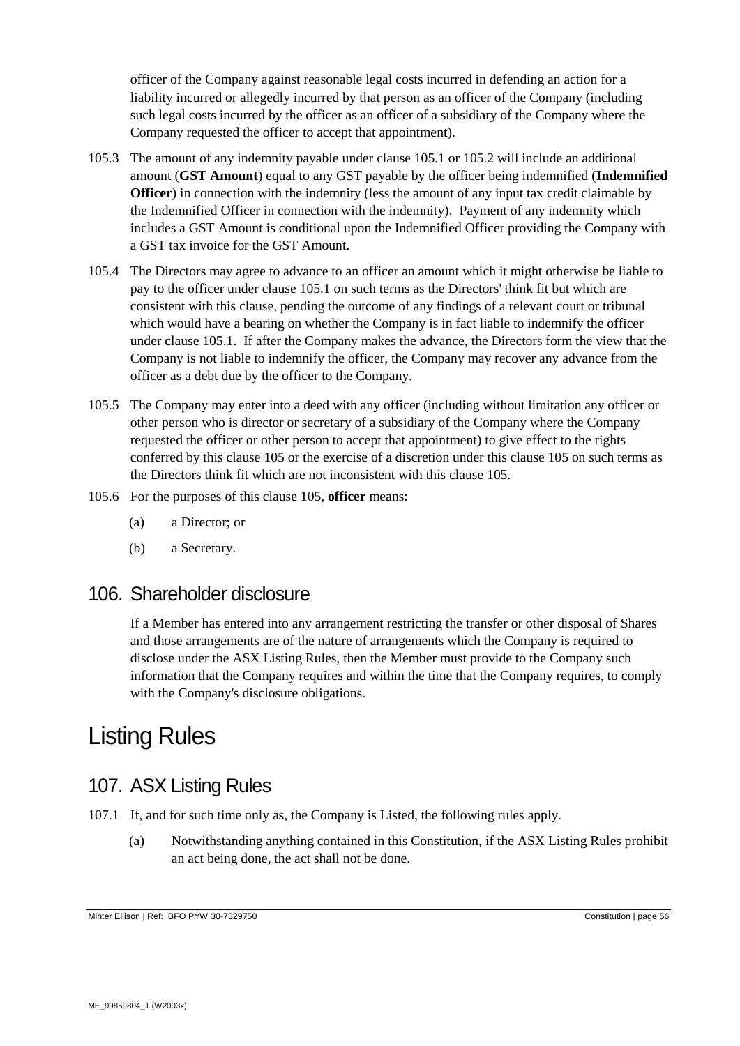officer of the Company against reasonable legal costs incurred in defending an action for a liability incurred or allegedly incurred by that person as an officer of the Company (including such legal costs incurred by the officer as an officer of a subsidiary of the Company where the Company requested the officer to accept that appointment).

105.3 The amount of any indemnity payable under clause 105.1 or 105.2 will include an additional amount (**GST Amount**) equal to any GST payable by the officer being indemnified (**Indemnified Officer**) in connection with the indemnity (less the amount of any input tax credit claimable by the Indemnified Officer in connection with the indemnity). Payment of any indemnity which includes a GST Amount is conditional upon the Indemnified Officer providing the Company with a GST tax invoice for the GST Amount.

105.4 The Directors may agree to advance to an officer an amount which it might otherwise be liable to pay to the officer under clause 105.1 on such terms as the Directors' think fit but which are consistent with this clause, pending the outcome of any findings of a relevant court or tribunal which would have a bearing on whether the Company is in fact liable to indemnify the officer under clause 105.1. If after the Company makes the advance, the Directors form the view that the Company is not liable to indemnify the officer, the Company may recover any advance from the officer as a debt due by the officer to the Company.

105.5 The Company may enter into a deed with any officer (including without limitation any officer or other person who is director or secretary of a subsidiary of the Company where the Company requested the officer or other person to accept that appointment) to give effect to the rights conferred by this clause 105 or the exercise of a discretion under this clause 105 on such terms as the Directors think fit which are not inconsistent with this clause 105.

105.6 For the purposes of this clause 105, **officer** means:

(a) a Director; or

(b) a Secretary.

## 106. Shareholder disclosure

If a Member has entered into any arrangement restricting the transfer or other disposal of Shares and those arrangements are of the nature of arrangements which the Company is required to disclose under the ASX Listing Rules, then the Member must provide to the Company such information that the Company requires and within the time that the Company requires, to comply with the Company's disclosure obligations.

# Listing Rules

## 107. ASX Listing Rules

107.1 If, and for such time only as, the Company is Listed, the following rules apply.

(a) Notwithstanding anything contained in this Constitution, if the ASX Listing Rules prohibit an act being done, the act shall not be done.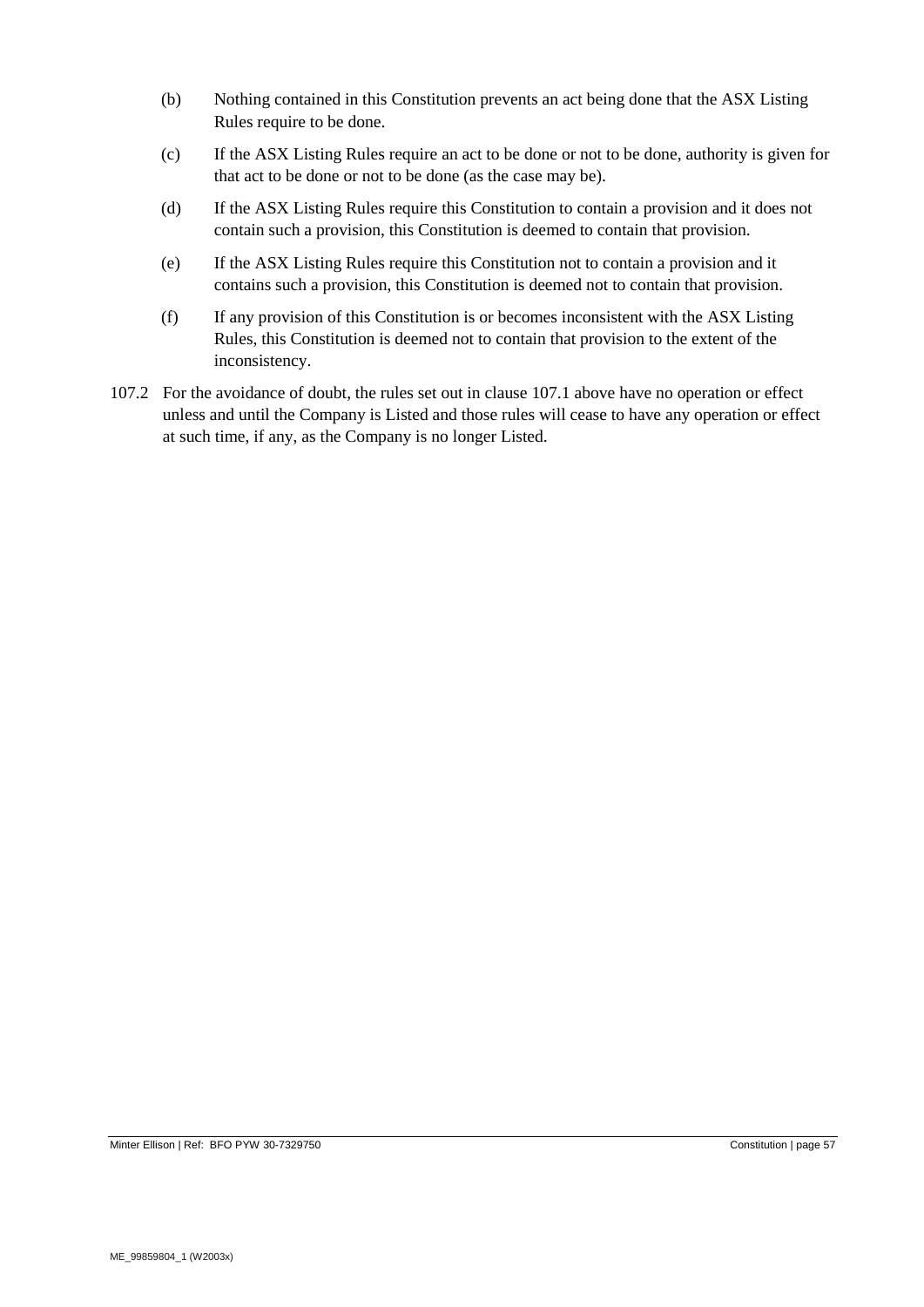(b) Nothing contained in this Constitution prevents an act being done that the ASX Listing Rules require to be done.

(c) If the ASX Listing Rules require an act to be done or not to be done, authority is given for that act to be done or not to be done (as the case may be).

(d) If the ASX Listing Rules require this Constitution to contain a provision and it does not contain such a provision, this Constitution is deemed to contain that provision.

(e) If the ASX Listing Rules require this Constitution not to contain a provision and it contains such a provision, this Constitution is deemed not to contain that provision.

(f) If any provision of this Constitution is or becomes inconsistent with the ASX Listing Rules, this Constitution is deemed not to contain that provision to the extent of the inconsistency.

107.2 For the avoidance of doubt, the rules set out in clause 107.1 above have no operation or effect unless and until the Company is Listed and those rules will cease to have any operation or effect at such time, if any, as the Company is no longer Listed.